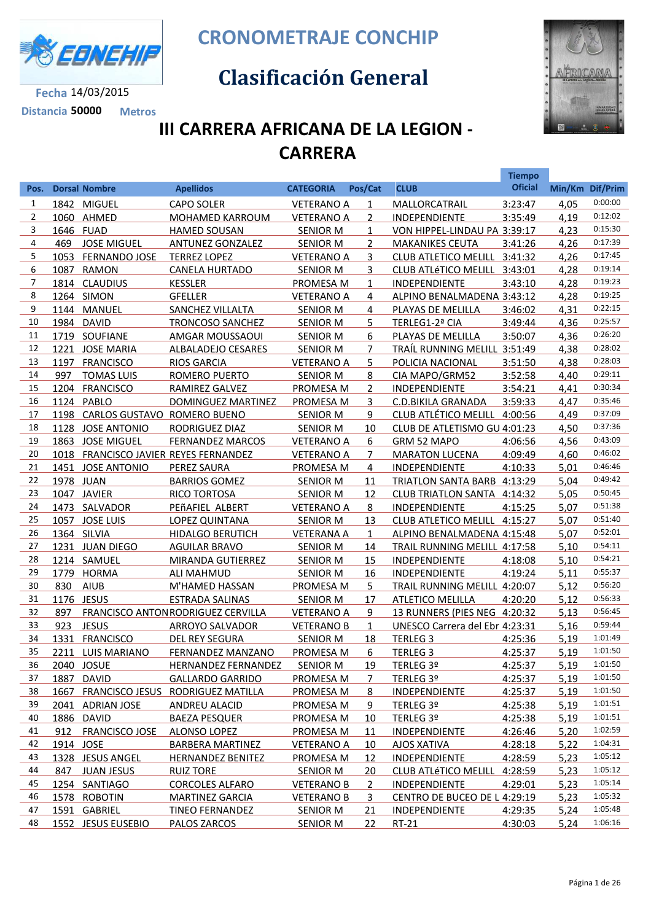# CRONOMETRAJE CONCHIP

## Clasificación General

Fecha 14/03/2015

Distancia 50000 Metros

## III CARRERA AFRICANA DE LA LEGION - CARRERA

| Pos. | Dorsal | Nombre | Apellidos | CATEGORIA | Pos/Cat | CLUB | Tiempo Oficial | Min/Km | Dif/Prim |
|---|---|---|---|---|---|---|---|---|---|
| 1 | 1842 | MIGUEL | CAPO SOLER | VETERANO A | 1 | MALLORCATRAIL | 3:23:47 | 4,05 | 0:00:00 |
| 2 | 1060 | AHMED | MOHAMED KARROUM | VETERANO A | 2 | INDEPENDIENTE | 3:35:49 | 4,19 | 0:12:02 |
| 3 | 1646 | FUAD | HAMED SOUSAN | SENIOR M | 1 | VON HIPPEL-LINDAU PA | 3:39:17 | 4,23 | 0:15:30 |
| 4 | 469 | JOSE MIGUEL | ANTUNEZ GONZALEZ | SENIOR M | 2 | MAKANIKES CEUTA | 3:41:26 | 4,26 | 0:17:39 |
| 5 | 1053 | FERNANDO JOSE | TERREZ LOPEZ | VETERANO A | 3 | CLUB ATLETICO MELILL | 3:41:32 | 4,26 | 0:17:45 |
| 6 | 1087 | RAMON | CANELA HURTADO | SENIOR M | 3 | CLUB ATLéTICO MELILL | 3:43:01 | 4,28 | 0:19:14 |
| 7 | 1814 | CLAUDIUS | KESSLER | PROMESA M | 1 | INDEPENDIENTE | 3:43:10 | 4,28 | 0:19:23 |
| 8 | 1264 | SIMON | GFELLER | VETERANO A | 4 | ALPINO BENALMADENA | 3:43:12 | 4,28 | 0:19:25 |
| 9 | 1144 | MANUEL | SANCHEZ VILLALTA | SENIOR M | 4 | PLAYAS DE MELILLA | 3:46:02 | 4,31 | 0:22:15 |
| 10 | 1984 | DAVID | TRONCOSO SANCHEZ | SENIOR M | 5 | TERLEG1-2ª CIA | 3:49:44 | 4,36 | 0:25:57 |
| 11 | 1719 | SOUFIANE | AMGAR MOUSSAOUI | SENIOR M | 6 | PLAYAS DE MELILLA | 3:50:07 | 4,36 | 0:26:20 |
| 12 | 1221 | JOSE MARIA | ALBALADEJO CESARES | SENIOR M | 7 | TRAÍL RUNNING MELILL | 3:51:49 | 4,38 | 0:28:02 |
| 13 | 1197 | FRANCISCO | RIOS GARCIA | VETERANO A | 5 | POLICIA NACIONAL | 3:51:50 | 4,38 | 0:28:03 |
| 14 | 997 | TOMAS LUIS | ROMERO PUERTO | SENIOR M | 8 | CIA MAPO/GRM52 | 3:52:58 | 4,40 | 0:29:11 |
| 15 | 1204 | FRANCISCO | RAMIREZ GALVEZ | PROMESA M | 2 | INDEPENDIENTE | 3:54:21 | 4,41 | 0:30:34 |
| 16 | 1124 | PABLO | DOMINGUEZ MARTINEZ | PROMESA M | 3 | C.D.BIKILA GRANADA | 3:59:33 | 4,47 | 0:35:46 |
| 17 | 1198 | CARLOS GUSTAVO | ROMERO BUENO | SENIOR M | 9 | CLUB ATLÉTICO MELILL | 4:00:56 | 4,49 | 0:37:09 |
| 18 | 1128 | JOSE ANTONIO | RODRIGUEZ DIAZ | SENIOR M | 10 | CLUB DE ATLETISMO GU | 4:01:23 | 4,50 | 0:37:36 |
| 19 | 1863 | JOSE MIGUEL | FERNANDEZ MARCOS | VETERANO A | 6 | GRM 52 MAPO | 4:06:56 | 4,56 | 0:43:09 |
| 20 | 1018 | FRANCISCO JAVIER | REYES FERNANDEZ | VETERANO A | 7 | MARATON LUCENA | 4:09:49 | 4,60 | 0:46:02 |
| 21 | 1451 | JOSE ANTONIO | PEREZ SAURA | PROMESA M | 4 | INDEPENDIENTE | 4:10:33 | 5,01 | 0:46:46 |
| 22 | 1978 | JUAN | BARRIOS GOMEZ | SENIOR M | 11 | TRIATLON SANTA BARB | 4:13:29 | 5,04 | 0:49:42 |
| 23 | 1047 | JAVIER | RICO TORTOSA | SENIOR M | 12 | CLUB TRIATLON SANTA | 4:14:32 | 5,05 | 0:50:45 |
| 24 | 1473 | SALVADOR | PEñAFIEL ALBERT | VETERANO A | 8 | INDEPENDIENTE | 4:15:25 | 5,07 | 0:51:38 |
| 25 | 1057 | JOSE LUIS | LOPEZ QUINTANA | SENIOR M | 13 | CLUB ATLETICO MELILL | 4:15:27 | 5,07 | 0:51:40 |
| 26 | 1364 | SILVIA | HIDALGO BERUTICH | VETERANA A | 1 | ALPINO BENALMADENA | 4:15:48 | 5,07 | 0:52:01 |
| 27 | 1231 | JUAN DIEGO | AGUILAR BRAVO | SENIOR M | 14 | TRAIL RUNNING MELILL | 4:17:58 | 5,10 | 0:54:11 |
| 28 | 1214 | SAMUEL | MIRANDA GUTIERREZ | SENIOR M | 15 | INDEPENDIENTE | 4:18:08 | 5,10 | 0:54:21 |
| 29 | 1779 | HORMA | ALI MAHMUD | SENIOR M | 16 | INDEPENDIENTE | 4:19:24 | 5,11 | 0:55:37 |
| 30 | 830 | AIUB | M'HAMED HASSAN | PROMESA M | 5 | TRAIL RUNNING MELILL | 4:20:07 | 5,12 | 0:56:20 |
| 31 | 1176 | JESUS | ESTRADA SALINAS | SENIOR M | 17 | ATLETICO MELILLA | 4:20:20 | 5,12 | 0:56:33 |
| 32 | 897 | FRANCISCO ANTON | RODRIGUEZ CERVILLA | VETERANO A | 9 | 13 RUNNERS (PIES NEG | 4:20:32 | 5,13 | 0:56:45 |
| 33 | 923 | JESUS | ARROYO SALVADOR | VETERANO B | 1 | UNESCO Carrera del Ebr | 4:23:31 | 5,16 | 0:59:44 |
| 34 | 1331 | FRANCISCO | DEL REY SEGURA | SENIOR M | 18 | TERLEG 3 | 4:25:36 | 5,19 | 1:01:49 |
| 35 | 2211 | LUIS MARIANO | FERNANDEZ MANZANO | PROMESA M | 6 | TERLEG 3 | 4:25:37 | 5,19 | 1:01:50 |
| 36 | 2040 | JOSUE | HERNANDEZ FERNANDEZ | SENIOR M | 19 | TERLEG 3º | 4:25:37 | 5,19 | 1:01:50 |
| 37 | 1887 | DAVID | GALLARDO GARRIDO | PROMESA M | 7 | TERLEG 3º | 4:25:37 | 5,19 | 1:01:50 |
| 38 | 1667 | FRANCISCO JESUS | RODRIGUEZ MATILLA | PROMESA M | 8 | INDEPENDIENTE | 4:25:37 | 5,19 | 1:01:50 |
| 39 | 2041 | ADRIAN JOSE | ANDREU ALACID | PROMESA M | 9 | TERLEG 3º | 4:25:38 | 5,19 | 1:01:51 |
| 40 | 1886 | DAVID | BAEZA PESQUER | PROMESA M | 10 | TERLEG 3º | 4:25:38 | 5,19 | 1:01:51 |
| 41 | 912 | FRANCISCO JOSE | ALONSO LOPEZ | PROMESA M | 11 | INDEPENDIENTE | 4:26:46 | 5,20 | 1:02:59 |
| 42 | 1914 | JOSE | BARBERA MARTINEZ | VETERANO A | 10 | AJOS XATIVA | 4:28:18 | 5,22 | 1:04:31 |
| 43 | 1328 | JESUS ANGEL | HERNANDEZ BENITEZ | PROMESA M | 12 | INDEPENDIENTE | 4:28:59 | 5,23 | 1:05:12 |
| 44 | 847 | JUAN JESUS | RUIZ TORE | SENIOR M | 20 | CLUB ATLéTICO MELILL | 4:28:59 | 5,23 | 1:05:12 |
| 45 | 1254 | SANTIAGO | CORCOLES ALFARO | VETERANO B | 2 | INDEPENDIENTE | 4:29:01 | 5,23 | 1:05:14 |
| 46 | 1578 | ROBOTIN | MARTINEZ GARCIA | VETERANO B | 3 | CENTRO DE BUCEO DE L | 4:29:19 | 5,23 | 1:05:32 |
| 47 | 1591 | GABRIEL | TINEO FERNANDEZ | SENIOR M | 21 | INDEPENDIENTE | 4:29:35 | 5,24 | 1:05:48 |
| 48 | 1552 | JESUS EUSEBIO | PALOS ZARCOS | SENIOR M | 22 | RT-21 | 4:30:03 | 5,24 | 1:06:16 |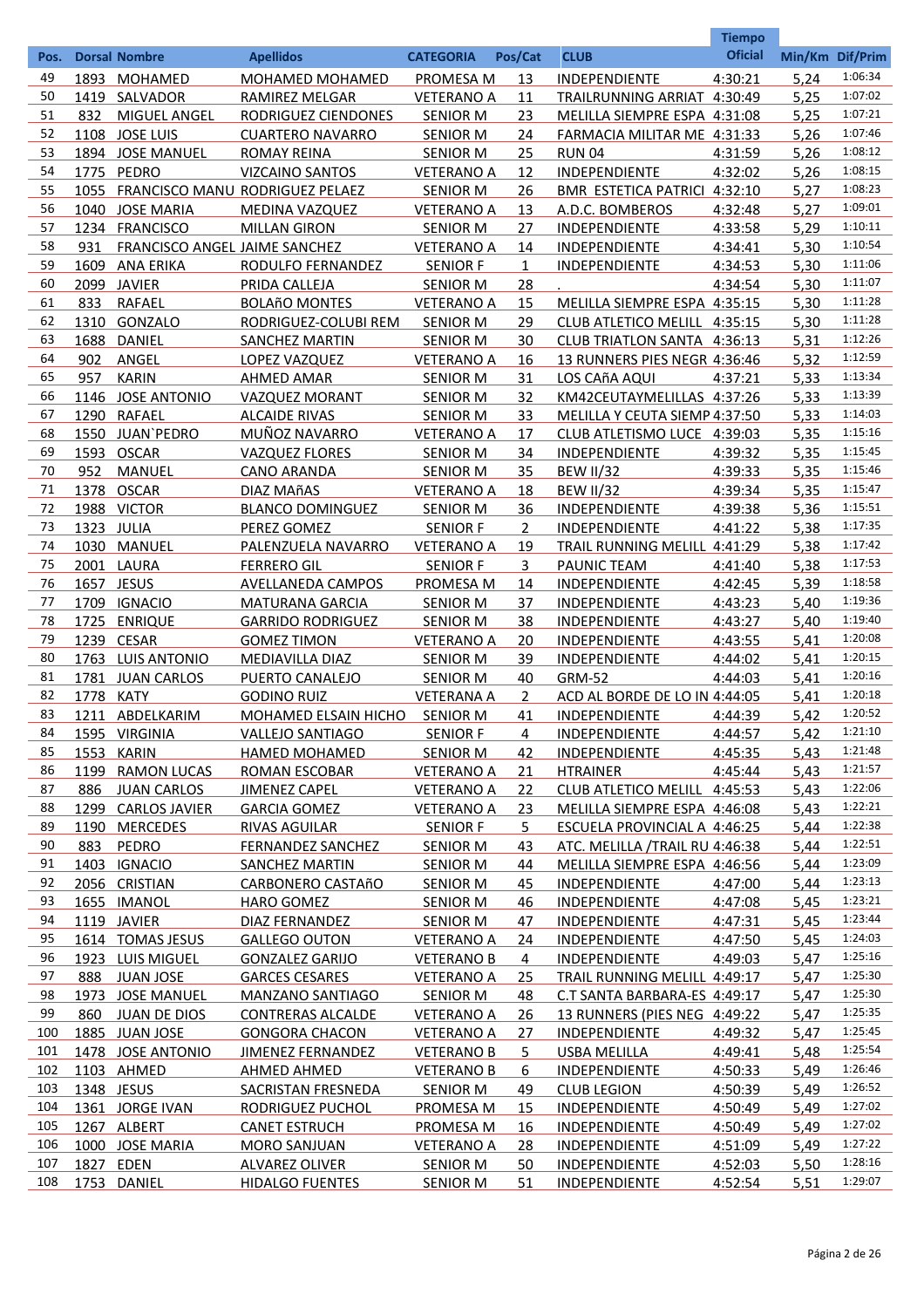| Pos. | Dorsal | Nombre | Apellidos | CATEGORIA | Pos/Cat | CLUB | Tiempo Oficial | Min/Km | Dif/Prim |
|---|---|---|---|---|---|---|---|---|---|
| 49 | 1893 | MOHAMED | MOHAMED MOHAMED | PROMESA M | 13 | INDEPENDIENTE | 4:30:21 | 5,24 | 1:06:34 |
| 50 | 1419 | SALVADOR | RAMIREZ MELGAR | VETERANO A | 11 | TRAILRUNNING ARRIAT | 4:30:49 | 5,25 | 1:07:02 |
| 51 | 832 | MIGUEL ANGEL | RODRIGUEZ CIENDONES | SENIOR M | 23 | MELILLA SIEMPRE ESPA | 4:31:08 | 5,25 | 1:07:21 |
| 52 | 1108 | JOSE LUIS | CUARTERO NAVARRO | SENIOR M | 24 | FARMACIA MILITAR ME | 4:31:33 | 5,26 | 1:07:46 |
| 53 | 1894 | JOSE MANUEL | ROMAY REINA | SENIOR M | 25 | RUN 04 | 4:31:59 | 5,26 | 1:08:12 |
| 54 | 1775 | PEDRO | VIZCAINO SANTOS | VETERANO A | 12 | INDEPENDIENTE | 4:32:02 | 5,26 | 1:08:15 |
| 55 | 1055 | FRANCISCO MANU | RODRIGUEZ PELAEZ | SENIOR M | 26 | BMR ESTETICA PATRICI | 4:32:10 | 5,27 | 1:08:23 |
| 56 | 1040 | JOSE MARIA | MEDINA VAZQUEZ | VETERANO A | 13 | A.D.C. BOMBEROS | 4:32:48 | 5,27 | 1:09:01 |
| 57 | 1234 | FRANCISCO | MILLAN GIRON | SENIOR M | 27 | INDEPENDIENTE | 4:33:58 | 5,29 | 1:10:11 |
| 58 | 931 | FRANCISCO ANGEL | JAIME SANCHEZ | VETERANO A | 14 | INDEPENDIENTE | 4:34:41 | 5,30 | 1:10:54 |
| 59 | 1609 | ANA ERIKA | RODULFO FERNANDEZ | SENIOR F | 1 | INDEPENDIENTE | 4:34:53 | 5,30 | 1:11:06 |
| 60 | 2099 | JAVIER | PRIDA CALLEJA | SENIOR M | 28 | . | 4:34:54 | 5,30 | 1:11:07 |
| 61 | 833 | RAFAEL | BOLAñO MONTES | VETERANO A | 15 | MELILLA SIEMPRE ESPA | 4:35:15 | 5,30 | 1:11:28 |
| 62 | 1310 | GONZALO | RODRIGUEZ-COLUBI REM | SENIOR M | 29 | CLUB ATLETICO MELILL | 4:35:15 | 5,30 | 1:11:28 |
| 63 | 1688 | DANIEL | SANCHEZ MARTIN | SENIOR M | 30 | CLUB TRIATLON SANTA | 4:36:13 | 5,31 | 1:12:26 |
| 64 | 902 | ANGEL | LOPEZ VAZQUEZ | VETERANO A | 16 | 13 RUNNERS PIES NEGR | 4:36:46 | 5,32 | 1:12:59 |
| 65 | 957 | KARIN | AHMED AMAR | SENIOR M | 31 | LOS CAñA AQUI | 4:37:21 | 5,33 | 1:13:34 |
| 66 | 1146 | JOSE ANTONIO | VAZQUEZ MORANT | SENIOR M | 32 | KM42CEUTAYMELILLAS | 4:37:26 | 5,33 | 1:13:39 |
| 67 | 1290 | RAFAEL | ALCAIDE RIVAS | SENIOR M | 33 | MELILLA Y CEUTA SIEMP | 4:37:50 | 5,33 | 1:14:03 |
| 68 | 1550 | JUAN`PEDRO | MUÑOZ NAVARRO | VETERANO A | 17 | CLUB ATLETISMO LUCE | 4:39:03 | 5,35 | 1:15:16 |
| 69 | 1593 | OSCAR | VAZQUEZ FLORES | SENIOR M | 34 | INDEPENDIENTE | 4:39:32 | 5,35 | 1:15:45 |
| 70 | 952 | MANUEL | CANO ARANDA | SENIOR M | 35 | BEW II/32 | 4:39:33 | 5,35 | 1:15:46 |
| 71 | 1378 | OSCAR | DIAZ MAñAS | VETERANO A | 18 | BEW II/32 | 4:39:34 | 5,35 | 1:15:47 |
| 72 | 1988 | VICTOR | BLANCO DOMINGUEZ | SENIOR M | 36 | INDEPENDIENTE | 4:39:38 | 5,36 | 1:15:51 |
| 73 | 1323 | JULIA | PEREZ GOMEZ | SENIOR F | 2 | INDEPENDIENTE | 4:41:22 | 5,38 | 1:17:35 |
| 74 | 1030 | MANUEL | PALENZUELA NAVARRO | VETERANO A | 19 | TRAIL RUNNING MELILL | 4:41:29 | 5,38 | 1:17:42 |
| 75 | 2001 | LAURA | FERRERO GIL | SENIOR F | 3 | PAUNIC TEAM | 4:41:40 | 5,38 | 1:17:53 |
| 76 | 1657 | JESUS | AVELLANEDA CAMPOS | PROMESA M | 14 | INDEPENDIENTE | 4:42:45 | 5,39 | 1:18:58 |
| 77 | 1709 | IGNACIO | MATURANA GARCIA | SENIOR M | 37 | INDEPENDIENTE | 4:43:23 | 5,40 | 1:19:36 |
| 78 | 1725 | ENRIQUE | GARRIDO RODRIGUEZ | SENIOR M | 38 | INDEPENDIENTE | 4:43:27 | 5,40 | 1:19:40 |
| 79 | 1239 | CESAR | GOMEZ TIMON | VETERANO A | 20 | INDEPENDIENTE | 4:43:55 | 5,41 | 1:20:08 |
| 80 | 1763 | LUIS ANTONIO | MEDIAVILLA DIAZ | SENIOR M | 39 | INDEPENDIENTE | 4:44:02 | 5,41 | 1:20:15 |
| 81 | 1781 | JUAN CARLOS | PUERTO CANALEJO | SENIOR M | 40 | GRM-52 | 4:44:03 | 5,41 | 1:20:16 |
| 82 | 1778 | KATY | GODINO RUIZ | VETERANA A | 2 | ACD AL BORDE DE LO IN | 4:44:05 | 5,41 | 1:20:18 |
| 83 | 1211 | ABDELKARIM | MOHAMED ELSAIN HICHO | SENIOR M | 41 | INDEPENDIENTE | 4:44:39 | 5,42 | 1:20:52 |
| 84 | 1595 | VIRGINIA | VALLEJO SANTIAGO | SENIOR F | 4 | INDEPENDIENTE | 4:44:57 | 5,42 | 1:21:10 |
| 85 | 1553 | KARIN | HAMED MOHAMED | SENIOR M | 42 | INDEPENDIENTE | 4:45:35 | 5,43 | 1:21:48 |
| 86 | 1199 | RAMON LUCAS | ROMAN ESCOBAR | VETERANO A | 21 | HTRAINER | 4:45:44 | 5,43 | 1:21:57 |
| 87 | 886 | JUAN CARLOS | JIMENEZ CAPEL | VETERANO A | 22 | CLUB ATLETICO MELILL | 4:45:53 | 5,43 | 1:22:06 |
| 88 | 1299 | CARLOS JAVIER | GARCIA GOMEZ | VETERANO A | 23 | MELILLA SIEMPRE ESPA | 4:46:08 | 5,43 | 1:22:21 |
| 89 | 1190 | MERCEDES | RIVAS AGUILAR | SENIOR F | 5 | ESCUELA PROVINCIAL A | 4:46:25 | 5,44 | 1:22:38 |
| 90 | 883 | PEDRO | FERNANDEZ SANCHEZ | SENIOR M | 43 | ATC. MELILLA /TRAIL RU | 4:46:38 | 5,44 | 1:22:51 |
| 91 | 1403 | IGNACIO | SANCHEZ MARTIN | SENIOR M | 44 | MELILLA SIEMPRE ESPA | 4:46:56 | 5,44 | 1:23:09 |
| 92 | 2056 | CRISTIAN | CARBONERO CASTAñO | SENIOR M | 45 | INDEPENDIENTE | 4:47:00 | 5,44 | 1:23:13 |
| 93 | 1655 | IMANOL | HARO GOMEZ | SENIOR M | 46 | INDEPENDIENTE | 4:47:08 | 5,45 | 1:23:21 |
| 94 | 1119 | JAVIER | DIAZ FERNANDEZ | SENIOR M | 47 | INDEPENDIENTE | 4:47:31 | 5,45 | 1:23:44 |
| 95 | 1614 | TOMAS JESUS | GALLEGO OUTON | VETERANO A | 24 | INDEPENDIENTE | 4:47:50 | 5,45 | 1:24:03 |
| 96 | 1923 | LUIS MIGUEL | GONZALEZ GARIJO | VETERANO B | 4 | INDEPENDIENTE | 4:49:03 | 5,47 | 1:25:16 |
| 97 | 888 | JUAN JOSE | GARCES CESARES | VETERANO A | 25 | TRAIL RUNNING MELILL | 4:49:17 | 5,47 | 1:25:30 |
| 98 | 1973 | JOSE MANUEL | MANZANO SANTIAGO | SENIOR M | 48 | C.T SANTA BARBARA-ES | 4:49:17 | 5,47 | 1:25:30 |
| 99 | 860 | JUAN DE DIOS | CONTRERAS ALCALDE | VETERANO A | 26 | 13 RUNNERS (PIES NEG | 4:49:22 | 5,47 | 1:25:35 |
| 100 | 1885 | JUAN JOSE | GONGORA CHACON | VETERANO A | 27 | INDEPENDIENTE | 4:49:32 | 5,47 | 1:25:45 |
| 101 | 1478 | JOSE ANTONIO | JIMENEZ FERNANDEZ | VETERANO B | 5 | USBA MELILLA | 4:49:41 | 5,48 | 1:25:54 |
| 102 | 1103 | AHMED | AHMED AHMED | VETERANO B | 6 | INDEPENDIENTE | 4:50:33 | 5,49 | 1:26:46 |
| 103 | 1348 | JESUS | SACRISTAN FRESNEDA | SENIOR M | 49 | CLUB LEGION | 4:50:39 | 5,49 | 1:26:52 |
| 104 | 1361 | JORGE IVAN | RODRIGUEZ PUCHOL | PROMESA M | 15 | INDEPENDIENTE | 4:50:49 | 5,49 | 1:27:02 |
| 105 | 1267 | ALBERT | CANET ESTRUCH | PROMESA M | 16 | INDEPENDIENTE | 4:50:49 | 5,49 | 1:27:02 |
| 106 | 1000 | JOSE MARIA | MORO SANJUAN | VETERANO A | 28 | INDEPENDIENTE | 4:51:09 | 5,49 | 1:27:22 |
| 107 | 1827 | EDEN | ALVAREZ OLIVER | SENIOR M | 50 | INDEPENDIENTE | 4:52:03 | 5,50 | 1:28:16 |
| 108 | 1753 | DANIEL | HIDALGO FUENTES | SENIOR M | 51 | INDEPENDIENTE | 4:52:54 | 5,51 | 1:29:07 |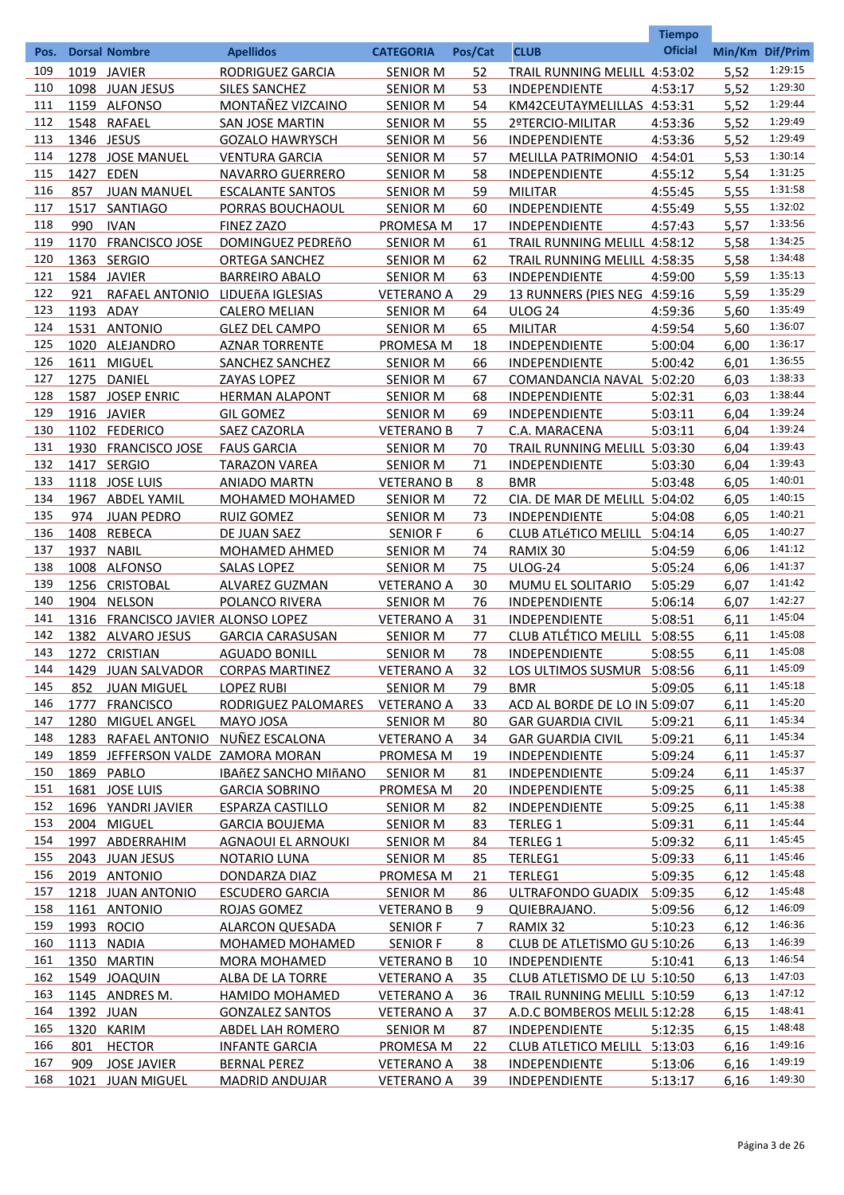| Pos. | Dorsal | Nombre | Apellidos | CATEGORIA | Pos/Cat | CLUB | Tiempo Oficial | Min/Km | Dif/Prim |
|---|---|---|---|---|---|---|---|---|---|
| 109 | 1019 | JAVIER | RODRIGUEZ GARCIA | SENIOR M | 52 | TRAIL RUNNING MELILL | 4:53:02 | 5,52 | 1:29:15 |
| 110 | 1098 | JUAN JESUS | SILES SANCHEZ | SENIOR M | 53 | INDEPENDIENTE | 4:53:17 | 5,52 | 1:29:30 |
| 111 | 1159 | ALFONSO | MONTAÑEZ VIZCAINO | SENIOR M | 54 | KM42CEUTAYMELILLAS | 4:53:31 | 5,52 | 1:29:44 |
| 112 | 1548 | RAFAEL | SAN JOSE MARTIN | SENIOR M | 55 | 2ºTERCIO-MILITAR | 4:53:36 | 5,52 | 1:29:49 |
| 113 | 1346 | JESUS | GOZALO HAWRYSCH | SENIOR M | 56 | INDEPENDIENTE | 4:53:36 | 5,52 | 1:29:49 |
| 114 | 1278 | JOSE MANUEL | VENTURA GARCIA | SENIOR M | 57 | MELILLA PATRIMONIO | 4:54:01 | 5,53 | 1:30:14 |
| 115 | 1427 | EDEN | NAVARRO GUERRERO | SENIOR M | 58 | INDEPENDIENTE | 4:55:12 | 5,54 | 1:31:25 |
| 116 | 857 | JUAN MANUEL | ESCALANTE SANTOS | SENIOR M | 59 | MILITAR | 4:55:45 | 5,55 | 1:31:58 |
| 117 | 1517 | SANTIAGO | PORRAS BOUCHAOUL | SENIOR M | 60 | INDEPENDIENTE | 4:55:49 | 5,55 | 1:32:02 |
| 118 | 990 | IVAN | FINEZ ZAZO | PROMESA M | 17 | INDEPENDIENTE | 4:57:43 | 5,57 | 1:33:56 |
| 119 | 1170 | FRANCISCO JOSE | DOMINGUEZ PEDREñO | SENIOR M | 61 | TRAIL RUNNING MELILL | 4:58:12 | 5,58 | 1:34:25 |
| 120 | 1363 | SERGIO | ORTEGA SANCHEZ | SENIOR M | 62 | TRAIL RUNNING MELILL | 4:58:35 | 5,58 | 1:34:48 |
| 121 | 1584 | JAVIER | BARREIRO ABALO | SENIOR M | 63 | INDEPENDIENTE | 4:59:00 | 5,59 | 1:35:13 |
| 122 | 921 | RAFAEL ANTONIO | LIDUEñA IGLESIAS | VETERANO A | 29 | 13 RUNNERS (PIES NEG | 4:59:16 | 5,59 | 1:35:29 |
| 123 | 1193 | ADAY | CALERO MELIAN | SENIOR M | 64 | ULOG 24 | 4:59:36 | 5,60 | 1:35:49 |
| 124 | 1531 | ANTONIO | GLEZ DEL CAMPO | SENIOR M | 65 | MILITAR | 4:59:54 | 5,60 | 1:36:07 |
| 125 | 1020 | ALEJANDRO | AZNAR TORRENTE | PROMESA M | 18 | INDEPENDIENTE | 5:00:04 | 6,00 | 1:36:17 |
| 126 | 1611 | MIGUEL | SANCHEZ SANCHEZ | SENIOR M | 66 | INDEPENDIENTE | 5:00:42 | 6,01 | 1:36:55 |
| 127 | 1275 | DANIEL | ZAYAS LOPEZ | SENIOR M | 67 | COMANDANCIA NAVAL | 5:02:20 | 6,03 | 1:38:33 |
| 128 | 1587 | JOSEP ENRIC | HERMAN ALAPONT | SENIOR M | 68 | INDEPENDIENTE | 5:02:31 | 6,03 | 1:38:44 |
| 129 | 1916 | JAVIER | GIL GOMEZ | SENIOR M | 69 | INDEPENDIENTE | 5:03:11 | 6,04 | 1:39:24 |
| 130 | 1102 | FEDERICO | SAEZ CAZORLA | VETERANO B | 7 | C.A. MARACENA | 5:03:11 | 6,04 | 1:39:24 |
| 131 | 1930 | FRANCISCO JOSE | FAUS GARCIA | SENIOR M | 70 | TRAIL RUNNING MELILL | 5:03:30 | 6,04 | 1:39:43 |
| 132 | 1417 | SERGIO | TARAZON VAREA | SENIOR M | 71 | INDEPENDIENTE | 5:03:30 | 6,04 | 1:39:43 |
| 133 | 1118 | JOSE LUIS | ANIADO MARTN | VETERANO B | 8 | BMR | 5:03:48 | 6,05 | 1:40:01 |
| 134 | 1967 | ABDEL YAMIL | MOHAMED MOHAMED | SENIOR M | 72 | CIA. DE MAR DE MELILL | 5:04:02 | 6,05 | 1:40:15 |
| 135 | 974 | JUAN PEDRO | RUIZ GOMEZ | SENIOR M | 73 | INDEPENDIENTE | 5:04:08 | 6,05 | 1:40:21 |
| 136 | 1408 | REBECA | DE JUAN SAEZ | SENIOR F | 6 | CLUB ATLéTICO MELILL | 5:04:14 | 6,05 | 1:40:27 |
| 137 | 1937 | NABIL | MOHAMED AHMED | SENIOR M | 74 | RAMIX 30 | 5:04:59 | 6,06 | 1:41:12 |
| 138 | 1008 | ALFONSO | SALAS LOPEZ | SENIOR M | 75 | ULOG-24 | 5:05:24 | 6,06 | 1:41:37 |
| 139 | 1256 | CRISTOBAL | ALVAREZ GUZMAN | VETERANO A | 30 | MUMU EL SOLITARIO | 5:05:29 | 6,07 | 1:41:42 |
| 140 | 1904 | NELSON | POLANCO RIVERA | SENIOR M | 76 | INDEPENDIENTE | 5:06:14 | 6,07 | 1:42:27 |
| 141 | 1316 | FRANCISCO JAVIER | ALONSO LOPEZ | VETERANO A | 31 | INDEPENDIENTE | 5:08:51 | 6,11 | 1:45:04 |
| 142 | 1382 | ALVARO JESUS | GARCIA CARASUSAN | SENIOR M | 77 | CLUB ATLÉTICO MELILL | 5:08:55 | 6,11 | 1:45:08 |
| 143 | 1272 | CRISTIAN | AGUADO BONILL | SENIOR M | 78 | INDEPENDIENTE | 5:08:55 | 6,11 | 1:45:08 |
| 144 | 1429 | JUAN SALVADOR | CORPAS MARTINEZ | VETERANO A | 32 | LOS ULTIMOS SUSMUR | 5:08:56 | 6,11 | 1:45:09 |
| 145 | 852 | JUAN MIGUEL | LOPEZ RUBI | SENIOR M | 79 | BMR | 5:09:05 | 6,11 | 1:45:18 |
| 146 | 1777 | FRANCISCO | RODRIGUEZ PALOMARES | VETERANO A | 33 | ACD AL BORDE DE LO IN | 5:09:07 | 6,11 | 1:45:20 |
| 147 | 1280 | MIGUEL ANGEL | MAYO JOSA | SENIOR M | 80 | GAR GUARDIA CIVIL | 5:09:21 | 6,11 | 1:45:34 |
| 148 | 1283 | RAFAEL ANTONIO | NUÑEZ ESCALONA | VETERANO A | 34 | GAR GUARDIA CIVIL | 5:09:21 | 6,11 | 1:45:34 |
| 149 | 1859 | JEFFERSON VALDE | ZAMORA MORAN | PROMESA M | 19 | INDEPENDIENTE | 5:09:24 | 6,11 | 1:45:37 |
| 150 | 1869 | PABLO | IBAñEZ SANCHO MIñANO | SENIOR M | 81 | INDEPENDIENTE | 5:09:24 | 6,11 | 1:45:37 |
| 151 | 1681 | JOSE LUIS | GARCIA SOBRINO | PROMESA M | 20 | INDEPENDIENTE | 5:09:25 | 6,11 | 1:45:38 |
| 152 | 1696 | YANDRI JAVIER | ESPARZA CASTILLO | SENIOR M | 82 | INDEPENDIENTE | 5:09:25 | 6,11 | 1:45:38 |
| 153 | 2004 | MIGUEL | GARCIA BOUJEMA | SENIOR M | 83 | TERLEG 1 | 5:09:31 | 6,11 | 1:45:44 |
| 154 | 1997 | ABDERRAHIM | AGNAOUI EL ARNOUKI | SENIOR M | 84 | TERLEG 1 | 5:09:32 | 6,11 | 1:45:45 |
| 155 | 2043 | JUAN JESUS | NOTARIO LUNA | SENIOR M | 85 | TERLEG1 | 5:09:33 | 6,11 | 1:45:46 |
| 156 | 2019 | ANTONIO | DONDARZA DIAZ | PROMESA M | 21 | TERLEG1 | 5:09:35 | 6,12 | 1:45:48 |
| 157 | 1218 | JUAN ANTONIO | ESCUDERO GARCIA | SENIOR M | 86 | ULTRAFONDO GUADIX | 5:09:35 | 6,12 | 1:45:48 |
| 158 | 1161 | ANTONIO | ROJAS GOMEZ | VETERANO B | 9 | QUIEBRAJANO. | 5:09:56 | 6,12 | 1:46:09 |
| 159 | 1993 | ROCIO | ALARCON QUESADA | SENIOR F | 7 | RAMIX 32 | 5:10:23 | 6,12 | 1:46:36 |
| 160 | 1113 | NADIA | MOHAMED MOHAMED | SENIOR F | 8 | CLUB DE ATLETISMO GU | 5:10:26 | 6,13 | 1:46:39 |
| 161 | 1350 | MARTIN | MORA MOHAMED | VETERANO B | 10 | INDEPENDIENTE | 5:10:41 | 6,13 | 1:46:54 |
| 162 | 1549 | JOAQUIN | ALBA DE LA TORRE | VETERANO A | 35 | CLUB ATLETISMO DE LU | 5:10:50 | 6,13 | 1:47:03 |
| 163 | 1145 | ANDRES M. | HAMIDO MOHAMED | VETERANO A | 36 | TRAIL RUNNING MELILL | 5:10:59 | 6,13 | 1:47:12 |
| 164 | 1392 | JUAN | GONZALEZ SANTOS | VETERANO A | 37 | A.D.C BOMBEROS MELIL | 5:12:28 | 6,15 | 1:48:41 |
| 165 | 1320 | KARIM | ABDEL LAH ROMERO | SENIOR M | 87 | INDEPENDIENTE | 5:12:35 | 6,15 | 1:48:48 |
| 166 | 801 | HECTOR | INFANTE GARCIA | PROMESA M | 22 | CLUB ATLETICO MELILL | 5:13:03 | 6,16 | 1:49:16 |
| 167 | 909 | JOSE JAVIER | BERNAL PEREZ | VETERANO A | 38 | INDEPENDIENTE | 5:13:06 | 6,16 | 1:49:19 |
| 168 | 1021 | JUAN MIGUEL | MADRID ANDUJAR | VETERANO A | 39 | INDEPENDIENTE | 5:13:17 | 6,16 | 1:49:30 |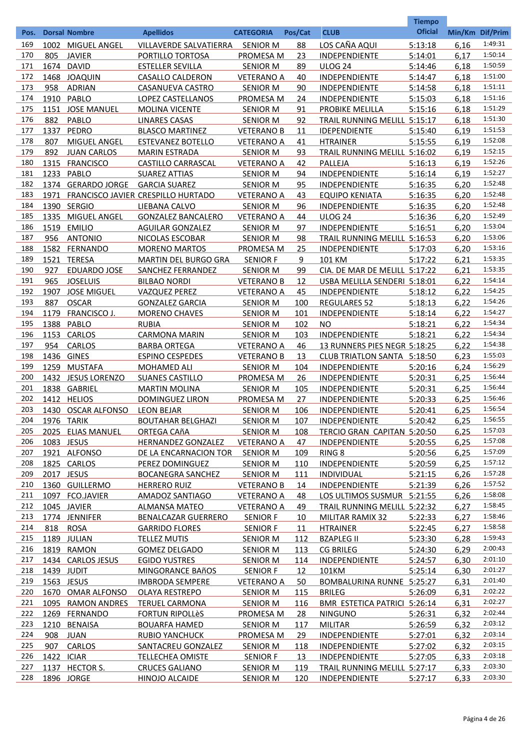| Pos. | Dorsal | Nombre | Apellidos | CATEGORIA | Pos/Cat | CLUB | Tiempo Oficial | Min/Km | Dif/Prim |
|---|---|---|---|---|---|---|---|---|---|
| 169 | 1002 | MIGUEL ANGEL | VILLAVERDE SALVATIERRA | SENIOR M | 88 | LOS CAÑA AQUI | 5:13:18 | 6,16 | 1:49:31 |
| 170 | 805 | JAVIER | PORTILLO TORTOSA | PROMESA M | 23 | INDEPENDIENTE | 5:14:01 | 6,17 | 1:50:14 |
| 171 | 1674 | DAVID | ESTELLER SEVILLA | SENIOR M | 89 | ULOG 24 | 5:14:46 | 6,18 | 1:50:59 |
| 172 | 1468 | JOAQUIN | CASALLO CALDERON | VETERANO A | 40 | INDEPENDIENTE | 5:14:47 | 6,18 | 1:51:00 |
| 173 | 958 | ADRIAN | CASANUEVA CASTRO | SENIOR M | 90 | INDEPENDIENTE | 5:14:58 | 6,18 | 1:51:11 |
| 174 | 1910 | PABLO | LOPEZ CASTELLANOS | PROMESA M | 24 | INDEPENDIENTE | 5:15:03 | 6,18 | 1:51:16 |
| 175 | 1151 | JOSE MANUEL | MOLINA VICENTE | SENIOR M | 91 | PROBIKE MELILLA | 5:15:16 | 6,18 | 1:51:29 |
| 176 | 882 | PABLO | LINARES CASAS | SENIOR M | 92 | TRAIL RUNNING MELILL | 5:15:17 | 6,18 | 1:51:30 |
| 177 | 1337 | PEDRO | BLASCO MARTINEZ | VETERANO B | 11 | IDEPENDIENTE | 5:15:40 | 6,19 | 1:51:53 |
| 178 | 807 | MIGUEL ANGEL | ESTEVANEZ BOTELLO | VETERANO A | 41 | HTRAINER | 5:15:55 | 6,19 | 1:52:08 |
| 179 | 892 | JUAN CARLOS | MARIN ESTRADA | SENIOR M | 93 | TRAIL RUNNING MELILL | 5:16:02 | 6,19 | 1:52:15 |
| 180 | 1315 | FRANCISCO | CASTILLO CARRASCAL | VETERANO A | 42 | PALLEJA | 5:16:13 | 6,19 | 1:52:26 |
| 181 | 1233 | PABLO | SUAREZ ATTIAS | SENIOR M | 94 | INDEPENDIENTE | 5:16:14 | 6,19 | 1:52:27 |
| 182 | 1374 | GERARDO JORGE | GARCIA SUAREZ | SENIOR M | 95 | INDEPENDIENTE | 5:16:35 | 6,20 | 1:52:48 |
| 183 | 1971 | FRANCISCO JAVIER | CRESPILLO HURTADO | VETERANO A | 43 | EQUIPO KENIATA | 5:16:35 | 6,20 | 1:52:48 |
| 184 | 1390 | SERGIO | LIEBANA CALVO | SENIOR M | 96 | INDEPENDIENTE | 5:16:35 | 6,20 | 1:52:48 |
| 185 | 1335 | MIGUEL ANGEL | GONZALEZ BANCALERO | VETERANO A | 44 | ULOG 24 | 5:16:36 | 6,20 | 1:52:49 |
| 186 | 1519 | EMILIO | AGUILAR GONZALEZ | SENIOR M | 97 | INDEPENDIENTE | 5:16:51 | 6,20 | 1:53:04 |
| 187 | 956 | ANTONIO | NICOLAS ESCOBAR | SENIOR M | 98 | TRAIL RUNNING MELILL | 5:16:53 | 6,20 | 1:53:06 |
| 188 | 1582 | FERNANDO | MORENO MARTOS | PROMESA M | 25 | INDEPENDIENTE | 5:17:03 | 6,20 | 1:53:16 |
| 189 | 1521 | TERESA | MARTIN DEL BURGO GRA | SENIOR F | 9 | 101 KM | 5:17:22 | 6,21 | 1:53:35 |
| 190 | 927 | EDUARDO JOSE | SANCHEZ FERRANDEZ | SENIOR M | 99 | CIA. DE MAR DE MELILL | 5:17:22 | 6,21 | 1:53:35 |
| 191 | 965 | JOSELUIS | BILBAO NORDI | VETERANO B | 12 | USBA MELILLA SENDERI | 5:18:01 | 6,22 | 1:54:14 |
| 192 | 1907 | JOSE MIGUEL | VAZQUEZ PEREZ | VETERANO A | 45 | INDEPENDIENTE | 5:18:12 | 6,22 | 1:54:25 |
| 193 | 887 | OSCAR | GONZALEZ GARCIA | SENIOR M | 100 | REGULARES 52 | 5:18:13 | 6,22 | 1:54:26 |
| 194 | 1179 | FRANCISCO J. | MORENO CHAVES | SENIOR M | 101 | INDEPENDIENTE | 5:18:14 | 6,22 | 1:54:27 |
| 195 | 1388 | PABLO | RUBIA | SENIOR M | 102 | NO | 5:18:21 | 6,22 | 1:54:34 |
| 196 | 1153 | CARLOS | CARMONA MARIN | SENIOR M | 103 | INDEPENDIENTE | 5:18:21 | 6,22 | 1:54:34 |
| 197 | 954 | CARLOS | BARBA ORTEGA | VETERANO A | 46 | 13 RUNNERS PIES NEGR | 5:18:25 | 6,22 | 1:54:38 |
| 198 | 1436 | GINES | ESPINO CESPEDES | VETERANO B | 13 | CLUB TRIATLON SANTA | 5:18:50 | 6,23 | 1:55:03 |
| 199 | 1259 | MUSTAFA | MOHAMED ALI | SENIOR M | 104 | INDEPENDIENTE | 5:20:16 | 6,24 | 1:56:29 |
| 200 | 1432 | JESUS LORENZO | SUANES CASTILLO | PROMESA M | 26 | INDEPENDIENTE | 5:20:31 | 6,25 | 1:56:44 |
| 201 | 1838 | GABRIEL | MARTIN MOLINA | SENIOR M | 105 | INDEPENDIENTE | 5:20:31 | 6,25 | 1:56:44 |
| 202 | 1412 | HELIOS | DOMINGUEZ LIRON | PROMESA M | 27 | INDEPENDIENTE | 5:20:33 | 6,25 | 1:56:46 |
| 203 | 1430 | OSCAR ALFONSO | LEON BEJAR | SENIOR M | 106 | INDEPENDIENTE | 5:20:41 | 6,25 | 1:56:54 |
| 204 | 1976 | TARIK | BOUTAHAR BELGHAZI | SENIOR M | 107 | INDEPENDIENTE | 5:20:42 | 6,25 | 1:56:55 |
| 205 | 2025 | ELIAS MANUEL | ORTEGA CAñA | SENIOR M | 108 | TERCIO GRAN CAPITAN | 5:20:50 | 6,25 | 1:57:03 |
| 206 | 1083 | JESUS | HERNANDEZ GONZALEZ | VETERANO A | 47 | INDEPENDIENTE | 5:20:55 | 6,25 | 1:57:08 |
| 207 | 1921 | ALFONSO | DE LA ENCARNACION TOR | SENIOR M | 109 | RING 8 | 5:20:56 | 6,25 | 1:57:09 |
| 208 | 1825 | CARLOS | PEREZ DOMINGUEZ | SENIOR M | 110 | INDEPENDIENTE | 5:20:59 | 6,25 | 1:57:12 |
| 209 | 2017 | JESUS | BOCANEGRA SANCHEZ | SENIOR M | 111 | INDIVIDUAL | 5:21:15 | 6,26 | 1:57:28 |
| 210 | 1360 | GUILLERMO | HERRERO RUIZ | VETERANO B | 14 | INDEPENDIENTE | 5:21:39 | 6,26 | 1:57:52 |
| 211 | 1097 | FCO.JAVIER | AMADOZ SANTIAGO | VETERANO A | 48 | LOS ULTIMOS SUSMUR | 5:21:55 | 6,26 | 1:58:08 |
| 212 | 1045 | JAVIER | ALMANSA MATEO | VETERANO A | 49 | TRAIL RUNNING MELILL | 5:22:32 | 6,27 | 1:58:45 |
| 213 | 1774 | JENNIFER | BENALCAZAR GUERRERO | SENIOR F | 10 | MILITAR RAMIX 32 | 5:22:33 | 6,27 | 1:58:46 |
| 214 | 818 | ROSA | GARRIDO FLORES | SENIOR F | 11 | HTRAINER | 5:22:45 | 6,27 | 1:58:58 |
| 215 | 1189 | JULIAN | TELLEZ MUTIS | SENIOR M | 112 | BZAPLEG II | 5:23:30 | 6,28 | 1:59:43 |
| 216 | 1819 | RAMON | GOMEZ DELGADO | SENIOR M | 113 | CG BRILEG | 5:24:30 | 6,29 | 2:00:43 |
| 217 | 1434 | CARLOS JESUS | EGIDO YUSTRES | SENIOR M | 114 | INDEPENDIENTE | 5:24:57 | 6,30 | 2:01:10 |
| 218 | 1439 | JUDIT | MINGORANCE BAñOS | SENIOR F | 12 | 101KM | 5:25:14 | 6,30 | 2:01:27 |
| 219 | 1563 | JESUS | IMBRODA SEMPERE | VETERANO A | 50 | BOMBALURINA RUNNE | 5:25:27 | 6,31 | 2:01:40 |
| 220 | 1670 | OMAR ALFONSO | OLAYA RESTREPO | SENIOR M | 115 | BRILEG | 5:26:09 | 6,31 | 2:02:22 |
| 221 | 1095 | RAMON ANDRES | TERUEL CARMONA | SENIOR M | 116 | BMR ESTETICA PATRICI | 5:26:14 | 6,31 | 2:02:27 |
| 222 | 1269 | FERNANDO | FORTUN RIPOLLèS | PROMESA M | 28 | NINGUNO | 5:26:31 | 6,32 | 2:02:44 |
| 223 | 1210 | BENAISA | BOUARFA HAMED | SENIOR M | 117 | MILITAR | 5:26:59 | 6,32 | 2:03:12 |
| 224 | 908 | JUAN | RUBIO YANCHUCK | PROMESA M | 29 | INDEPENDIENTE | 5:27:01 | 6,32 | 2:03:14 |
| 225 | 907 | CARLOS | SANTACREU GONZALEZ | SENIOR M | 118 | INDEPENDIENTE | 5:27:02 | 6,32 | 2:03:15 |
| 226 | 1422 | ICIAR | TELLECHEA OMISTE | SENIOR F | 13 | INDEPENDIENTE | 5:27:05 | 6,33 | 2:03:18 |
| 227 | 1137 | HECTOR S. | CRUCES GALIANO | SENIOR M | 119 | TRAIL RUNNING MELILL | 5:27:17 | 6,33 | 2:03:30 |
| 228 | 1896 | JORGE | HINOJO ALCAIDE | SENIOR M | 120 | INDEPENDIENTE | 5:27:17 | 6,33 | 2:03:30 |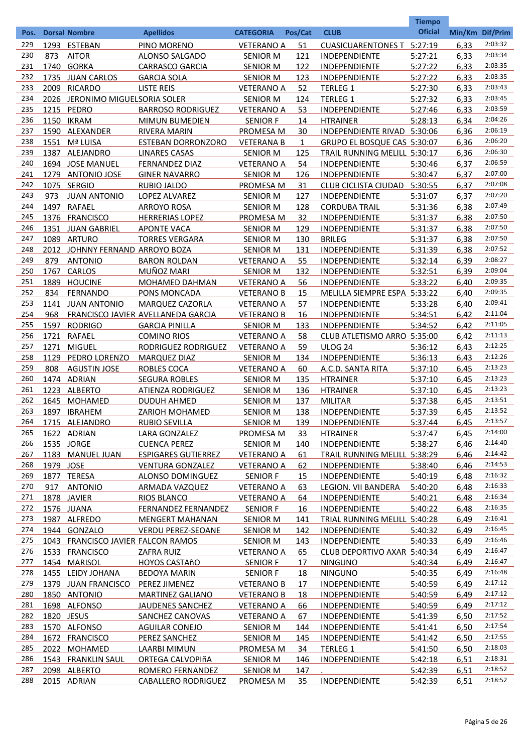| Pos. | Dorsal | Nombre | Apellidos | CATEGORIA | Pos/Cat | CLUB | Tiempo Oficial | Min/Km | Dif/Prim |
|---|---|---|---|---|---|---|---|---|---|
| 229 | 1293 | ESTEBAN | PINO MORENO | VETERANO A | 51 | CUASICUARENTONES T | 5:27:19 | 6,33 | 2:03:32 |
| 230 | 873 | AITOR | ALONSO SALGADO | SENIOR M | 121 | INDEPENDIENTE | 5:27:21 | 6,33 | 2:03:34 |
| 231 | 1740 | GORKA | CARRASCO GARCIA | SENIOR M | 122 | INDEPENDIENTE | 5:27:22 | 6,33 | 2:03:35 |
| 232 | 1735 | JUAN CARLOS | GARCIA SOLA | SENIOR M | 123 | INDEPENDIENTE | 5:27:22 | 6,33 | 2:03:35 |
| 233 | 2009 | RICARDO | LISTE REIS | VETERANO A | 52 | TERLEG 1 | 5:27:30 | 6,33 | 2:03:43 |
| 234 | 2026 | JERONIMO MIGUEL | SORIA SOLER | SENIOR M | 124 | TERLEG 1 | 5:27:32 | 6,33 | 2:03:45 |
| 235 | 1215 | PEDRO | BARROSO RODRIGUEZ | VETERANO A | 53 | INDEPENDIENTE | 5:27:46 | 6,33 | 2:03:59 |
| 236 | 1150 | IKRAM | MIMUN BUMEDIEN | SENIOR F | 14 | HTRAINER | 5:28:13 | 6,34 | 2:04:26 |
| 237 | 1590 | ALEXANDER | RIVERA MARIN | PROMESA M | 30 | INDEPENDIENTE RIVAD | 5:30:06 | 6,36 | 2:06:19 |
| 238 | 1551 | Mª LUISA | ESTEBAN DORRONZORO | VETERANA B | 1 | GRUPO EL BOSQUE CAS | 5:30:07 | 6,36 | 2:06:20 |
| 239 | 1387 | ALEJANDRO | LINARES CASAS | SENIOR M | 125 | TRAIL RUNNING MELILL | 5:30:17 | 6,36 | 2:06:30 |
| 240 | 1694 | JOSE MANUEL | FERNANDEZ DIAZ | VETERANO A | 54 | INDEPENDIENTE | 5:30:46 | 6,37 | 2:06:59 |
| 241 | 1279 | ANTONIO JOSE | GINER NAVARRO | SENIOR M | 126 | INDEPENDIENTE | 5:30:47 | 6,37 | 2:07:00 |
| 242 | 1075 | SERGIO | RUBIO JALDO | PROMESA M | 31 | CLUB CICLISTA CIUDAD | 5:30:55 | 6,37 | 2:07:08 |
| 243 | 973 | JUAN ANTONIO | LOPEZ ALVAREZ | SENIOR M | 127 | INDEPENDIENTE | 5:31:07 | 6,37 | 2:07:20 |
| 244 | 1497 | RAFAEL | ARROYO ROSA | SENIOR M | 128 | CORDUBA TRAIL | 5:31:36 | 6,38 | 2:07:49 |
| 245 | 1376 | FRANCISCO | HERRERIAS LOPEZ | PROMESA M | 32 | INDEPENDIENTE | 5:31:37 | 6,38 | 2:07:50 |
| 246 | 1351 | JUAN GABRIEL | APONTE VACA | SENIOR M | 129 | INDEPENDIENTE | 5:31:37 | 6,38 | 2:07:50 |
| 247 | 1089 | ARTURO | TORRES VERGARA | SENIOR M | 130 | BRILEG | 5:31:37 | 6,38 | 2:07:50 |
| 248 | 2012 | JOHNNY FERNAND | ARROYO BOZA | SENIOR M | 131 | INDEPENDIENTE | 5:31:39 | 6,38 | 2:07:52 |
| 249 | 879 | ANTONIO | BARON ROLDAN | VETERANO A | 55 | INDEPENDIENTE | 5:32:14 | 6,39 | 2:08:27 |
| 250 | 1767 | CARLOS | MUÑOZ MARI | SENIOR M | 132 | INDEPENDIENTE | 5:32:51 | 6,39 | 2:09:04 |
| 251 | 1889 | HOUCINE | MOHAMED DAHMAN | VETERANO A | 56 | INDEPENDIENTE | 5:33:22 | 6,40 | 2:09:35 |
| 252 | 834 | FERNANDO | PONS MONCADA | VETERANO B | 15 | MELILLA SIEMPRE ESPA | 5:33:22 | 6,40 | 2:09:35 |
| 253 | 1141 | JUAN ANTONIO | MARQUEZ CAZORLA | VETERANO A | 57 | INDEPENDIENTE | 5:33:28 | 6,40 | 2:09:41 |
| 254 | 968 | FRANCISCO JAVIER | AVELLANEDA GARCIA | VETERANO B | 16 | INDEPENDIENTE | 5:34:51 | 6,42 | 2:11:04 |
| 255 | 1597 | RODRIGO | GARCIA PINILLA | SENIOR M | 133 | INDEPENDIENTE | 5:34:52 | 6,42 | 2:11:05 |
| 256 | 1721 | RAFAEL | COMINO RIOS | VETERANO A | 58 | CLUB ATLETISMO ARRO | 5:35:00 | 6,42 | 2:11:13 |
| 257 | 1271 | MIGUEL | RODRIGUEZ RODRIGUEZ | VETERANO A | 59 | ULOG 24 | 5:36:12 | 6,43 | 2:12:25 |
| 258 | 1129 | PEDRO LORENZO | MARQUEZ DIAZ | SENIOR M | 134 | INDEPENDIENTE | 5:36:13 | 6,43 | 2:12:26 |
| 259 | 808 | AGUSTIN JOSE | ROBLES COCA | VETERANO A | 60 | A.C.D. SANTA RITA | 5:37:10 | 6,45 | 2:13:23 |
| 260 | 1474 | ADRIAN | SEGURA ROBLES | SENIOR M | 135 | HTRAINER | 5:37:10 | 6,45 | 2:13:23 |
| 261 | 1223 | ALBERTO | ATIENZA RODRIGUEZ | SENIOR M | 136 | HTRAINER | 5:37:10 | 6,45 | 2:13:23 |
| 262 | 1645 | MOHAMED | DUDUH AHMED | SENIOR M | 137 | MILITAR | 5:37:38 | 6,45 | 2:13:51 |
| 263 | 1897 | IBRAHEM | ZARIOH MOHAMED | SENIOR M | 138 | INDEPENDIENTE | 5:37:39 | 6,45 | 2:13:52 |
| 264 | 1715 | ALEJANDRO | RUBIO SEVILLA | SENIOR M | 139 | INDEPENDIENTE | 5:37:44 | 6,45 | 2:13:57 |
| 265 | 1622 | ADRIAN | LARA GONZALEZ | PROMESA M | 33 | HTRAINER | 5:37:47 | 6,45 | 2:14:00 |
| 266 | 1535 | JORGE | CUENCA PEREZ | SENIOR M | 140 | INDEPENDIENTE | 5:38:27 | 6,46 | 2:14:40 |
| 267 | 1183 | MANUEL JUAN | ESPIGARES GUTIERREZ | VETERANO A | 61 | TRAIL RUNNING MELILL | 5:38:29 | 6,46 | 2:14:42 |
| 268 | 1979 | JOSE | VENTURA GONZALEZ | VETERANO A | 62 | INDEPENDIENTE | 5:38:40 | 6,46 | 2:14:53 |
| 269 | 1877 | TERESA | ALONSO DOMINGUEZ | SENIOR F | 15 | INDEPENDIENTE | 5:40:19 | 6,48 | 2:16:32 |
| 270 | 917 | ANTONIO | ARMADA VAZQUEZ | VETERANO A | 63 | LEGION. VII BANDERA | 5:40:20 | 6,48 | 2:16:33 |
| 271 | 1878 | JAVIER | RIOS BLANCO | VETERANO A | 64 | INDEPENDIENTE | 5:40:21 | 6,48 | 2:16:34 |
| 272 | 1576 | JUANA | FERNANDEZ FERNANDEZ | SENIOR F | 16 | INDEPENDIENTE | 5:40:22 | 6,48 | 2:16:35 |
| 273 | 1987 | ALFREDO | MENGERT MAHANAN | SENIOR M | 141 | TRIAL RUNNING MELILL | 5:40:28 | 6,49 | 2:16:41 |
| 274 | 1944 | GONZALO | VERDU PEREZ-SEOANE | SENIOR M | 142 | INDEPENDIENTE | 5:40:32 | 6,49 | 2:16:45 |
| 275 | 1043 | FRANCISCO JAVIER | FALCON RAMOS | SENIOR M | 143 | INDEPENDIENTE | 5:40:33 | 6,49 | 2:16:46 |
| 276 | 1533 | FRANCISCO | ZAFRA RUIZ | VETERANO A | 65 | CLUB DEPORTIVO AXAR | 5:40:34 | 6,49 | 2:16:47 |
| 277 | 1454 | MARISOL | HOYOS CASTAñO | SENIOR F | 17 | NINGUNO | 5:40:34 | 6,49 | 2:16:47 |
| 278 | 1455 | LEIDY JOHANA | BEDOYA MARIN | SENIOR F | 18 | NINGUNO | 5:40:35 | 6,49 | 2:16:48 |
| 279 | 1379 | JUAN FRANCISCO | PEREZ JIMENEZ | VETERANO B | 17 | INDEPENDIENTE | 5:40:59 | 6,49 | 2:17:12 |
| 280 | 1850 | ANTONIO | MARTINEZ GALIANO | VETERANO B | 18 | INDEPENDIENTE | 5:40:59 | 6,49 | 2:17:12 |
| 281 | 1698 | ALFONSO | JAUDENES SANCHEZ | VETERANO A | 66 | INDEPENDIENTE | 5:40:59 | 6,49 | 2:17:12 |
| 282 | 1820 | JESUS | SANCHEZ CANOVAS | VETERANO A | 67 | INDEPENDIENTE | 5:41:39 | 6,50 | 2:17:52 |
| 283 | 1570 | ALFONSO | AGUILAR CONEJO | SENIOR M | 144 | INDEPENDIENTE | 5:41:41 | 6,50 | 2:17:54 |
| 284 | 1672 | FRANCISCO | PEREZ SANCHEZ | SENIOR M | 145 | INDEPENDIENTE | 5:41:42 | 6,50 | 2:17:55 |
| 285 | 2022 | MOHAMED | LAARBI MIMUN | PROMESA M | 34 | TERLEG 1 | 5:41:50 | 6,50 | 2:18:03 |
| 286 | 1543 | FRANKLIN SAUL | ORTEGA CALVOPIñA | SENIOR M | 146 | INDEPENDIENTE | 5:42:18 | 6,51 | 2:18:31 |
| 287 | 2098 | ALBERTO | ROMERO FERNANDEZ | SENIOR M | 147 | . | 5:42:39 | 6,51 | 2:18:52 |
| 288 | 2015 | ADRIAN | CABALLERO RODRIGUEZ | PROMESA M | 35 | INDEPENDIENTE | 5:42:39 | 6,51 | 2:18:52 |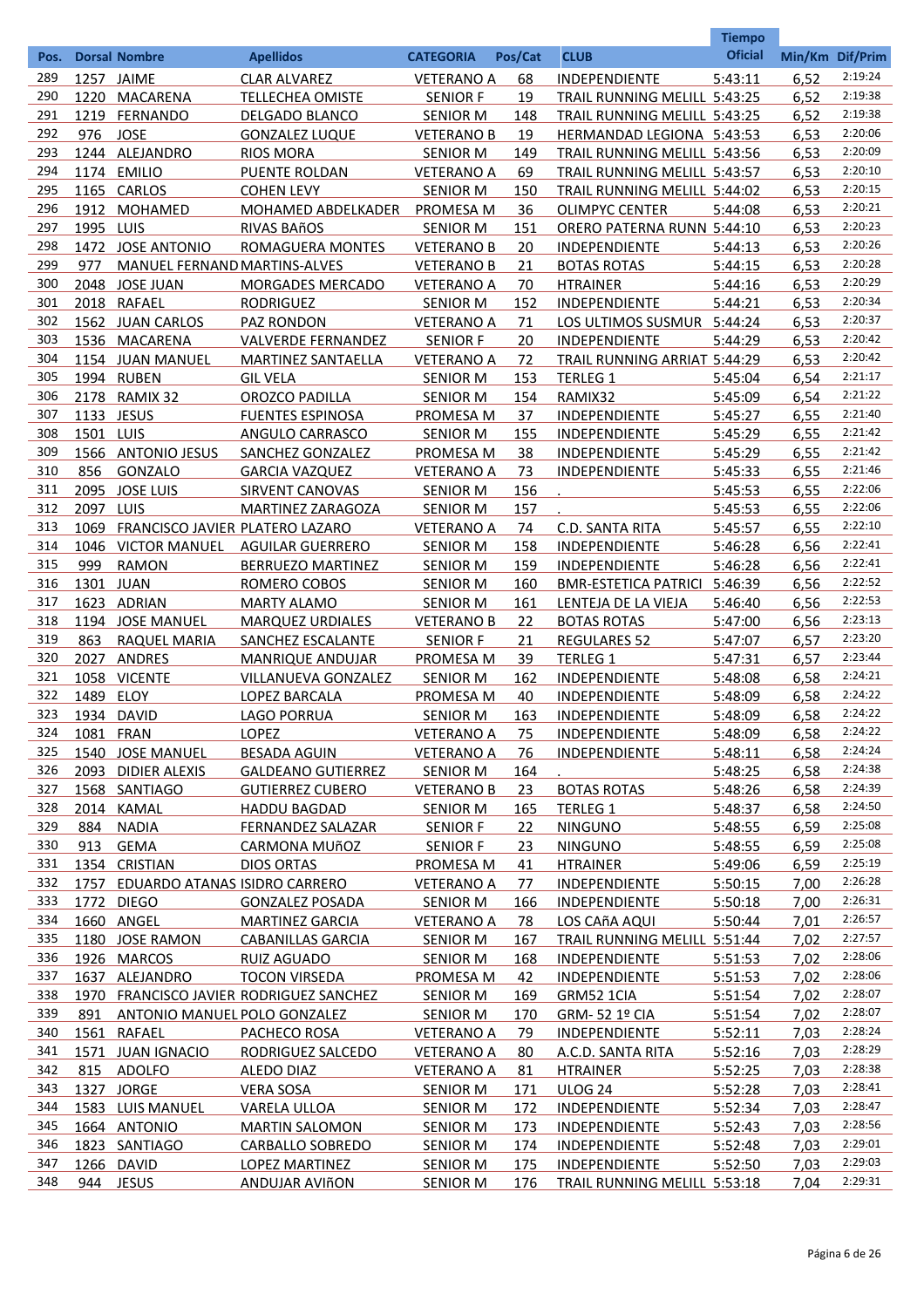| Pos. | Dorsal | Nombre | Apellidos | CATEGORIA | Pos/Cat | CLUB | Tiempo Oficial | Min/Km | Dif/Prim |
|---|---|---|---|---|---|---|---|---|---|
| 289 | 1257 | JAIME | CLAR ALVAREZ | VETERANO A | 68 | INDEPENDIENTE | 5:43:11 | 6,52 | 2:19:24 |
| 290 | 1220 | MACARENA | TELLECHEA OMISTE | SENIOR F | 19 | TRAIL RUNNING MELILL | 5:43:25 | 6,52 | 2:19:38 |
| 291 | 1219 | FERNANDO | DELGADO BLANCO | SENIOR M | 148 | TRAIL RUNNING MELILL | 5:43:25 | 6,52 | 2:19:38 |
| 292 | 976 | JOSE | GONZALEZ LUQUE | VETERANO B | 19 | HERMANDAD LEGIONA | 5:43:53 | 6,53 | 2:20:06 |
| 293 | 1244 | ALEJANDRO | RIOS MORA | SENIOR M | 149 | TRAIL RUNNING MELILL | 5:43:56 | 6,53 | 2:20:09 |
| 294 | 1174 | EMILIO | PUENTE ROLDAN | VETERANO A | 69 | TRAIL RUNNING MELILL | 5:43:57 | 6,53 | 2:20:10 |
| 295 | 1165 | CARLOS | COHEN LEVY | SENIOR M | 150 | TRAIL RUNNING MELILL | 5:44:02 | 6,53 | 2:20:15 |
| 296 | 1912 | MOHAMED | MOHAMED ABDELKADER | PROMESA M | 36 | OLIMPYC CENTER | 5:44:08 | 6,53 | 2:20:21 |
| 297 | 1995 | LUIS | RIVAS BAñOS | SENIOR M | 151 | ORERO PATERNA RUNN | 5:44:10 | 6,53 | 2:20:23 |
| 298 | 1472 | JOSE ANTONIO | ROMAGUERA MONTES | VETERANO B | 20 | INDEPENDIENTE | 5:44:13 | 6,53 | 2:20:26 |
| 299 | 977 | MANUEL FERNAND | MARTINS-ALVES | VETERANO B | 21 | BOTAS ROTAS | 5:44:15 | 6,53 | 2:20:28 |
| 300 | 2048 | JOSE JUAN | MORGADES MERCADO | VETERANO A | 70 | HTRAINER | 5:44:16 | 6,53 | 2:20:29 |
| 301 | 2018 | RAFAEL | RODRIGUEZ | SENIOR M | 152 | INDEPENDIENTE | 5:44:21 | 6,53 | 2:20:34 |
| 302 | 1562 | JUAN CARLOS | PAZ RONDON | VETERANO A | 71 | LOS ULTIMOS SUSMUR | 5:44:24 | 6,53 | 2:20:37 |
| 303 | 1536 | MACARENA | VALVERDE FERNANDEZ | SENIOR F | 20 | INDEPENDIENTE | 5:44:29 | 6,53 | 2:20:42 |
| 304 | 1154 | JUAN MANUEL | MARTINEZ SANTAELLA | VETERANO A | 72 | TRAIL RUNNING ARRIAT | 5:44:29 | 6,53 | 2:20:42 |
| 305 | 1994 | RUBEN | GIL VELA | SENIOR M | 153 | TERLEG 1 | 5:45:04 | 6,54 | 2:21:17 |
| 306 | 2178 | RAMIX 32 | OROZCO PADILLA | SENIOR M | 154 | RAMIX32 | 5:45:09 | 6,54 | 2:21:22 |
| 307 | 1133 | JESUS | FUENTES ESPINOSA | PROMESA M | 37 | INDEPENDIENTE | 5:45:27 | 6,55 | 2:21:40 |
| 308 | 1501 | LUIS | ANGULO CARRASCO | SENIOR M | 155 | INDEPENDIENTE | 5:45:29 | 6,55 | 2:21:42 |
| 309 | 1566 | ANTONIO JESUS | SANCHEZ GONZALEZ | PROMESA M | 38 | INDEPENDIENTE | 5:45:29 | 6,55 | 2:21:42 |
| 310 | 856 | GONZALO | GARCIA VAZQUEZ | VETERANO A | 73 | INDEPENDIENTE | 5:45:33 | 6,55 | 2:21:46 |
| 311 | 2095 | JOSE LUIS | SIRVENT CANOVAS | SENIOR M | 156 | . | 5:45:53 | 6,55 | 2:22:06 |
| 312 | 2097 | LUIS | MARTINEZ ZARAGOZA | SENIOR M | 157 | . | 5:45:53 | 6,55 | 2:22:06 |
| 313 | 1069 | FRANCISCO JAVIER | PLATERO LAZARO | VETERANO A | 74 | C.D. SANTA RITA | 5:45:57 | 6,55 | 2:22:10 |
| 314 | 1046 | VICTOR MANUEL | AGUILAR GUERRERO | SENIOR M | 158 | INDEPENDIENTE | 5:46:28 | 6,56 | 2:22:41 |
| 315 | 999 | RAMON | BERRUEZO MARTINEZ | SENIOR M | 159 | INDEPENDIENTE | 5:46:28 | 6,56 | 2:22:41 |
| 316 | 1301 | JUAN | ROMERO COBOS | SENIOR M | 160 | BMR-ESTETICA PATRICI | 5:46:39 | 6,56 | 2:22:52 |
| 317 | 1623 | ADRIAN | MARTY ALAMO | SENIOR M | 161 | LENTEJA DE LA VIEJA | 5:46:40 | 6,56 | 2:22:53 |
| 318 | 1194 | JOSE MANUEL | MARQUEZ URDIALES | VETERANO B | 22 | BOTAS ROTAS | 5:47:00 | 6,56 | 2:23:13 |
| 319 | 863 | RAQUEL MARIA | SANCHEZ ESCALANTE | SENIOR F | 21 | REGULARES 52 | 5:47:07 | 6,57 | 2:23:20 |
| 320 | 2027 | ANDRES | MANRIQUE ANDUJAR | PROMESA M | 39 | TERLEG 1 | 5:47:31 | 6,57 | 2:23:44 |
| 321 | 1058 | VICENTE | VILLANUEVA GONZALEZ | SENIOR M | 162 | INDEPENDIENTE | 5:48:08 | 6,58 | 2:24:21 |
| 322 | 1489 | ELOY | LOPEZ BARCALA | PROMESA M | 40 | INDEPENDIENTE | 5:48:09 | 6,58 | 2:24:22 |
| 323 | 1934 | DAVID | LAGO PORRUA | SENIOR M | 163 | INDEPENDIENTE | 5:48:09 | 6,58 | 2:24:22 |
| 324 | 1081 | FRAN | LOPEZ | VETERANO A | 75 | INDEPENDIENTE | 5:48:09 | 6,58 | 2:24:22 |
| 325 | 1540 | JOSE MANUEL | BESADA AGUIN | VETERANO A | 76 | INDEPENDIENTE | 5:48:11 | 6,58 | 2:24:24 |
| 326 | 2093 | DIDIER ALEXIS | GALDEANO GUTIERREZ | SENIOR M | 164 | . | 5:48:25 | 6,58 | 2:24:38 |
| 327 | 1568 | SANTIAGO | GUTIERREZ CUBERO | VETERANO B | 23 | BOTAS ROTAS | 5:48:26 | 6,58 | 2:24:39 |
| 328 | 2014 | KAMAL | HADDU BAGDAD | SENIOR M | 165 | TERLEG 1 | 5:48:37 | 6,58 | 2:24:50 |
| 329 | 884 | NADIA | FERNANDEZ SALAZAR | SENIOR F | 22 | NINGUNO | 5:48:55 | 6,59 | 2:25:08 |
| 330 | 913 | GEMA | CARMONA MUñOZ | SENIOR F | 23 | NINGUNO | 5:48:55 | 6,59 | 2:25:08 |
| 331 | 1354 | CRISTIAN | DIOS ORTAS | PROMESA M | 41 | HTRAINER | 5:49:06 | 6,59 | 2:25:19 |
| 332 | 1757 | EDUARDO ATANAS | ISIDRO CARRERO | VETERANO A | 77 | INDEPENDIENTE | 5:50:15 | 7,00 | 2:26:28 |
| 333 | 1772 | DIEGO | GONZALEZ POSADA | SENIOR M | 166 | INDEPENDIENTE | 5:50:18 | 7,00 | 2:26:31 |
| 334 | 1660 | ANGEL | MARTINEZ GARCIA | VETERANO A | 78 | LOS CAñA AQUI | 5:50:44 | 7,01 | 2:26:57 |
| 335 | 1180 | JOSE RAMON | CABANILLAS GARCIA | SENIOR M | 167 | TRAIL RUNNING MELILL | 5:51:44 | 7,02 | 2:27:57 |
| 336 | 1926 | MARCOS | RUIZ AGUADO | SENIOR M | 168 | INDEPENDIENTE | 5:51:53 | 7,02 | 2:28:06 |
| 337 | 1637 | ALEJANDRO | TOCON VIRSEDA | PROMESA M | 42 | INDEPENDIENTE | 5:51:53 | 7,02 | 2:28:06 |
| 338 | 1970 | FRANCISCO JAVIER | RODRIGUEZ SANCHEZ | SENIOR M | 169 | GRM52 1CIA | 5:51:54 | 7,02 | 2:28:07 |
| 339 | 891 | ANTONIO MANUEL | POLO GONZALEZ | SENIOR M | 170 | GRM- 52 1º CIA | 5:51:54 | 7,02 | 2:28:07 |
| 340 | 1561 | RAFAEL | PACHECO ROSA | VETERANO A | 79 | INDEPENDIENTE | 5:52:11 | 7,03 | 2:28:24 |
| 341 | 1571 | JUAN IGNACIO | RODRIGUEZ SALCEDO | VETERANO A | 80 | A.C.D. SANTA RITA | 5:52:16 | 7,03 | 2:28:29 |
| 342 | 815 | ADOLFO | ALEDO DIAZ | VETERANO A | 81 | HTRAINER | 5:52:25 | 7,03 | 2:28:38 |
| 343 | 1327 | JORGE | VERA SOSA | SENIOR M | 171 | ULOG 24 | 5:52:28 | 7,03 | 2:28:41 |
| 344 | 1583 | LUIS MANUEL | VARELA ULLOA | SENIOR M | 172 | INDEPENDIENTE | 5:52:34 | 7,03 | 2:28:47 |
| 345 | 1664 | ANTONIO | MARTIN SALOMON | SENIOR M | 173 | INDEPENDIENTE | 5:52:43 | 7,03 | 2:28:56 |
| 346 | 1823 | SANTIAGO | CARBALLO SOBREDO | SENIOR M | 174 | INDEPENDIENTE | 5:52:48 | 7,03 | 2:29:01 |
| 347 | 1266 | DAVID | LOPEZ MARTINEZ | SENIOR M | 175 | INDEPENDIENTE | 5:52:50 | 7,03 | 2:29:03 |
| 348 | 944 | JESUS | ANDUJAR AVIñON | SENIOR M | 176 | TRAIL RUNNING MELILL | 5:53:18 | 7,04 | 2:29:31 |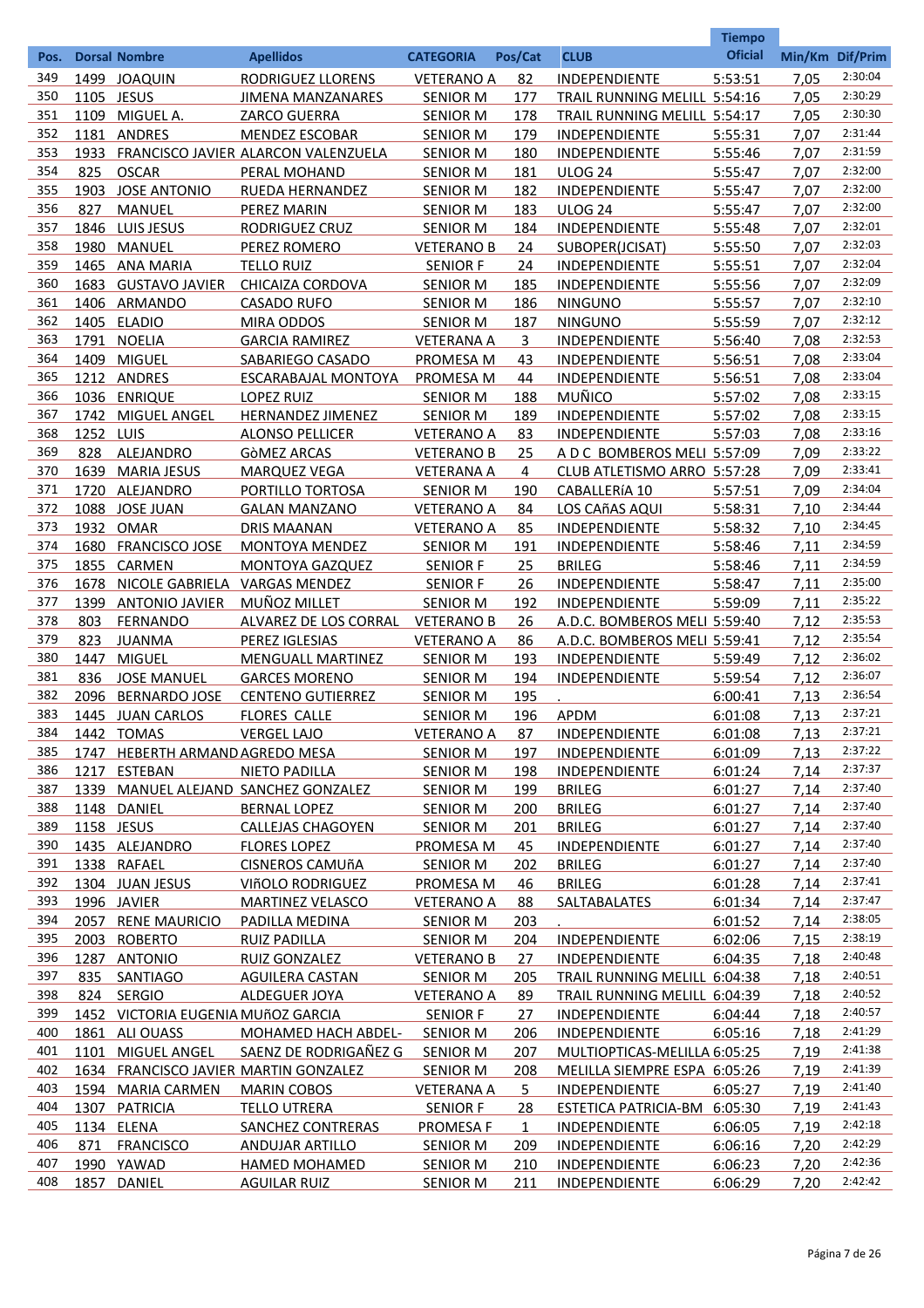| Pos. | Dorsal | Nombre | Apellidos | CATEGORIA | Pos/Cat | CLUB | Tiempo Oficial | Min/Km | Dif/Prim |
|---|---|---|---|---|---|---|---|---|---|
| 349 | 1499 | JOAQUIN | RODRIGUEZ LLORENS | VETERANO A | 82 | INDEPENDIENTE | 5:53:51 | 7,05 | 2:30:04 |
| 350 | 1105 | JESUS | JIMENA MANZANARES | SENIOR M | 177 | TRAIL RUNNING MELILL | 5:54:16 | 7,05 | 2:30:29 |
| 351 | 1109 | MIGUEL A. | ZARCO GUERRA | SENIOR M | 178 | TRAIL RUNNING MELILL | 5:54:17 | 7,05 | 2:30:30 |
| 352 | 1181 | ANDRES | MENDEZ ESCOBAR | SENIOR M | 179 | INDEPENDIENTE | 5:55:31 | 7,07 | 2:31:44 |
| 353 | 1933 | FRANCISCO JAVIER | ALARCON VALENZUELA | SENIOR M | 180 | INDEPENDIENTE | 5:55:46 | 7,07 | 2:31:59 |
| 354 | 825 | OSCAR | PERAL MOHAND | SENIOR M | 181 | ULOG 24 | 5:55:47 | 7,07 | 2:32:00 |
| 355 | 1903 | JOSE ANTONIO | RUEDA HERNANDEZ | SENIOR M | 182 | INDEPENDIENTE | 5:55:47 | 7,07 | 2:32:00 |
| 356 | 827 | MANUEL | PEREZ MARIN | SENIOR M | 183 | ULOG 24 | 5:55:47 | 7,07 | 2:32:00 |
| 357 | 1846 | LUIS JESUS | RODRIGUEZ CRUZ | SENIOR M | 184 | INDEPENDIENTE | 5:55:48 | 7,07 | 2:32:01 |
| 358 | 1980 | MANUEL | PEREZ ROMERO | VETERANO B | 24 | SUBOPER(JCISAT) | 5:55:50 | 7,07 | 2:32:03 |
| 359 | 1465 | ANA MARIA | TELLO RUIZ | SENIOR F | 24 | INDEPENDIENTE | 5:55:51 | 7,07 | 2:32:04 |
| 360 | 1683 | GUSTAVO JAVIER | CHICAIZA CORDOVA | SENIOR M | 185 | INDEPENDIENTE | 5:55:56 | 7,07 | 2:32:09 |
| 361 | 1406 | ARMANDO | CASADO RUFO | SENIOR M | 186 | NINGUNO | 5:55:57 | 7,07 | 2:32:10 |
| 362 | 1405 | ELADIO | MIRA ODDOS | SENIOR M | 187 | NINGUNO | 5:55:59 | 7,07 | 2:32:12 |
| 363 | 1791 | NOELIA | GARCIA RAMIREZ | VETERANA A | 3 | INDEPENDIENTE | 5:56:40 | 7,08 | 2:32:53 |
| 364 | 1409 | MIGUEL | SABARIEGO CASADO | PROMESA M | 43 | INDEPENDIENTE | 5:56:51 | 7,08 | 2:33:04 |
| 365 | 1212 | ANDRES | ESCARABAJAL MONTOYA | PROMESA M | 44 | INDEPENDIENTE | 5:56:51 | 7,08 | 2:33:04 |
| 366 | 1036 | ENRIQUE | LOPEZ RUIZ | SENIOR M | 188 | MUÑICO | 5:57:02 | 7,08 | 2:33:15 |
| 367 | 1742 | MIGUEL ANGEL | HERNANDEZ JIMENEZ | SENIOR M | 189 | INDEPENDIENTE | 5:57:02 | 7,08 | 2:33:15 |
| 368 | 1252 | LUIS | ALONSO PELLICER | VETERANO A | 83 | INDEPENDIENTE | 5:57:03 | 7,08 | 2:33:16 |
| 369 | 828 | ALEJANDRO | GòMEZ ARCAS | VETERANO B | 25 | A D C BOMBEROS MELI | 5:57:09 | 7,09 | 2:33:22 |
| 370 | 1639 | MARIA JESUS | MARQUEZ VEGA | VETERANA A | 4 | CLUB ATLETISMO ARRO | 5:57:28 | 7,09 | 2:33:41 |
| 371 | 1720 | ALEJANDRO | PORTILLO TORTOSA | SENIOR M | 190 | CABALLERíA 10 | 5:57:51 | 7,09 | 2:34:04 |
| 372 | 1088 | JOSE JUAN | GALAN MANZANO | VETERANO A | 84 | LOS CAñAS AQUI | 5:58:31 | 7,10 | 2:34:44 |
| 373 | 1932 | OMAR | DRIS MAANAN | VETERANO A | 85 | INDEPENDIENTE | 5:58:32 | 7,10 | 2:34:45 |
| 374 | 1680 | FRANCISCO JOSE | MONTOYA MENDEZ | SENIOR M | 191 | INDEPENDIENTE | 5:58:46 | 7,11 | 2:34:59 |
| 375 | 1855 | CARMEN | MONTOYA GAZQUEZ | SENIOR F | 25 | BRILEG | 5:58:46 | 7,11 | 2:34:59 |
| 376 | 1678 | NICOLE GABRIELA | VARGAS MENDEZ | SENIOR F | 26 | INDEPENDIENTE | 5:58:47 | 7,11 | 2:35:00 |
| 377 | 1399 | ANTONIO JAVIER | MUÑOZ MILLET | SENIOR M | 192 | INDEPENDIENTE | 5:59:09 | 7,11 | 2:35:22 |
| 378 | 803 | FERNANDO | ALVAREZ DE LOS CORRAL | VETERANO B | 26 | A.D.C. BOMBEROS MELI | 5:59:40 | 7,12 | 2:35:53 |
| 379 | 823 | JUANMA | PEREZ IGLESIAS | VETERANO A | 86 | A.D.C. BOMBEROS MELI | 5:59:41 | 7,12 | 2:35:54 |
| 380 | 1447 | MIGUEL | MENGUALL MARTINEZ | SENIOR M | 193 | INDEPENDIENTE | 5:59:49 | 7,12 | 2:36:02 |
| 381 | 836 | JOSE MANUEL | GARCES MORENO | SENIOR M | 194 | INDEPENDIENTE | 5:59:54 | 7,12 | 2:36:07 |
| 382 | 2096 | BERNARDO JOSE | CENTENO GUTIERREZ | SENIOR M | 195 | . | 6:00:41 | 7,13 | 2:36:54 |
| 383 | 1445 | JUAN CARLOS | FLORES CALLE | SENIOR M | 196 | APDM | 6:01:08 | 7,13 | 2:37:21 |
| 384 | 1442 | TOMAS | VERGEL LAJO | VETERANO A | 87 | INDEPENDIENTE | 6:01:08 | 7,13 | 2:37:21 |
| 385 | 1747 | HEBERTH ARMAND | AGREDO MESA | SENIOR M | 197 | INDEPENDIENTE | 6:01:09 | 7,13 | 2:37:22 |
| 386 | 1217 | ESTEBAN | NIETO PADILLA | SENIOR M | 198 | INDEPENDIENTE | 6:01:24 | 7,14 | 2:37:37 |
| 387 | 1339 | MANUEL ALEJAND | SANCHEZ GONZALEZ | SENIOR M | 199 | BRILEG | 6:01:27 | 7,14 | 2:37:40 |
| 388 | 1148 | DANIEL | BERNAL LOPEZ | SENIOR M | 200 | BRILEG | 6:01:27 | 7,14 | 2:37:40 |
| 389 | 1158 | JESUS | CALLEJAS CHAGOYEN | SENIOR M | 201 | BRILEG | 6:01:27 | 7,14 | 2:37:40 |
| 390 | 1435 | ALEJANDRO | FLORES LOPEZ | PROMESA M | 45 | INDEPENDIENTE | 6:01:27 | 7,14 | 2:37:40 |
| 391 | 1338 | RAFAEL | CISNEROS CAMUñA | SENIOR M | 202 | BRILEG | 6:01:27 | 7,14 | 2:37:40 |
| 392 | 1304 | JUAN JESUS | VIñOLO RODRIGUEZ | PROMESA M | 46 | BRILEG | 6:01:28 | 7,14 | 2:37:41 |
| 393 | 1996 | JAVIER | MARTINEZ VELASCO | VETERANO A | 88 | SALTABALATES | 6:01:34 | 7,14 | 2:37:47 |
| 394 | 2057 | RENE MAURICIO | PADILLA MEDINA | SENIOR M | 203 | . | 6:01:52 | 7,14 | 2:38:05 |
| 395 | 2003 | ROBERTO | RUIZ PADILLA | SENIOR M | 204 | INDEPENDIENTE | 6:02:06 | 7,15 | 2:38:19 |
| 396 | 1287 | ANTONIO | RUIZ GONZALEZ | VETERANO B | 27 | INDEPENDIENTE | 6:04:35 | 7,18 | 2:40:48 |
| 397 | 835 | SANTIAGO | AGUILERA CASTAN | SENIOR M | 205 | TRAIL RUNNING MELILL | 6:04:38 | 7,18 | 2:40:51 |
| 398 | 824 | SERGIO | ALDEGUER JOYA | VETERANO A | 89 | TRAIL RUNNING MELILL | 6:04:39 | 7,18 | 2:40:52 |
| 399 | 1452 | VICTORIA EUGENIA | MUñOZ GARCIA | SENIOR F | 27 | INDEPENDIENTE | 6:04:44 | 7,18 | 2:40:57 |
| 400 | 1861 | ALI OUASS | MOHAMED HACH ABDEL- | SENIOR M | 206 | INDEPENDIENTE | 6:05:16 | 7,18 | 2:41:29 |
| 401 | 1101 | MIGUEL ANGEL | SAENZ DE RODRIGAÑEZ G | SENIOR M | 207 | MULTIOPTICAS-MELILLA | 6:05:25 | 7,19 | 2:41:38 |
| 402 | 1634 | FRANCISCO JAVIER | MARTIN GONZALEZ | SENIOR M | 208 | MELILLA SIEMPRE ESPA | 6:05:26 | 7,19 | 2:41:39 |
| 403 | 1594 | MARIA CARMEN | MARIN COBOS | VETERANA A | 5 | INDEPENDIENTE | 6:05:27 | 7,19 | 2:41:40 |
| 404 | 1307 | PATRICIA | TELLO UTRERA | SENIOR F | 28 | ESTETICA PATRICIA-BM | 6:05:30 | 7,19 | 2:41:43 |
| 405 | 1134 | ELENA | SANCHEZ CONTRERAS | PROMESA F | 1 | INDEPENDIENTE | 6:06:05 | 7,19 | 2:42:18 |
| 406 | 871 | FRANCISCO | ANDUJAR ARTILLO | SENIOR M | 209 | INDEPENDIENTE | 6:06:16 | 7,20 | 2:42:29 |
| 407 | 1990 | YAWAD | HAMED MOHAMED | SENIOR M | 210 | INDEPENDIENTE | 6:06:23 | 7,20 | 2:42:36 |
| 408 | 1857 | DANIEL | AGUILAR RUIZ | SENIOR M | 211 | INDEPENDIENTE | 6:06:29 | 7,20 | 2:42:42 |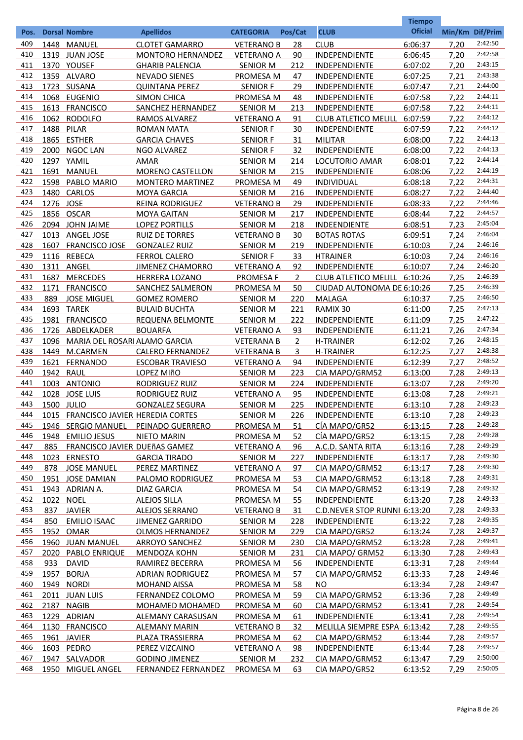| Pos. | Dorsal | Nombre | Apellidos | CATEGORIA | Pos/Cat | CLUB | Tiempo Oficial | Min/Km | Dif/Prim |
|---|---|---|---|---|---|---|---|---|---|
| 409 | 1448 | MANUEL | CLOTET GAMARRO | VETERANO B | 28 | CLUB | 6:06:37 | 7,20 | 2:42:50 |
| 410 | 1319 | JUAN JOSE | MONTORO HERNANDEZ | VETERANO A | 90 | INDEPENDIENTE | 6:06:45 | 7,20 | 2:42:58 |
| 411 | 1370 | YOUSEF | GHARIB PALENCIA | SENIOR M | 212 | INDEPENDIENTE | 6:07:02 | 7,20 | 2:43:15 |
| 412 | 1359 | ALVARO | NEVADO SIENES | PROMESA M | 47 | INDEPENDIENTE | 6:07:25 | 7,21 | 2:43:38 |
| 413 | 1723 | SUSANA | QUINTANA PEREZ | SENIOR F | 29 | INDEPENDIENTE | 6:07:47 | 7,21 | 2:44:00 |
| 414 | 1068 | EUGENIO | SIMON CHICA | PROMESA M | 48 | INDEPENDIENTE | 6:07:58 | 7,22 | 2:44:11 |
| 415 | 1613 | FRANCISCO | SANCHEZ HERNANDEZ | SENIOR M | 213 | INDEPENDIENTE | 6:07:58 | 7,22 | 2:44:11 |
| 416 | 1062 | RODOLFO | RAMOS ALVAREZ | VETERANO A | 91 | CLUB ATLETICO MELILL | 6:07:59 | 7,22 | 2:44:12 |
| 417 | 1488 | PILAR | ROMAN MATA | SENIOR F | 30 | INDEPENDIENTE | 6:07:59 | 7,22 | 2:44:12 |
| 418 | 1865 | ESTHER | GARCIA CHAVES | SENIOR F | 31 | MILITAR | 6:08:00 | 7,22 | 2:44:13 |
| 419 | 2000 | NGOC LAN | NGO ALVAREZ | SENIOR F | 32 | INDEPENDIENTE | 6:08:00 | 7,22 | 2:44:13 |
| 420 | 1297 | YAMIL | AMAR | SENIOR M | 214 | LOCUTORIO AMAR | 6:08:01 | 7,22 | 2:44:14 |
| 421 | 1691 | MANUEL | MORENO CASTELLON | SENIOR M | 215 | INDEPENDIENTE | 6:08:06 | 7,22 | 2:44:19 |
| 422 | 1598 | PABLO MARIO | MONTERO MARTINEZ | PROMESA M | 49 | INDIVIDUAL | 6:08:18 | 7,22 | 2:44:31 |
| 423 | 1480 | CARLOS | MOYA GARCIA | SENIOR M | 216 | INDEPENDIENTE | 6:08:27 | 7,22 | 2:44:40 |
| 424 | 1276 | JOSE | REINA RODRIGUEZ | VETERANO B | 29 | INDEPENDIENTE | 6:08:33 | 7,22 | 2:44:46 |
| 425 | 1856 | OSCAR | MOYA GAITAN | SENIOR M | 217 | INDEPENDIENTE | 6:08:44 | 7,22 | 2:44:57 |
| 426 | 2094 | JOHN JAIME | LOPEZ PORTILLS | SENIOR M | 218 | INDEENDIENTE | 6:08:51 | 7,23 | 2:45:04 |
| 427 | 1013 | ANGEL JOSE | RUIZ DE TORRES | VETERANO B | 30 | BOTAS ROTAS | 6:09:51 | 7,24 | 2:46:04 |
| 428 | 1607 | FRANCISCO JOSE | GONZALEZ RUIZ | SENIOR M | 219 | INDEPENDIENTE | 6:10:03 | 7,24 | 2:46:16 |
| 429 | 1116 | REBECA | FERROL CALERO | SENIOR F | 33 | HTRAINER | 6:10:03 | 7,24 | 2:46:16 |
| 430 | 1311 | ANGEL | JIMENEZ CHAMORRO | VETERANO A | 92 | INDEPENDIENTE | 6:10:07 | 7,24 | 2:46:20 |
| 431 | 1687 | MERCEDES | HERRERA LOZANO | PROMESA F | 2 | CLUB ATLETICO MELILL | 6:10:26 | 7,25 | 2:46:39 |
| 432 | 1171 | FRANCISCO | SANCHEZ SALMERON | PROMESA M | 50 | CIUDAD AUTONOMA DE | 6:10:26 | 7,25 | 2:46:39 |
| 433 | 889 | JOSE MIGUEL | GOMEZ ROMERO | SENIOR M | 220 | MALAGA | 6:10:37 | 7,25 | 2:46:50 |
| 434 | 1693 | TAREK | BULAID BUCHTA | SENIOR M | 221 | RAMIX 30 | 6:11:00 | 7,25 | 2:47:13 |
| 435 | 1981 | FRANCISCO | REQUENA BELMONTE | SENIOR M | 222 | INDEPENDIENTE | 6:11:09 | 7,25 | 2:47:22 |
| 436 | 1726 | ABDELKADER | BOUARFA | VETERANO A | 93 | INDEPENDIENTE | 6:11:21 | 7,26 | 2:47:34 |
| 437 | 1096 | MARIA DEL ROSARI | ALAMO GARCIA | VETERANA B | 2 | H-TRAINER | 6:12:02 | 7,26 | 2:48:15 |
| 438 | 1449 | M.CARMEN | CALERO FERNANDEZ | VETERANA B | 3 | H-TRAINER | 6:12:25 | 7,27 | 2:48:38 |
| 439 | 1621 | FERNANDO | ESCOBAR TRAVIESO | VETERANO A | 94 | INDEPENDIENTE | 6:12:39 | 7,27 | 2:48:52 |
| 440 | 1942 | RAUL | LOPEZ MIñO | SENIOR M | 223 | CIA MAPO/GRM52 | 6:13:00 | 7,28 | 2:49:13 |
| 441 | 1003 | ANTONIO | RODRIGUEZ RUIZ | SENIOR M | 224 | INDEPENDIENTE | 6:13:07 | 7,28 | 2:49:20 |
| 442 | 1028 | JOSE LUIS | RODRIGUEZ RUIZ | VETERANO A | 95 | INDEPENDIENTE | 6:13:08 | 7,28 | 2:49:21 |
| 443 | 1500 | JULIO | GONZALEZ SEGURA | SENIOR M | 225 | INDEPENDIENTE | 6:13:10 | 7,28 | 2:49:23 |
| 444 | 1015 | FRANCISCO JAVIER | HEREDIA CORTES | SENIOR M | 226 | INDEPENDIENTE | 6:13:10 | 7,28 | 2:49:23 |
| 445 | 1946 | SERGIO MANUEL | PEINADO GUERRERO | PROMESA M | 51 | CÍA MAPO/GR52 | 6:13:15 | 7,28 | 2:49:28 |
| 446 | 1948 | EMILIO JESUS | NIETO MARIN | PROMESA M | 52 | CÍA MAPO/GR52 | 6:13:15 | 7,28 | 2:49:28 |
| 447 | 885 | FRANCISCO JAVIER | DUEñAS GAMEZ | VETERANO A | 96 | A.C.D. SANTA RITA | 6:13:16 | 7,28 | 2:49:29 |
| 448 | 1023 | ERNESTO | GARCIA TIRADO | SENIOR M | 227 | INDEPENDIENTE | 6:13:17 | 7,28 | 2:49:30 |
| 449 | 878 | JOSE MANUEL | PEREZ MARTINEZ | VETERANO A | 97 | CIA MAPO/GRM52 | 6:13:17 | 7,28 | 2:49:30 |
| 450 | 1951 | JOSE DAMIAN | PALOMO RODRIGUEZ | PROMESA M | 53 | CIA MAPO/GRM52 | 6:13:18 | 7,28 | 2:49:31 |
| 451 | 1943 | ADRIAN A. | DIAZ GARCIA | PROMESA M | 54 | CIA MAPO/GRM52 | 6:13:19 | 7,28 | 2:49:32 |
| 452 | 1022 | NOEL | ALEJOS SILLA | PROMESA M | 55 | INDEPENDIENTE | 6:13:20 | 7,28 | 2:49:33 |
| 453 | 837 | JAVIER | ALEJOS SERRANO | VETERANO B | 31 | C.D.NEVER STOP RUNNI | 6:13:20 | 7,28 | 2:49:33 |
| 454 | 850 | EMILIO ISAAC | JIMENEZ GARRIDO | SENIOR M | 228 | INDEPENDIENTE | 6:13:22 | 7,28 | 2:49:35 |
| 455 | 1952 | OMAR | OLMOS HERNANDEZ | SENIOR M | 229 | CIA MAPO/GR52 | 6:13:24 | 7,28 | 2:49:37 |
| 456 | 1960 | JUAN MANUEL | ARROYO SANCHEZ | SENIOR M | 230 | CIA MAPO/GRM52 | 6:13:28 | 7,28 | 2:49:41 |
| 457 | 2020 | PABLO ENRIQUE | MENDOZA KOHN | SENIOR M | 231 | CIA MAPO/ GRM52 | 6:13:30 | 7,28 | 2:49:43 |
| 458 | 933 | DAVID | RAMIREZ BECERRA | PROMESA M | 56 | INDEPENDIENTE | 6:13:31 | 7,28 | 2:49:44 |
| 459 | 1957 | BORJA | ADRIAN RODRIGUEZ | PROMESA M | 57 | CIA MAPO/GRM52 | 6:13:33 | 7,28 | 2:49:46 |
| 460 | 1949 | NORDI | MOHAND AISSA | PROMESA M | 58 | NO | 6:13:34 | 7,28 | 2:49:47 |
| 461 | 2011 | JUAN LUIS | FERNANDEZ COLOMO | PROMESA M | 59 | CIA MAPO/GRM52 | 6:13:36 | 7,28 | 2:49:49 |
| 462 | 2187 | NAGIB | MOHAMED MOHAMED | PROMESA M | 60 | CIA MAPO/GRM52 | 6:13:41 | 7,28 | 2:49:54 |
| 463 | 1229 | ADRIAN | ALEMANY CARASUSAN | PROMESA M | 61 | INDEPENDIENTE | 6:13:41 | 7,28 | 2:49:54 |
| 464 | 1130 | FRANCISCO | ALEMANY MARIN | VETERANO B | 32 | MELILLA SIEMPRE ESPA | 6:13:42 | 7,28 | 2:49:55 |
| 465 | 1961 | JAVIER | PLAZA TRASSIERRA | PROMESA M | 62 | CIA MAPO/GRM52 | 6:13:44 | 7,28 | 2:49:57 |
| 466 | 1603 | PEDRO | PEREZ VIZCAINO | VETERANO A | 98 | INDEPENDIENTE | 6:13:44 | 7,28 | 2:49:57 |
| 467 | 1947 | SALVADOR | GODINO JIMENEZ | SENIOR M | 232 | CIA MAPO/GRM52 | 6:13:47 | 7,29 | 2:50:00 |
| 468 | 1950 | MIGUEL ANGEL | FERNANDEZ FERNANDEZ | PROMESA M | 63 | CIA MAPO/GR52 | 6:13:52 | 7,29 | 2:50:05 |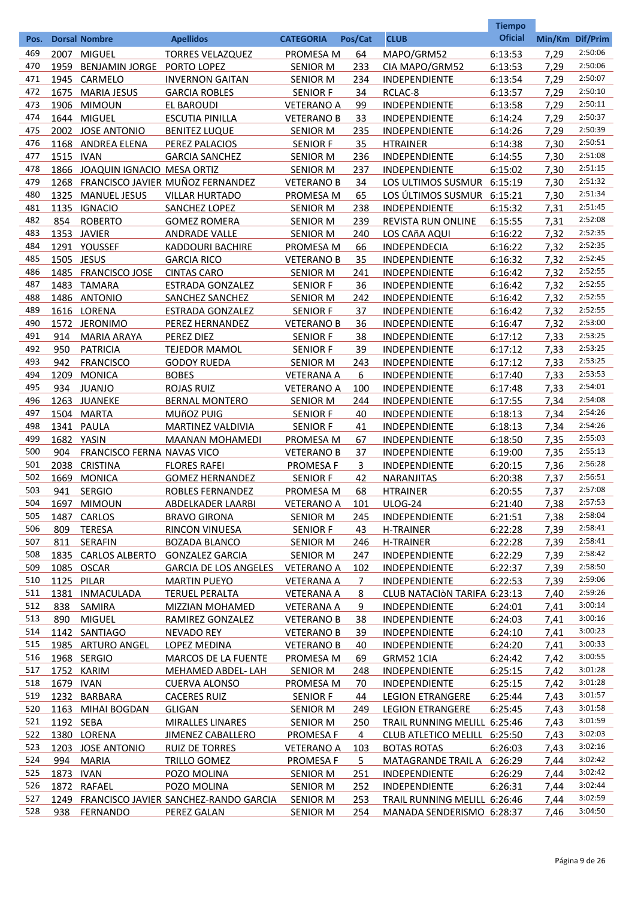| Pos. | Dorsal | Nombre | Apellidos | CATEGORIA | Pos/Cat | CLUB | Tiempo Oficial | Min/Km | Dif/Prim |
|---|---|---|---|---|---|---|---|---|---|
| 469 | 2007 | MIGUEL | TORRES VELAZQUEZ | PROMESA M | 64 | MAPO/GRM52 | 6:13:53 | 7,29 | 2:50:06 |
| 470 | 1959 | BENJAMIN JORGE | PORTO LOPEZ | SENIOR M | 233 | CIA MAPO/GRM52 | 6:13:53 | 7,29 | 2:50:06 |
| 471 | 1945 | CARMELO | INVERNON GAITAN | SENIOR M | 234 | INDEPENDIENTE | 6:13:54 | 7,29 | 2:50:07 |
| 472 | 1675 | MARIA JESUS | GARCIA ROBLES | SENIOR F | 34 | RCLAC-8 | 6:13:57 | 7,29 | 2:50:10 |
| 473 | 1906 | MIMOUN | EL BAROUDI | VETERANO A | 99 | INDEPENDIENTE | 6:13:58 | 7,29 | 2:50:11 |
| 474 | 1644 | MIGUEL | ESCUTIA PINILLA | VETERANO B | 33 | INDEPENDIENTE | 6:14:24 | 7,29 | 2:50:37 |
| 475 | 2002 | JOSE ANTONIO | BENITEZ LUQUE | SENIOR M | 235 | INDEPENDIENTE | 6:14:26 | 7,29 | 2:50:39 |
| 476 | 1168 | ANDREA ELENA | PEREZ PALACIOS | SENIOR F | 35 | HTRAINER | 6:14:38 | 7,30 | 2:50:51 |
| 477 | 1515 | IVAN | GARCIA SANCHEZ | SENIOR M | 236 | INDEPENDIENTE | 6:14:55 | 7,30 | 2:51:08 |
| 478 | 1866 | JOAQUIN IGNACIO | MESA ORTIZ | SENIOR M | 237 | INDEPENDIENTE | 6:15:02 | 7,30 | 2:51:15 |
| 479 | 1268 | FRANCISCO JAVIER | MUÑOZ FERNANDEZ | VETERANO B | 34 | LOS ULTIMOS SUSMUR | 6:15:19 | 7,30 | 2:51:32 |
| 480 | 1325 | MANUEL JESUS | VILLAR HURTADO | PROMESA M | 65 | LOS ÚLTIMOS SUSMUR | 6:15:21 | 7,30 | 2:51:34 |
| 481 | 1135 | IGNACIO | SANCHEZ LOPEZ | SENIOR M | 238 | INDEPENDIENTE | 6:15:32 | 7,31 | 2:51:45 |
| 482 | 854 | ROBERTO | GOMEZ ROMERA | SENIOR M | 239 | REVISTA RUN ONLINE | 6:15:55 | 7,31 | 2:52:08 |
| 483 | 1353 | JAVIER | ANDRADE VALLE | SENIOR M | 240 | LOS CAñA AQUI | 6:16:22 | 7,32 | 2:52:35 |
| 484 | 1291 | YOUSSEF | KADDOURI BACHIRE | PROMESA M | 66 | INDEPENDECIA | 6:16:22 | 7,32 | 2:52:35 |
| 485 | 1505 | JESUS | GARCIA RICO | VETERANO B | 35 | INDEPENDIENTE | 6:16:32 | 7,32 | 2:52:45 |
| 486 | 1485 | FRANCISCO JOSE | CINTAS CARO | SENIOR M | 241 | INDEPENDIENTE | 6:16:42 | 7,32 | 2:52:55 |
| 487 | 1483 | TAMARA | ESTRADA GONZALEZ | SENIOR F | 36 | INDEPENDIENTE | 6:16:42 | 7,32 | 2:52:55 |
| 488 | 1486 | ANTONIO | SANCHEZ SANCHEZ | SENIOR M | 242 | INDEPENDIENTE | 6:16:42 | 7,32 | 2:52:55 |
| 489 | 1616 | LORENA | ESTRADA GONZALEZ | SENIOR F | 37 | INDEPENDIENTE | 6:16:42 | 7,32 | 2:52:55 |
| 490 | 1572 | JERONIMO | PEREZ HERNANDEZ | VETERANO B | 36 | INDEPENDIENTE | 6:16:47 | 7,32 | 2:53:00 |
| 491 | 914 | MARIA ARAYA | PEREZ DIEZ | SENIOR F | 38 | INDEPENDIENTE | 6:17:12 | 7,33 | 2:53:25 |
| 492 | 950 | PATRICIA | TEJEDOR MAMOL | SENIOR F | 39 | INDEPENDIENTE | 6:17:12 | 7,33 | 2:53:25 |
| 493 | 942 | FRANCISCO | GODOY RUEDA | SENIOR M | 243 | INDEPENDIENTE | 6:17:12 | 7,33 | 2:53:25 |
| 494 | 1209 | MONICA | BOBES | VETERANA A | 6 | INDEPENDIENTE | 6:17:40 | 7,33 | 2:53:53 |
| 495 | 934 | JUANJO | ROJAS RUIZ | VETERANO A | 100 | INDEPENDIENTE | 6:17:48 | 7,33 | 2:54:01 |
| 496 | 1263 | JUANEKE | BERNAL MONTERO | SENIOR M | 244 | INDEPENDIENTE | 6:17:55 | 7,34 | 2:54:08 |
| 497 | 1504 | MARTA | MUñOZ PUIG | SENIOR F | 40 | INDEPENDIENTE | 6:18:13 | 7,34 | 2:54:26 |
| 498 | 1341 | PAULA | MARTINEZ VALDIVIA | SENIOR F | 41 | INDEPENDIENTE | 6:18:13 | 7,34 | 2:54:26 |
| 499 | 1682 | YASIN | MAANAN MOHAMEDI | PROMESA M | 67 | INDEPENDIENTE | 6:18:50 | 7,35 | 2:55:03 |
| 500 | 904 | FRANCISCO FERNA | NAVAS VICO | VETERANO B | 37 | INDEPENDIENTE | 6:19:00 | 7,35 | 2:55:13 |
| 501 | 2038 | CRISTINA | FLORES RAFEI | PROMESA F | 3 | INDEPENDIENTE | 6:20:15 | 7,36 | 2:56:28 |
| 502 | 1669 | MONICA | GOMEZ HERNANDEZ | SENIOR F | 42 | NARANJITAS | 6:20:38 | 7,37 | 2:56:51 |
| 503 | 941 | SERGIO | ROBLES FERNANDEZ | PROMESA M | 68 | HTRAINER | 6:20:55 | 7,37 | 2:57:08 |
| 504 | 1697 | MIMOUN | ABDELKADER LAARBI | VETERANO A | 101 | ULOG-24 | 6:21:40 | 7,38 | 2:57:53 |
| 505 | 1487 | CARLOS | BRAVO GIRONA | SENIOR M | 245 | INDEPENDIENTE | 6:21:51 | 7,38 | 2:58:04 |
| 506 | 809 | TERESA | RINCON VINUESA | SENIOR F | 43 | H-TRAINER | 6:22:28 | 7,39 | 2:58:41 |
| 507 | 811 | SERAFIN | BOZADA BLANCO | SENIOR M | 246 | H-TRAINER | 6:22:28 | 7,39 | 2:58:41 |
| 508 | 1835 | CARLOS ALBERTO | GONZALEZ GARCIA | SENIOR M | 247 | INDEPENDIENTE | 6:22:29 | 7,39 | 2:58:42 |
| 509 | 1085 | OSCAR | GARCIA DE LOS ANGELES | VETERANO A | 102 | INDEPENDIENTE | 6:22:37 | 7,39 | 2:58:50 |
| 510 | 1125 | PILAR | MARTIN PUEYO | VETERANA A | 7 | INDEPENDIENTE | 6:22:53 | 7,39 | 2:59:06 |
| 511 | 1381 | INMACULADA | TERUEL PERALTA | VETERANA A | 8 | CLUB NATACIòN TARIFA | 6:23:13 | 7,40 | 2:59:26 |
| 512 | 838 | SAMIRA | MIZZIAN MOHAMED | VETERANA A | 9 | INDEPENDIENTE | 6:24:01 | 7,41 | 3:00:14 |
| 513 | 890 | MIGUEL | RAMIREZ GONZALEZ | VETERANO B | 38 | INDEPENDIENTE | 6:24:03 | 7,41 | 3:00:16 |
| 514 | 1142 | SANTIAGO | NEVADO REY | VETERANO B | 39 | INDEPENDIENTE | 6:24:10 | 7,41 | 3:00:23 |
| 515 | 1985 | ARTURO ANGEL | LOPEZ MEDINA | VETERANO B | 40 | INDEPENDIENTE | 6:24:20 | 7,41 | 3:00:33 |
| 516 | 1968 | SERGIO | MARCOS DE LA FUENTE | PROMESA M | 69 | GRM52 1CIA | 6:24:42 | 7,42 | 3:00:55 |
| 517 | 1752 | KARIM | MEHAMED ABDEL- LAH | SENIOR M | 248 | INDEPENDIENTE | 6:25:15 | 7,42 | 3:01:28 |
| 518 | 1679 | IVAN | CUERVA ALONSO | PROMESA M | 70 | INDEPENDIENTE | 6:25:15 | 7,42 | 3:01:28 |
| 519 | 1232 | BARBARA | CACERES RUIZ | SENIOR F | 44 | LEGION ETRANGERE | 6:25:44 | 7,43 | 3:01:57 |
| 520 | 1163 | MIHAI BOGDAN | GLIGAN | SENIOR M | 249 | LEGION ETRANGERE | 6:25:45 | 7,43 | 3:01:58 |
| 521 | 1192 | SEBA | MIRALLES LINARES | SENIOR M | 250 | TRAIL RUNNING MELILL | 6:25:46 | 7,43 | 3:01:59 |
| 522 | 1380 | LORENA | JIMENEZ CABALLERO | PROMESA F | 4 | CLUB ATLETICO MELILL | 6:25:50 | 7,43 | 3:02:03 |
| 523 | 1203 | JOSE ANTONIO | RUIZ DE TORRES | VETERANO A | 103 | BOTAS ROTAS | 6:26:03 | 7,43 | 3:02:16 |
| 524 | 994 | MARIA | TRILLO GOMEZ | PROMESA F | 5 | MATAGRANDE TRAIL A | 6:26:29 | 7,44 | 3:02:42 |
| 525 | 1873 | IVAN | POZO MOLINA | SENIOR M | 251 | INDEPENDIENTE | 6:26:29 | 7,44 | 3:02:42 |
| 526 | 1872 | RAFAEL | POZO MOLINA | SENIOR M | 252 | INDEPENDIENTE | 6:26:31 | 7,44 | 3:02:44 |
| 527 | 1249 | FRANCISCO JAVIER | SANCHEZ-RANDO GARCIA | SENIOR M | 253 | TRAIL RUNNING MELILL | 6:26:46 | 7,44 | 3:02:59 |
| 528 | 938 | FERNANDO | PEREZ GALAN | SENIOR M | 254 | MANADA SENDERISMO | 6:28:37 | 7,46 | 3:04:50 |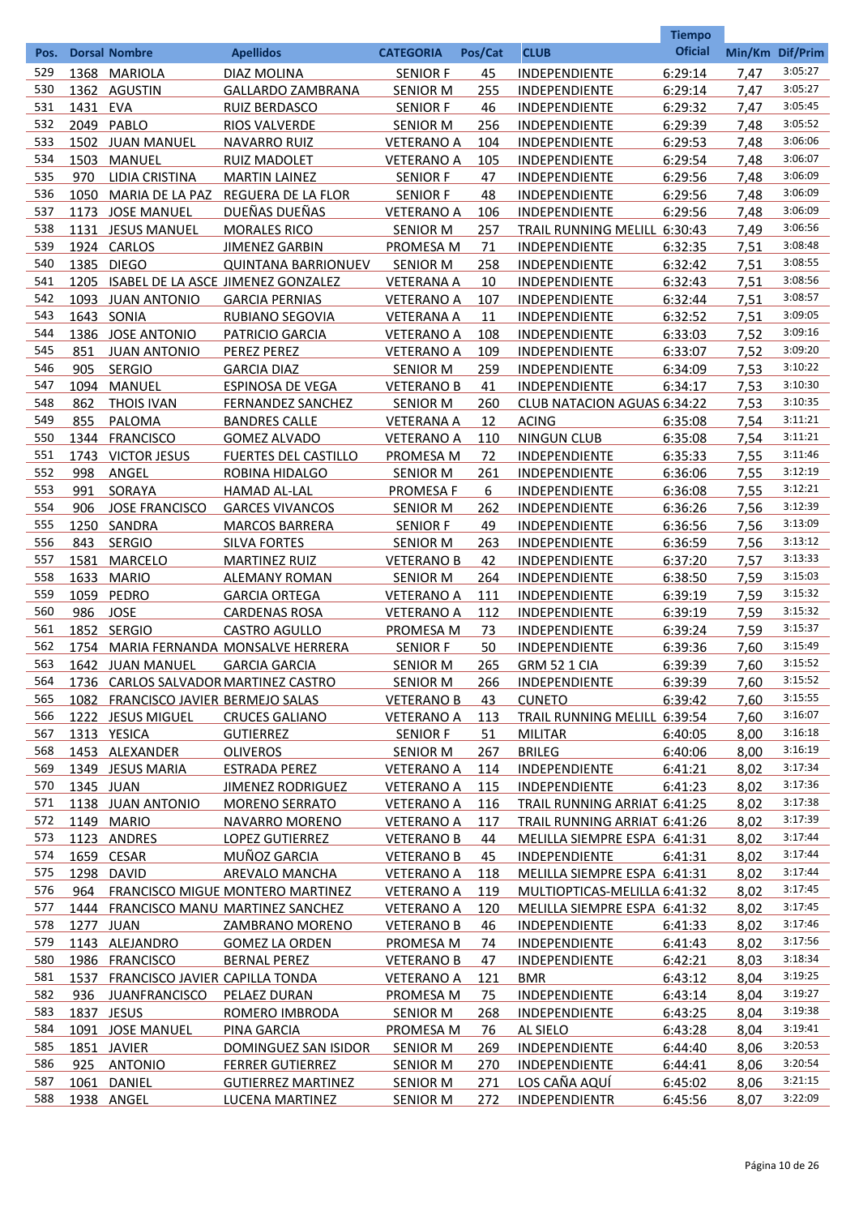| Pos. | Dorsal | Nombre | Apellidos | CATEGORIA | Pos/Cat | CLUB | Tiempo Oficial | Min/Km | Dif/Prim |
|---|---|---|---|---|---|---|---|---|---|
| 529 | 1368 | MARIOLA | DIAZ MOLINA | SENIOR F | 45 | INDEPENDIENTE | 6:29:14 | 7,47 | 3:05:27 |
| 530 | 1362 | AGUSTIN | GALLARDO ZAMBRANA | SENIOR M | 255 | INDEPENDIENTE | 6:29:14 | 7,47 | 3:05:27 |
| 531 | 1431 | EVA | RUIZ BERDASCO | SENIOR F | 46 | INDEPENDIENTE | 6:29:32 | 7,47 | 3:05:45 |
| 532 | 2049 | PABLO | RIOS VALVERDE | SENIOR M | 256 | INDEPENDIENTE | 6:29:39 | 7,48 | 3:05:52 |
| 533 | 1502 | JUAN MANUEL | NAVARRO RUIZ | VETERANO A | 104 | INDEPENDIENTE | 6:29:53 | 7,48 | 3:06:06 |
| 534 | 1503 | MANUEL | RUIZ MADOLET | VETERANO A | 105 | INDEPENDIENTE | 6:29:54 | 7,48 | 3:06:07 |
| 535 | 970 | LIDIA CRISTINA | MARTIN LAINEZ | SENIOR F | 47 | INDEPENDIENTE | 6:29:56 | 7,48 | 3:06:09 |
| 536 | 1050 | MARIA DE LA PAZ | REGUERA DE LA FLOR | SENIOR F | 48 | INDEPENDIENTE | 6:29:56 | 7,48 | 3:06:09 |
| 537 | 1173 | JOSE MANUEL | DUEÑAS DUEÑAS | VETERANO A | 106 | INDEPENDIENTE | 6:29:56 | 7,48 | 3:06:09 |
| 538 | 1131 | JESUS MANUEL | MORALES RICO | SENIOR M | 257 | TRAIL RUNNING MELILL | 6:30:43 | 7,49 | 3:06:56 |
| 539 | 1924 | CARLOS | JIMENEZ GARBIN | PROMESA M | 71 | INDEPENDIENTE | 6:32:35 | 7,51 | 3:08:48 |
| 540 | 1385 | DIEGO | QUINTANA BARRIONUEV | SENIOR M | 258 | INDEPENDIENTE | 6:32:42 | 7,51 | 3:08:55 |
| 541 | 1205 | ISABEL DE LA ASCE | JIMENEZ GONZALEZ | VETERANA A | 10 | INDEPENDIENTE | 6:32:43 | 7,51 | 3:08:56 |
| 542 | 1093 | JUAN ANTONIO | GARCIA PERNIAS | VETERANO A | 107 | INDEPENDIENTE | 6:32:44 | 7,51 | 3:08:57 |
| 543 | 1643 | SONIA | RUBIANO SEGOVIA | VETERANA A | 11 | INDEPENDIENTE | 6:32:52 | 7,51 | 3:09:05 |
| 544 | 1386 | JOSE ANTONIO | PATRICIO GARCIA | VETERANO A | 108 | INDEPENDIENTE | 6:33:03 | 7,52 | 3:09:16 |
| 545 | 851 | JUAN ANTONIO | PEREZ PEREZ | VETERANO A | 109 | INDEPENDIENTE | 6:33:07 | 7,52 | 3:09:20 |
| 546 | 905 | SERGIO | GARCIA DIAZ | SENIOR M | 259 | INDEPENDIENTE | 6:34:09 | 7,53 | 3:10:22 |
| 547 | 1094 | MANUEL | ESPINOSA DE VEGA | VETERANO B | 41 | INDEPENDIENTE | 6:34:17 | 7,53 | 3:10:30 |
| 548 | 862 | THOIS IVAN | FERNANDEZ SANCHEZ | SENIOR M | 260 | CLUB NATACION AGUAS | 6:34:22 | 7,53 | 3:10:35 |
| 549 | 855 | PALOMA | BANDRES CALLE | VETERANA A | 12 | ACING | 6:35:08 | 7,54 | 3:11:21 |
| 550 | 1344 | FRANCISCO | GOMEZ ALVADO | VETERANO A | 110 | NINGUN CLUB | 6:35:08 | 7,54 | 3:11:21 |
| 551 | 1743 | VICTOR JESUS | FUERTES DEL CASTILLO | PROMESA M | 72 | INDEPENDIENTE | 6:35:33 | 7,55 | 3:11:46 |
| 552 | 998 | ANGEL | ROBINA HIDALGO | SENIOR M | 261 | INDEPENDIENTE | 6:36:06 | 7,55 | 3:12:19 |
| 553 | 991 | SORAYA | HAMAD AL-LAL | PROMESA F | 6 | INDEPENDIENTE | 6:36:08 | 7,55 | 3:12:21 |
| 554 | 906 | JOSE FRANCISCO | GARCES VIVANCOS | SENIOR M | 262 | INDEPENDIENTE | 6:36:26 | 7,56 | 3:12:39 |
| 555 | 1250 | SANDRA | MARCOS BARRERA | SENIOR F | 49 | INDEPENDIENTE | 6:36:56 | 7,56 | 3:13:09 |
| 556 | 843 | SERGIO | SILVA FORTES | SENIOR M | 263 | INDEPENDIENTE | 6:36:59 | 7,56 | 3:13:12 |
| 557 | 1581 | MARCELO | MARTINEZ RUIZ | VETERANO B | 42 | INDEPENDIENTE | 6:37:20 | 7,57 | 3:13:33 |
| 558 | 1633 | MARIO | ALEMANY ROMAN | SENIOR M | 264 | INDEPENDIENTE | 6:38:50 | 7,59 | 3:15:03 |
| 559 | 1059 | PEDRO | GARCIA ORTEGA | VETERANO A | 111 | INDEPENDIENTE | 6:39:19 | 7,59 | 3:15:32 |
| 560 | 986 | JOSE | CARDENAS ROSA | VETERANO A | 112 | INDEPENDIENTE | 6:39:19 | 7,59 | 3:15:32 |
| 561 | 1852 | SERGIO | CASTRO AGULLO | PROMESA M | 73 | INDEPENDIENTE | 6:39:24 | 7,59 | 3:15:37 |
| 562 | 1754 | MARIA FERNANDA | MONSALVE HERRERA | SENIOR F | 50 | INDEPENDIENTE | 6:39:36 | 7,60 | 3:15:49 |
| 563 | 1642 | JUAN MANUEL | GARCIA GARCIA | SENIOR M | 265 | GRM 52 1 CIA | 6:39:39 | 7,60 | 3:15:52 |
| 564 | 1736 | CARLOS SALVADOR | MARTINEZ CASTRO | SENIOR M | 266 | INDEPENDIENTE | 6:39:39 | 7,60 | 3:15:52 |
| 565 | 1082 | FRANCISCO JAVIER | BERMEJO SALAS | VETERANO B | 43 | CUNETO | 6:39:42 | 7,60 | 3:15:55 |
| 566 | 1222 | JESUS MIGUEL | CRUCES GALIANO | VETERANO A | 113 | TRAIL RUNNING MELILL | 6:39:54 | 7,60 | 3:16:07 |
| 567 | 1313 | YESICA | GUTIERREZ | SENIOR F | 51 | MILITAR | 6:40:05 | 8,00 | 3:16:18 |
| 568 | 1453 | ALEXANDER | OLIVEROS | SENIOR M | 267 | BRILEG | 6:40:06 | 8,00 | 3:16:19 |
| 569 | 1349 | JESUS MARIA | ESTRADA PEREZ | VETERANO A | 114 | INDEPENDIENTE | 6:41:21 | 8,02 | 3:17:34 |
| 570 | 1345 | JUAN | JIMENEZ RODRIGUEZ | VETERANO A | 115 | INDEPENDIENTE | 6:41:23 | 8,02 | 3:17:36 |
| 571 | 1138 | JUAN ANTONIO | MORENO SERRATO | VETERANO A | 116 | TRAIL RUNNING ARRIAT | 6:41:25 | 8,02 | 3:17:38 |
| 572 | 1149 | MARIO | NAVARRO MORENO | VETERANO A | 117 | TRAIL RUNNING ARRIAT | 6:41:26 | 8,02 | 3:17:39 |
| 573 | 1123 | ANDRES | LOPEZ GUTIERREZ | VETERANO B | 44 | MELILLA SIEMPRE ESPA | 6:41:31 | 8,02 | 3:17:44 |
| 574 | 1659 | CESAR | MUÑOZ GARCIA | VETERANO B | 45 | INDEPENDIENTE | 6:41:31 | 8,02 | 3:17:44 |
| 575 | 1298 | DAVID | AREVALO MANCHA | VETERANO A | 118 | MELILLA SIEMPRE ESPA | 6:41:31 | 8,02 | 3:17:44 |
| 576 | 964 | FRANCISCO MIGUE | MONTERO MARTINEZ | VETERANO A | 119 | MULTIOPTICAS-MELILLA | 6:41:32 | 8,02 | 3:17:45 |
| 577 | 1444 | FRANCISCO MANU | MARTINEZ SANCHEZ | VETERANO A | 120 | MELILLA SIEMPRE ESPA | 6:41:32 | 8,02 | 3:17:45 |
| 578 | 1277 | JUAN | ZAMBRANO MORENO | VETERANO B | 46 | INDEPENDIENTE | 6:41:33 | 8,02 | 3:17:46 |
| 579 | 1143 | ALEJANDRO | GOMEZ LA ORDEN | PROMESA M | 74 | INDEPENDIENTE | 6:41:43 | 8,02 | 3:17:56 |
| 580 | 1986 | FRANCISCO | BERNAL PEREZ | VETERANO B | 47 | INDEPENDIENTE | 6:42:21 | 8,03 | 3:18:34 |
| 581 | 1537 | FRANCISCO JAVIER | CAPILLA TONDA | VETERANO A | 121 | BMR | 6:43:12 | 8,04 | 3:19:25 |
| 582 | 936 | JUANFRANCISCO | PELAEZ DURAN | PROMESA M | 75 | INDEPENDIENTE | 6:43:14 | 8,04 | 3:19:27 |
| 583 | 1837 | JESUS | ROMERO IMBRODA | SENIOR M | 268 | INDEPENDIENTE | 6:43:25 | 8,04 | 3:19:38 |
| 584 | 1091 | JOSE MANUEL | PINA GARCIA | PROMESA M | 76 | AL SIELO | 6:43:28 | 8,04 | 3:19:41 |
| 585 | 1851 | JAVIER | DOMINGUEZ SAN ISIDOR | SENIOR M | 269 | INDEPENDIENTE | 6:44:40 | 8,06 | 3:20:53 |
| 586 | 925 | ANTONIO | FERRER GUTIERREZ | SENIOR M | 270 | INDEPENDIENTE | 6:44:41 | 8,06 | 3:20:54 |
| 587 | 1061 | DANIEL | GUTIERREZ MARTINEZ | SENIOR M | 271 | LOS CAÑA AQUÍ | 6:45:02 | 8,06 | 3:21:15 |
| 588 | 1938 | ANGEL | LUCENA MARTINEZ | SENIOR M | 272 | INDEPENDIENTR | 6:45:56 | 8,07 | 3:22:09 |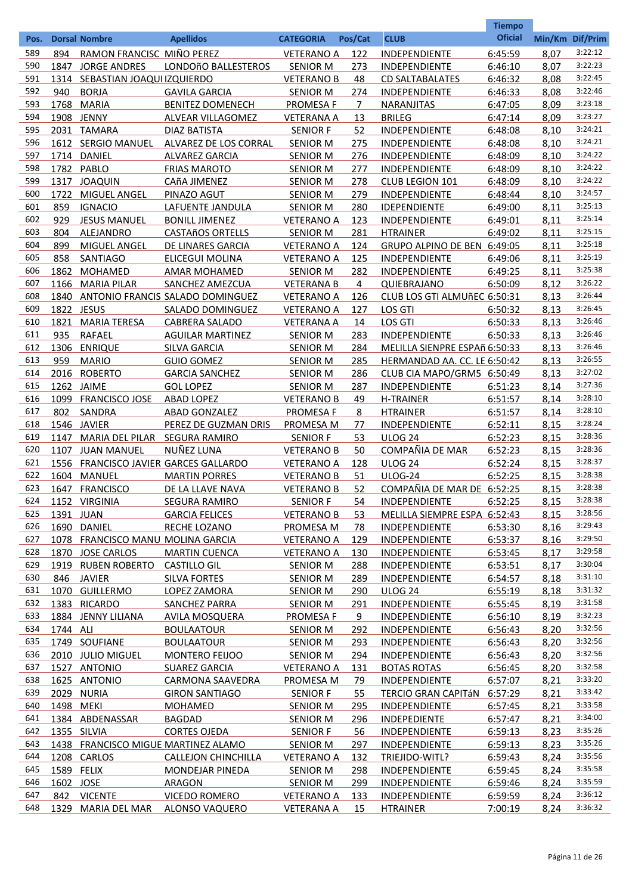| Pos. | Dorsal | Nombre | Apellidos | CATEGORIA | Pos/Cat | CLUB | Tiempo Oficial | Min/Km | Dif/Prim |
|---|---|---|---|---|---|---|---|---|---|
| 589 | 894 | RAMON FRANCISC | MIÑO PEREZ | VETERANO A | 122 | INDEPENDIENTE | 6:45:59 | 8,07 | 3:22:12 |
| 590 | 1847 | JORGE ANDRES | LONDOñO BALLESTEROS | SENIOR M | 273 | INDEPENDIENTE | 6:46:10 | 8,07 | 3:22:23 |
| 591 | 1314 | SEBASTIAN JOAQUI | IZQUIERDO | VETERANO B | 48 | CD SALTABALATES | 6:46:32 | 8,08 | 3:22:45 |
| 592 | 940 | BORJA | GAVILA GARCIA | SENIOR M | 274 | INDEPENDIENTE | 6:46:33 | 8,08 | 3:22:46 |
| 593 | 1768 | MARIA | BENITEZ DOMENECH | PROMESA F | 7 | NARANJITAS | 6:47:05 | 8,09 | 3:23:18 |
| 594 | 1908 | JENNY | ALVEAR VILLAGOMEZ | VETERANA A | 13 | BRILEG | 6:47:14 | 8,09 | 3:23:27 |
| 595 | 2031 | TAMARA | DIAZ BATISTA | SENIOR F | 52 | INDEPENDIENTE | 6:48:08 | 8,10 | 3:24:21 |
| 596 | 1612 | SERGIO MANUEL | ALVAREZ DE LOS CORRAL | SENIOR M | 275 | INDEPENDIENTE | 6:48:08 | 8,10 | 3:24:21 |
| 597 | 1714 | DANIEL | ALVAREZ GARCIA | SENIOR M | 276 | INDEPENDIENTE | 6:48:09 | 8,10 | 3:24:22 |
| 598 | 1782 | PABLO | FRIAS MAROTO | SENIOR M | 277 | INDEPENDIENTE | 6:48:09 | 8,10 | 3:24:22 |
| 599 | 1317 | JOAQUIN | CAñA JIMENEZ | SENIOR M | 278 | CLUB LEGION 101 | 6:48:09 | 8,10 | 3:24:22 |
| 600 | 1722 | MIGUEL ANGEL | PINAZO AGUT | SENIOR M | 279 | INDEPENDIENTE | 6:48:44 | 8,10 | 3:24:57 |
| 601 | 859 | IGNACIO | LAFUENTE JANDULA | SENIOR M | 280 | IDEPENDIENTE | 6:49:00 | 8,11 | 3:25:13 |
| 602 | 929 | JESUS MANUEL | BONILL JIMENEZ | VETERANO A | 123 | INDEPENDIENTE | 6:49:01 | 8,11 | 3:25:14 |
| 603 | 804 | ALEJANDRO | CASTAñOS ORTELLS | SENIOR M | 281 | HTRAINER | 6:49:02 | 8,11 | 3:25:15 |
| 604 | 899 | MIGUEL ANGEL | DE LINARES GARCIA | VETERANO A | 124 | GRUPO ALPINO DE BEN | 6:49:05 | 8,11 | 3:25:18 |
| 605 | 858 | SANTIAGO | ELICEGUI MOLINA | VETERANO A | 125 | INDEPENDIENTE | 6:49:06 | 8,11 | 3:25:19 |
| 606 | 1862 | MOHAMED | AMAR MOHAMED | SENIOR M | 282 | INDEPENDIENTE | 6:49:25 | 8,11 | 3:25:38 |
| 607 | 1166 | MARIA PILAR | SANCHEZ AMEZCUA | VETERANA B | 4 | QUIEBRAJANO | 6:50:09 | 8,12 | 3:26:22 |
| 608 | 1840 | ANTONIO FRANCIS | SALADO DOMINGUEZ | VETERANO A | 126 | CLUB LOS GTI ALMUñEC | 6:50:31 | 8,13 | 3:26:44 |
| 609 | 1822 | JESUS | SALADO DOMINGUEZ | VETERANO A | 127 | LOS GTI | 6:50:32 | 8,13 | 3:26:45 |
| 610 | 1821 | MARIA TERESA | CABRERA SALADO | VETERANA A | 14 | LOS GTI | 6:50:33 | 8,13 | 3:26:46 |
| 611 | 935 | RAFAEL | AGUILAR MARTINEZ | SENIOR M | 283 | INDEPENDIENTE | 6:50:33 | 8,13 | 3:26:46 |
| 612 | 1306 | ENRIQUE | SILVA GARCIA | SENIOR M | 284 | MELILLA SIENPRE ESPAñ | 6:50:33 | 8,13 | 3:26:46 |
| 613 | 959 | MARIO | GUIO GOMEZ | SENIOR M | 285 | HERMANDAD AA. CC. LE | 6:50:42 | 8,13 | 3:26:55 |
| 614 | 2016 | ROBERTO | GARCIA SANCHEZ | SENIOR M | 286 | CLUB CIA MAPO/GRM5 | 6:50:49 | 8,13 | 3:27:02 |
| 615 | 1262 | JAIME | GOL LOPEZ | SENIOR M | 287 | INDEPENDIENTE | 6:51:23 | 8,14 | 3:27:36 |
| 616 | 1099 | FRANCISCO JOSE | ABAD LOPEZ | VETERANO B | 49 | H-TRAINER | 6:51:57 | 8,14 | 3:28:10 |
| 617 | 802 | SANDRA | ABAD GONZALEZ | PROMESA F | 8 | HTRAINER | 6:51:57 | 8,14 | 3:28:10 |
| 618 | 1546 | JAVIER | PEREZ DE GUZMAN DRIS | PROMESA M | 77 | INDEPENDIENTE | 6:52:11 | 8,15 | 3:28:24 |
| 619 | 1147 | MARIA DEL PILAR | SEGURA RAMIRO | SENIOR F | 53 | ULOG 24 | 6:52:23 | 8,15 | 3:28:36 |
| 620 | 1107 | JUAN MANUEL | NUÑEZ LUNA | VETERANO B | 50 | COMPAÑIA DE MAR | 6:52:23 | 8,15 | 3:28:36 |
| 621 | 1556 | FRANCISCO JAVIER | GARCES GALLARDO | VETERANO A | 128 | ULOG 24 | 6:52:24 | 8,15 | 3:28:37 |
| 622 | 1604 | MANUEL | MARTIN PORRES | VETERANO B | 51 | ULOG-24 | 6:52:25 | 8,15 | 3:28:38 |
| 623 | 1647 | FRANCISCO | DE LA LLAVE NAVA | VETERANO B | 52 | COMPAÑIA DE MAR DE | 6:52:25 | 8,15 | 3:28:38 |
| 624 | 1152 | VIRGINIA | SEGURA RAMIRO | SENIOR F | 54 | INDEPENDIENTE | 6:52:25 | 8,15 | 3:28:38 |
| 625 | 1391 | JUAN | GARCIA FELICES | VETERANO B | 53 | MELILLA SIEMPRE ESPA | 6:52:43 | 8,15 | 3:28:56 |
| 626 | 1690 | DANIEL | RECHE LOZANO | PROMESA M | 78 | INDEPENDIENTE | 6:53:30 | 8,16 | 3:29:43 |
| 627 | 1078 | FRANCISCO MANU | MOLINA GARCIA | VETERANO A | 129 | INDEPENDIENTE | 6:53:37 | 8,16 | 3:29:50 |
| 628 | 1870 | JOSE CARLOS | MARTIN CUENCA | VETERANO A | 130 | INDEPENDIENTE | 6:53:45 | 8,17 | 3:29:58 |
| 629 | 1919 | RUBEN ROBERTO | CASTILLO GIL | SENIOR M | 288 | INDEPENDIENTE | 6:53:51 | 8,17 | 3:30:04 |
| 630 | 846 | JAVIER | SILVA FORTES | SENIOR M | 289 | INDEPENDIENTE | 6:54:57 | 8,18 | 3:31:10 |
| 631 | 1070 | GUILLERMO | LOPEZ ZAMORA | SENIOR M | 290 | ULOG 24 | 6:55:19 | 8,18 | 3:31:32 |
| 632 | 1383 | RICARDO | SANCHEZ PARRA | SENIOR M | 291 | INDEPENDIENTE | 6:55:45 | 8,19 | 3:31:58 |
| 633 | 1884 | JENNY LILIANA | AVILA MOSQUERA | PROMESA F | 9 | INDEPENDIENTE | 6:56:10 | 8,19 | 3:32:23 |
| 634 | 1744 | ALI | BOULAATOUR | SENIOR M | 292 | INDEPENDIENTE | 6:56:43 | 8,20 | 3:32:56 |
| 635 | 1749 | SOUFIANE | BOULAATOUR | SENIOR M | 293 | INDEPENDIENTE | 6:56:43 | 8,20 | 3:32:56 |
| 636 | 2010 | JULIO MIGUEL | MONTERO FEIJOO | SENIOR M | 294 | INDEPENDIENTE | 6:56:43 | 8,20 | 3:32:56 |
| 637 | 1527 | ANTONIO | SUAREZ GARCIA | VETERANO A | 131 | BOTAS ROTAS | 6:56:45 | 8,20 | 3:32:58 |
| 638 | 1625 | ANTONIO | CARMONA SAAVEDRA | PROMESA M | 79 | INDEPENDIENTE | 6:57:07 | 8,21 | 3:33:20 |
| 639 | 2029 | NURIA | GIRON SANTIAGO | SENIOR F | 55 | TERCIO GRAN CAPITáN | 6:57:29 | 8,21 | 3:33:42 |
| 640 | 1498 | MEKI | MOHAMED | SENIOR M | 295 | INDEPENDIENTE | 6:57:45 | 8,21 | 3:33:58 |
| 641 | 1384 | ABDENASSAR | BAGDAD | SENIOR M | 296 | INDEPEDIENTE | 6:57:47 | 8,21 | 3:34:00 |
| 642 | 1355 | SILVIA | CORTES OJEDA | SENIOR F | 56 | INDEPENDIENTE | 6:59:13 | 8,23 | 3:35:26 |
| 643 | 1438 | FRANCISCO MIGUE | MARTINEZ ALAMO | SENIOR M | 297 | INDEPENDIENTE | 6:59:13 | 8,23 | 3:35:26 |
| 644 | 1208 | CARLOS | CALLEJON CHINCHILLA | VETERANO A | 132 | TRIEJIDO-WITL? | 6:59:43 | 8,24 | 3:35:56 |
| 645 | 1589 | FELIX | MONDEJAR PINEDA | SENIOR M | 298 | INDEPENDIENTE | 6:59:45 | 8,24 | 3:35:58 |
| 646 | 1602 | JOSE | ARAGON | SENIOR M | 299 | INDEPENDIENTE | 6:59:46 | 8,24 | 3:35:59 |
| 647 | 842 | VICENTE | VICEDO ROMERO | VETERANO A | 133 | INDEPENDIENTE | 6:59:59 | 8,24 | 3:36:12 |
| 648 | 1329 | MARIA DEL MAR | ALONSO VAQUERO | VETERANA A | 15 | HTRAINER | 7:00:19 | 8,24 | 3:36:32 |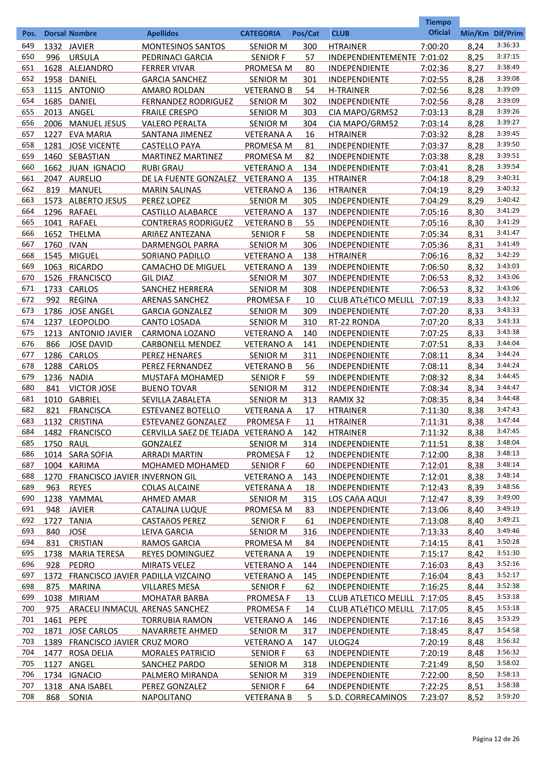| Pos. | Dorsal | Nombre | Apellidos | CATEGORIA | Pos/Cat | CLUB | Tiempo Oficial | Min/Km | Dif/Prim |
|---|---|---|---|---|---|---|---|---|---|
| 649 | 1332 | JAVIER | MONTESINOS SANTOS | SENIOR M | 300 | HTRAINER | 7:00:20 | 8,24 | 3:36:33 |
| 650 | 996 | URSULA | PEDRINACI GARCIA | SENIOR F | 57 | INDEPENDIENTEMENTE | 7:01:02 | 8,25 | 3:37:15 |
| 651 | 1628 | ALEJANDRO | FERRER VIVAR | PROMESA M | 80 | INDEPENDIENTE | 7:02:36 | 8,27 | 3:38:49 |
| 652 | 1958 | DANIEL | GARCIA SANCHEZ | SENIOR M | 301 | INDEPENDIENTE | 7:02:55 | 8,28 | 3:39:08 |
| 653 | 1115 | ANTONIO | AMARO ROLDAN | VETERANO B | 54 | H-TRAINER | 7:02:56 | 8,28 | 3:39:09 |
| 654 | 1685 | DANIEL | FERNANDEZ RODRIGUEZ | SENIOR M | 302 | INDEPENDIENTE | 7:02:56 | 8,28 | 3:39:09 |
| 655 | 2013 | ANGEL | FRAILE CRESPO | SENIOR M | 303 | CIA MAPO/GRM52 | 7:03:13 | 8,28 | 3:39:26 |
| 656 | 2006 | MANUEL JESUS | VALERO PERALTA | SENIOR M | 304 | CIA MAPO/GRM52 | 7:03:14 | 8,28 | 3:39:27 |
| 657 | 1227 | EVA MARIA | SANTANA JIMENEZ | VETERANA A | 16 | HTRAINER | 7:03:32 | 8,28 | 3:39:45 |
| 658 | 1281 | JOSE VICENTE | CASTELLO PAYA | PROMESA M | 81 | INDEPENDIENTE | 7:03:37 | 8,28 | 3:39:50 |
| 659 | 1460 | SEBASTIAN | MARTINEZ MARTINEZ | PROMESA M | 82 | INDEPENDIENTE | 7:03:38 | 8,28 | 3:39:51 |
| 660 | 1662 | JUAN IGNACIO | RUBI GRAU | VETERANO A | 134 | INDEPENDIENTE | 7:03:41 | 8,28 | 3:39:54 |
| 661 | 2047 | AURELIO | DE LA FUENTE GONZALEZ | VETERANO A | 135 | HTRAINER | 7:04:18 | 8,29 | 3:40:31 |
| 662 | 819 | MANUEL | MARIN SALINAS | VETERANO A | 136 | HTRAINER | 7:04:19 | 8,29 | 3:40:32 |
| 663 | 1573 | ALBERTO JESUS | PEREZ LOPEZ | SENIOR M | 305 | INDEPENDIENTE | 7:04:29 | 8,29 | 3:40:42 |
| 664 | 1296 | RAFAEL | CASTILLO ALABARCE | VETERANO A | 137 | INDEPENDIENTE | 7:05:16 | 8,30 | 3:41:29 |
| 665 | 1041 | RAFAEL | CONTRERAS RODRIGUEZ | VETERANO B | 55 | INDEPENDIENTE | 7:05:16 | 8,30 | 3:41:29 |
| 666 | 1652 | THELMA | ARIñEZ ANTEZANA | SENIOR F | 58 | INDEPENDIENTE | 7:05:34 | 8,31 | 3:41:47 |
| 667 | 1760 | IVAN | DARMENGOL PARRA | SENIOR M | 306 | INDEPENDIENTE | 7:05:36 | 8,31 | 3:41:49 |
| 668 | 1545 | MIGUEL | SORIANO PADILLO | VETERANO A | 138 | HTRAINER | 7:06:16 | 8,32 | 3:42:29 |
| 669 | 1063 | RICARDO | CAMACHO DE MIGUEL | VETERANO A | 139 | INDEPENDIENTE | 7:06:50 | 8,32 | 3:43:03 |
| 670 | 1526 | FRANCISCO | GIL DIAZ | SENIOR M | 307 | INDEPENDIENTE | 7:06:53 | 8,32 | 3:43:06 |
| 671 | 1733 | CARLOS | SANCHEZ HERRERA | SENIOR M | 308 | INDEPENDIENTE | 7:06:53 | 8,32 | 3:43:06 |
| 672 | 992 | REGINA | ARENAS SANCHEZ | PROMESA F | 10 | CLUB ATLéTICO MELILL | 7:07:19 | 8,33 | 3:43:32 |
| 673 | 1786 | JOSE ANGEL | GARCIA GONZALEZ | SENIOR M | 309 | INDEPENDIENTE | 7:07:20 | 8,33 | 3:43:33 |
| 674 | 1237 | LEOPOLDO | CANTO LOSADA | SENIOR M | 310 | RT-22 RONDA | 7:07:20 | 8,33 | 3:43:33 |
| 675 | 1213 | ANTONIO JAVIER | CARMONA LOZANO | VETERANO A | 140 | INDEPENDIENTE | 7:07:25 | 8,33 | 3:43:38 |
| 676 | 866 | JOSE DAVID | CARBONELL MENDEZ | VETERANO A | 141 | INDEPENDIENTE | 7:07:51 | 8,33 | 3:44:04 |
| 677 | 1286 | CARLOS | PEREZ HENARES | SENIOR M | 311 | INDEPENDIENTE | 7:08:11 | 8,34 | 3:44:24 |
| 678 | 1288 | CARLOS | PEREZ FERNANDEZ | VETERANO B | 56 | INDEPENDIENTE | 7:08:11 | 8,34 | 3:44:24 |
| 679 | 1236 | NADIA | MUSTAFA MOHAMED | SENIOR F | 59 | INDEPENDIENTE | 7:08:32 | 8,34 | 3:44:45 |
| 680 | 841 | VICTOR JOSE | BUENO TOVAR | SENIOR M | 312 | INDEPENDIENTE | 7:08:34 | 8,34 | 3:44:47 |
| 681 | 1010 | GABRIEL | SEVILLA ZABALETA | SENIOR M | 313 | RAMIX 32 | 7:08:35 | 8,34 | 3:44:48 |
| 682 | 821 | FRANCISCA | ESTEVANEZ BOTELLO | VETERANA A | 17 | HTRAINER | 7:11:30 | 8,38 | 3:47:43 |
| 683 | 1132 | CRISTINA | ESTEVANEZ GONZALEZ | PROMESA F | 11 | HTRAINER | 7:11:31 | 8,38 | 3:47:44 |
| 684 | 1482 | FRANCISCO | CERVILLA SAEZ DE TEJADA | VETERANO A | 142 | HTRAINER | 7:11:32 | 8,38 | 3:47:45 |
| 685 | 1750 | RAUL | GONZALEZ | SENIOR M | 314 | INDEPENDIENTE | 7:11:51 | 8,38 | 3:48:04 |
| 686 | 1014 | SARA SOFIA | ARRADI MARTIN | PROMESA F | 12 | INDEPENDIENTE | 7:12:00 | 8,38 | 3:48:13 |
| 687 | 1004 | KARIMA | MOHAMED MOHAMED | SENIOR F | 60 | INDEPENDIENTE | 7:12:01 | 8,38 | 3:48:14 |
| 688 | 1270 | FRANCISCO JAVIER | INVERNON GIL | VETERANO A | 143 | INDEPENDIENTE | 7:12:01 | 8,38 | 3:48:14 |
| 689 | 963 | REYES | COLAS ALCAINE | VETERANA A | 18 | INDEPENDIENTE | 7:12:43 | 8,39 | 3:48:56 |
| 690 | 1238 | YAMMAL | AHMED AMAR | SENIOR M | 315 | LOS CAñA AQUI | 7:12:47 | 8,39 | 3:49:00 |
| 691 | 948 | JAVIER | CATALINA LUQUE | PROMESA M | 83 | INDEPENDIENTE | 7:13:06 | 8,40 | 3:49:19 |
| 692 | 1727 | TANIA | CASTAñOS PEREZ | SENIOR F | 61 | INDEPENDIENTE | 7:13:08 | 8,40 | 3:49:21 |
| 693 | 840 | JOSE | LEIVA GARCIA | SENIOR M | 316 | INDEPENDIENTE | 7:13:33 | 8,40 | 3:49:46 |
| 694 | 831 | CRISTIAN | RAMOS GARCIA | PROMESA M | 84 | INDEPENDIENTE | 7:14:15 | 8,41 | 3:50:28 |
| 695 | 1738 | MARIA TERESA | REYES DOMINGUEZ | VETERANA A | 19 | INDEPENDIENTE | 7:15:17 | 8,42 | 3:51:30 |
| 696 | 928 | PEDRO | MIRATS VELEZ | VETERANO A | 144 | INDEPENDIENTE | 7:16:03 | 8,43 | 3:52:16 |
| 697 | 1372 | FRANCISCO JAVIER | PADILLA VIZCAINO | VETERANO A | 145 | INDEPENDIENTE | 7:16:04 | 8,43 | 3:52:17 |
| 698 | 875 | MARINA | VILLARES MESA | SENIOR F | 62 | INDEPENDIENTE | 7:16:25 | 8,44 | 3:52:38 |
| 699 | 1038 | MIRIAM | MOHATAR BARBA | PROMESA F | 13 | CLUB ATLETICO MELILL | 7:17:05 | 8,45 | 3:53:18 |
| 700 | 975 | ARACELI INMACUL | ARENAS SANCHEZ | PROMESA F | 14 | CLUB ATLéTICO MELILL | 7:17:05 | 8,45 | 3:53:18 |
| 701 | 1461 | PEPE | TORRUBIA RAMON | VETERANO A | 146 | INDEPENDIENTE | 7:17:16 | 8,45 | 3:53:29 |
| 702 | 1871 | JOSE CARLOS | NAVARRETE AHMED | SENIOR M | 317 | INDEPENDIENTE | 7:18:45 | 8,47 | 3:54:58 |
| 703 | 1389 | FRANCISCO JAVIER | CRUZ MORO | VETERANO A | 147 | ULOG24 | 7:20:19 | 8,48 | 3:56:32 |
| 704 | 1477 | ROSA DELIA | MORALES PATRICIO | SENIOR F | 63 | INDEPENDIENTE | 7:20:19 | 8,48 | 3:56:32 |
| 705 | 1127 | ANGEL | SANCHEZ PARDO | SENIOR M | 318 | INDEPENDIENTE | 7:21:49 | 8,50 | 3:58:02 |
| 706 | 1734 | IGNACIO | PALMERO MIRANDA | SENIOR M | 319 | INDEPENDIENTE | 7:22:00 | 8,50 | 3:58:13 |
| 707 | 1318 | ANA ISABEL | PEREZ GONZALEZ | SENIOR F | 64 | INDEPENDIENTE | 7:22:25 | 8,51 | 3:58:38 |
| 708 | 868 | SONIA | NAPOLITANO | VETERANA B | 5 | S.D. CORRECAMINOS | 7:23:07 | 8,52 | 3:59:20 |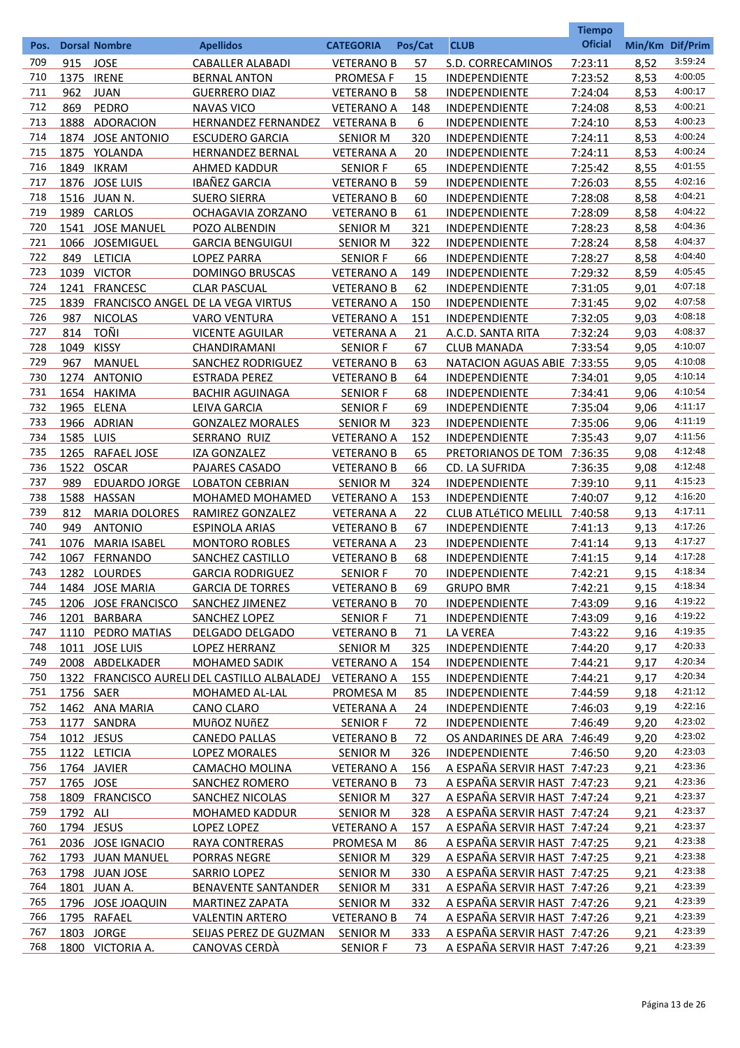| Pos. | Dorsal | Nombre | Apellidos | CATEGORIA | Pos/Cat | CLUB | Tiempo Oficial | Min/Km | Dif/Prim |
|---|---|---|---|---|---|---|---|---|---|
| 709 | 915 | JOSE | CABALLER ALABADI | VETERANO B | 57 | S.D. CORRECAMINOS | 7:23:11 | 8,52 | 3:59:24 |
| 710 | 1375 | IRENE | BERNAL ANTON | PROMESA F | 15 | INDEPENDIENTE | 7:23:52 | 8,53 | 4:00:05 |
| 711 | 962 | JUAN | GUERRERO DIAZ | VETERANO B | 58 | INDEPENDIENTE | 7:24:04 | 8,53 | 4:00:17 |
| 712 | 869 | PEDRO | NAVAS VICO | VETERANO A | 148 | INDEPENDIENTE | 7:24:08 | 8,53 | 4:00:21 |
| 713 | 1888 | ADORACION | HERNANDEZ FERNANDEZ | VETERANA B | 6 | INDEPENDIENTE | 7:24:10 | 8,53 | 4:00:23 |
| 714 | 1874 | JOSE ANTONIO | ESCUDERO GARCIA | SENIOR M | 320 | INDEPENDIENTE | 7:24:11 | 8,53 | 4:00:24 |
| 715 | 1875 | YOLANDA | HERNANDEZ BERNAL | VETERANA A | 20 | INDEPENDIENTE | 7:24:11 | 8,53 | 4:00:24 |
| 716 | 1849 | IKRAM | AHMED KADDUR | SENIOR F | 65 | INDEPENDIENTE | 7:25:42 | 8,55 | 4:01:55 |
| 717 | 1876 | JOSE LUIS | IBAÑEZ GARCIA | VETERANO B | 59 | INDEPENDIENTE | 7:26:03 | 8,55 | 4:02:16 |
| 718 | 1516 | JUAN N. | SUERO SIERRA | VETERANO B | 60 | INDEPENDIENTE | 7:28:08 | 8,58 | 4:04:21 |
| 719 | 1989 | CARLOS | OCHAGAVIA ZORZANO | VETERANO B | 61 | INDEPENDIENTE | 7:28:09 | 8,58 | 4:04:22 |
| 720 | 1541 | JOSE MANUEL | POZO ALBENDIN | SENIOR M | 321 | INDEPENDIENTE | 7:28:23 | 8,58 | 4:04:36 |
| 721 | 1066 | JOSEMIGUEL | GARCIA BENGUIGUI | SENIOR M | 322 | INDEPENDIENTE | 7:28:24 | 8,58 | 4:04:37 |
| 722 | 849 | LETICIA | LOPEZ PARRA | SENIOR F | 66 | INDEPENDIENTE | 7:28:27 | 8,58 | 4:04:40 |
| 723 | 1039 | VICTOR | DOMINGO BRUSCAS | VETERANO A | 149 | INDEPENDIENTE | 7:29:32 | 8,59 | 4:05:45 |
| 724 | 1241 | FRANCESC | CLAR PASCUAL | VETERANO B | 62 | INDEPENDIENTE | 7:31:05 | 9,01 | 4:07:18 |
| 725 | 1839 | FRANCISCO ANGEL | DE LA VEGA VIRTUS | VETERANO A | 150 | INDEPENDIENTE | 7:31:45 | 9,02 | 4:07:58 |
| 726 | 987 | NICOLAS | VARO VENTURA | VETERANO A | 151 | INDEPENDIENTE | 7:32:05 | 9,03 | 4:08:18 |
| 727 | 814 | TOÑI | VICENTE AGUILAR | VETERANA A | 21 | A.C.D. SANTA RITA | 7:32:24 | 9,03 | 4:08:37 |
| 728 | 1049 | KISSY | CHANDIRAMANI | SENIOR F | 67 | CLUB MANADA | 7:33:54 | 9,05 | 4:10:07 |
| 729 | 967 | MANUEL | SANCHEZ RODRIGUEZ | VETERANO B | 63 | NATACION AGUAS ABIE | 7:33:55 | 9,05 | 4:10:08 |
| 730 | 1274 | ANTONIO | ESTRADA PEREZ | VETERANO B | 64 | INDEPENDIENTE | 7:34:01 | 9,05 | 4:10:14 |
| 731 | 1654 | HAKIMA | BACHIR AGUINAGA | SENIOR F | 68 | INDEPENDIENTE | 7:34:41 | 9,06 | 4:10:54 |
| 732 | 1965 | ELENA | LEIVA GARCIA | SENIOR F | 69 | INDEPENDIENTE | 7:35:04 | 9,06 | 4:11:17 |
| 733 | 1966 | ADRIAN | GONZALEZ MORALES | SENIOR M | 323 | INDEPENDIENTE | 7:35:06 | 9,06 | 4:11:19 |
| 734 | 1585 | LUIS | SERRANO RUIZ | VETERANO A | 152 | INDEPENDIENTE | 7:35:43 | 9,07 | 4:11:56 |
| 735 | 1265 | RAFAEL JOSE | IZA GONZALEZ | VETERANO B | 65 | PRETORIANOS DE TOM | 7:36:35 | 9,08 | 4:12:48 |
| 736 | 1522 | OSCAR | PAJARES CASADO | VETERANO B | 66 | CD. LA SUFRIDA | 7:36:35 | 9,08 | 4:12:48 |
| 737 | 989 | EDUARDO JORGE | LOBATON CEBRIAN | SENIOR M | 324 | INDEPENDIENTE | 7:39:10 | 9,11 | 4:15:23 |
| 738 | 1588 | HASSAN | MOHAMED MOHAMED | VETERANO A | 153 | INDEPENDIENTE | 7:40:07 | 9,12 | 4:16:20 |
| 739 | 812 | MARIA DOLORES | RAMIREZ GONZALEZ | VETERANA A | 22 | CLUB ATLéTICO MELILL | 7:40:58 | 9,13 | 4:17:11 |
| 740 | 949 | ANTONIO | ESPINOLA ARIAS | VETERANO B | 67 | INDEPENDIENTE | 7:41:13 | 9,13 | 4:17:26 |
| 741 | 1076 | MARIA ISABEL | MONTORO ROBLES | VETERANA A | 23 | INDEPENDIENTE | 7:41:14 | 9,13 | 4:17:27 |
| 742 | 1067 | FERNANDO | SANCHEZ CASTILLO | VETERANO B | 68 | INDEPENDIENTE | 7:41:15 | 9,14 | 4:17:28 |
| 743 | 1282 | LOURDES | GARCIA RODRIGUEZ | SENIOR F | 70 | INDEPENDIENTE | 7:42:21 | 9,15 | 4:18:34 |
| 744 | 1484 | JOSE MARIA | GARCIA DE TORRES | VETERANO B | 69 | GRUPO BMR | 7:42:21 | 9,15 | 4:18:34 |
| 745 | 1206 | JOSE FRANCISCO | SANCHEZ JIMENEZ | VETERANO B | 70 | INDEPENDIENTE | 7:43:09 | 9,16 | 4:19:22 |
| 746 | 1201 | BARBARA | SANCHEZ LOPEZ | SENIOR F | 71 | INDEPENDIENTE | 7:43:09 | 9,16 | 4:19:22 |
| 747 | 1110 | PEDRO MATIAS | DELGADO DELGADO | VETERANO B | 71 | LA VEREA | 7:43:22 | 9,16 | 4:19:35 |
| 748 | 1011 | JOSE LUIS | LOPEZ HERRANZ | SENIOR M | 325 | INDEPENDIENTE | 7:44:20 | 9,17 | 4:20:33 |
| 749 | 2008 | ABDELKADER | MOHAMED SADIK | VETERANO A | 154 | INDEPENDIENTE | 7:44:21 | 9,17 | 4:20:34 |
| 750 | 1322 | FRANCISCO AURELI | DEL CASTILLO ALBALADEJ | VETERANO A | 155 | INDEPENDIENTE | 7:44:21 | 9,17 | 4:20:34 |
| 751 | 1756 | SAER | MOHAMED AL-LAL | PROMESA M | 85 | INDEPENDIENTE | 7:44:59 | 9,18 | 4:21:12 |
| 752 | 1462 | ANA MARIA | CANO CLARO | VETERANA A | 24 | INDEPENDIENTE | 7:46:03 | 9,19 | 4:22:16 |
| 753 | 1177 | SANDRA | MUñOZ NUñEZ | SENIOR F | 72 | INDEPENDIENTE | 7:46:49 | 9,20 | 4:23:02 |
| 754 | 1012 | JESUS | CANEDO PALLAS | VETERANO B | 72 | OS ANDARINES DE ARA | 7:46:49 | 9,20 | 4:23:02 |
| 755 | 1122 | LETICIA | LOPEZ MORALES | SENIOR M | 326 | INDEPENDIENTE | 7:46:50 | 9,20 | 4:23:03 |
| 756 | 1764 | JAVIER | CAMACHO MOLINA | VETERANO A | 156 | A ESPAÑA SERVIR HAST | 7:47:23 | 9,21 | 4:23:36 |
| 757 | 1765 | JOSE | SANCHEZ ROMERO | VETERANO B | 73 | A ESPAÑA SERVIR HAST | 7:47:23 | 9,21 | 4:23:36 |
| 758 | 1809 | FRANCISCO | SANCHEZ NICOLAS | SENIOR M | 327 | A ESPAÑA SERVIR HAST | 7:47:24 | 9,21 | 4:23:37 |
| 759 | 1792 | ALI | MOHAMED KADDUR | SENIOR M | 328 | A ESPAÑA SERVIR HAST | 7:47:24 | 9,21 | 4:23:37 |
| 760 | 1794 | JESUS | LOPEZ LOPEZ | VETERANO A | 157 | A ESPAÑA SERVIR HAST | 7:47:24 | 9,21 | 4:23:37 |
| 761 | 2036 | JOSE IGNACIO | RAYA CONTRERAS | PROMESA M | 86 | A ESPAÑA SERVIR HAST | 7:47:25 | 9,21 | 4:23:38 |
| 762 | 1793 | JUAN MANUEL | PORRAS NEGRE | SENIOR M | 329 | A ESPAÑA SERVIR HAST | 7:47:25 | 9,21 | 4:23:38 |
| 763 | 1798 | JUAN JOSE | SARRIO LOPEZ | SENIOR M | 330 | A ESPAÑA SERVIR HAST | 7:47:25 | 9,21 | 4:23:38 |
| 764 | 1801 | JUAN A. | BENAVENTE SANTANDER | SENIOR M | 331 | A ESPAÑA SERVIR HAST | 7:47:26 | 9,21 | 4:23:39 |
| 765 | 1796 | JOSE JOAQUIN | MARTINEZ ZAPATA | SENIOR M | 332 | A ESPAÑA SERVIR HAST | 7:47:26 | 9,21 | 4:23:39 |
| 766 | 1795 | RAFAEL | VALENTIN ARTERO | VETERANO B | 74 | A ESPAÑA SERVIR HAST | 7:47:26 | 9,21 | 4:23:39 |
| 767 | 1803 | JORGE | SEIJAS PEREZ DE GUZMAN | SENIOR M | 333 | A ESPAÑA SERVIR HAST | 7:47:26 | 9,21 | 4:23:39 |
| 768 | 1800 | VICTORIA A. | CANOVAS CERDÀ | SENIOR F | 73 | A ESPAÑA SERVIR HAST | 7:47:26 | 9,21 | 4:23:39 |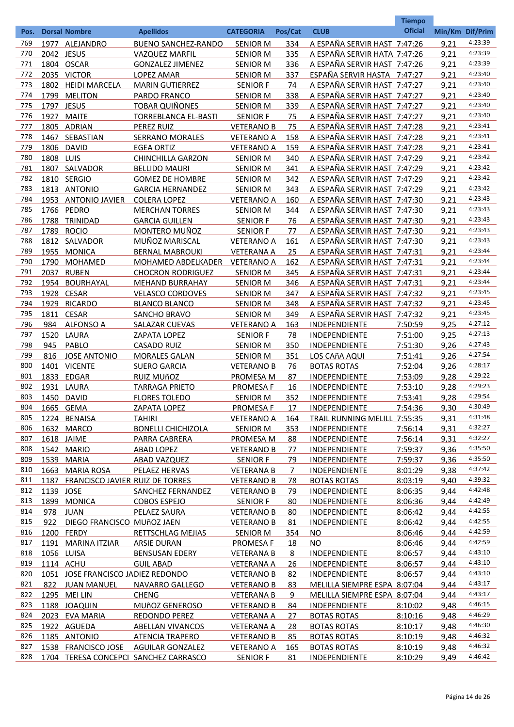| Pos. | Dorsal | Nombre | Apellidos | CATEGORIA | Pos/Cat | CLUB | Tiempo Oficial | Min/Km | Dif/Prim |
|---|---|---|---|---|---|---|---|---|---|
| 769 | 1977 | ALEJANDRO | BUENO SANCHEZ-RANDO | SENIOR M | 334 | A ESPAÑA SERVIR HAST | 7:47:26 | 9,21 | 4:23:39 |
| 770 | 2042 | JESUS | VAZQUEZ MARFIL | SENIOR M | 335 | A ESPAÑA SERVIR HATA | 7:47:26 | 9,21 | 4:23:39 |
| 771 | 1804 | OSCAR | GONZALEZ JIMENEZ | SENIOR M | 336 | A ESPAÑA SERVIR HAST | 7:47:26 | 9,21 | 4:23:39 |
| 772 | 2035 | VICTOR | LOPEZ AMAR | SENIOR M | 337 | ESPAÑA SERVIR HASTA | 7:47:27 | 9,21 | 4:23:40 |
| 773 | 1802 | HEIDI MARCELA | MARIN GUTIERREZ | SENIOR F | 74 | A ESPAÑA SERVIR HAST | 7:47:27 | 9,21 | 4:23:40 |
| 774 | 1799 | MELITON | PARDO FRANCO | SENIOR M | 338 | A ESPAÑA SERVIR HAST | 7:47:27 | 9,21 | 4:23:40 |
| 775 | 1797 | JESUS | TOBAR QUIÑONES | SENIOR M | 339 | A ESPAÑA SERVIR HAST | 7:47:27 | 9,21 | 4:23:40 |
| 776 | 1927 | MAITE | TORREBLANCA EL-BASTI | SENIOR F | 75 | A ESPAÑA SERVIR HAST | 7:47:27 | 9,21 | 4:23:40 |
| 777 | 1805 | ADRIAN | PEREZ RUIZ | VETERANO B | 75 | A ESPAÑA SERVIR HAST | 7:47:28 | 9,21 | 4:23:41 |
| 778 | 1467 | SEBASTIAN | SERRANO MORALES | VETERANO A | 158 | A ESPAÑA SERVIR HAST | 7:47:28 | 9,21 | 4:23:41 |
| 779 | 1806 | DAVID | EGEA ORTIZ | VETERANO A | 159 | A ESPAÑA SERVIR HAST | 7:47:28 | 9,21 | 4:23:41 |
| 780 | 1808 | LUIS | CHINCHILLA GARZON | SENIOR M | 340 | A ESPAÑA SERVIR HAST | 7:47:29 | 9,21 | 4:23:42 |
| 781 | 1807 | SALVADOR | BELLIDO MAURI | SENIOR M | 341 | A ESPAÑA SERVIR HAST | 7:47:29 | 9,21 | 4:23:42 |
| 782 | 1810 | SERGIO | GOMEZ DE HOMBRE | SENIOR M | 342 | A ESPAÑA SERVIR HAST | 7:47:29 | 9,21 | 4:23:42 |
| 783 | 1813 | ANTONIO | GARCIA HERNANDEZ | SENIOR M | 343 | A ESPAÑA SERVIR HAST | 7:47:29 | 9,21 | 4:23:42 |
| 784 | 1953 | ANTONIO JAVIER | COLERA LOPEZ | VETERANO A | 160 | A ESPAÑA SERVIR HAST | 7:47:30 | 9,21 | 4:23:43 |
| 785 | 1766 | PEDRO | MERCHAN TORRES | SENIOR M | 344 | A ESPAÑA SERVIR HAST | 7:47:30 | 9,21 | 4:23:43 |
| 786 | 1788 | TRINIDAD | GARCIA GUILLEN | SENIOR F | 76 | A ESPAÑA SERVIR HAST | 7:47:30 | 9,21 | 4:23:43 |
| 787 | 1789 | ROCIO | MONTERO MUÑOZ | SENIOR F | 77 | A ESPAÑA SERVIR HAST | 7:47:30 | 9,21 | 4:23:43 |
| 788 | 1812 | SALVADOR | MUÑOZ MARISCAL | VETERANO A | 161 | A ESPAÑA SERVIR HAST | 7:47:30 | 9,21 | 4:23:43 |
| 789 | 1955 | MONICA | BERNAL MABROUKI | VETERANA A | 25 | A ESPAÑA SERVIR HAST | 7:47:31 | 9,21 | 4:23:44 |
| 790 | 1790 | MOHAMED | MOHAMED ABDELKADER | VETERANO A | 162 | A ESPAÑA SERVIR HAST | 7:47:31 | 9,21 | 4:23:44 |
| 791 | 2037 | RUBEN | CHOCRON RODRIGUEZ | SENIOR M | 345 | A ESPAÑA SERVIR HAST | 7:47:31 | 9,21 | 4:23:44 |
| 792 | 1954 | BOURHAYAL | MEHAND BURRAHAY | SENIOR M | 346 | A ESPAÑA SERVIR HAST | 7:47:31 | 9,21 | 4:23:44 |
| 793 | 1928 | CESAR | VELASCO CORDOVES | SENIOR M | 347 | A ESPAÑA SERVIR HAST | 7:47:32 | 9,21 | 4:23:45 |
| 794 | 1929 | RICARDO | BLANCO BLANCO | SENIOR M | 348 | A ESPAÑA SERVIR HAST | 7:47:32 | 9,21 | 4:23:45 |
| 795 | 1811 | CESAR | SANCHO BRAVO | SENIOR M | 349 | A ESPAÑA SERVIR HAST | 7:47:32 | 9,21 | 4:23:45 |
| 796 | 984 | ALFONSO A | SALAZAR CUEVAS | VETERANO A | 163 | INDEPENDIENTE | 7:50:59 | 9,25 | 4:27:12 |
| 797 | 1520 | LAURA | ZAPATA LOPEZ | SENIOR F | 78 | INDEPENDIENTE | 7:51:00 | 9,25 | 4:27:13 |
| 798 | 945 | PABLO | CASADO RUIZ | SENIOR M | 350 | INDEPENDIENTE | 7:51:30 | 9,26 | 4:27:43 |
| 799 | 816 | JOSE ANTONIO | MORALES GALAN | SENIOR M | 351 | LOS CAñA AQUI | 7:51:41 | 9,26 | 4:27:54 |
| 800 | 1401 | VICENTE | SUERO GARCIA | VETERANO B | 76 | BOTAS ROTAS | 7:52:04 | 9,26 | 4:28:17 |
| 801 | 1833 | EDGAR | RUIZ MUñOZ | PROMESA M | 87 | INDEPENDIENTE | 7:53:09 | 9,28 | 4:29:22 |
| 802 | 1931 | LAURA | TARRAGA PRIETO | PROMESA F | 16 | INDEPENDIENTE | 7:53:10 | 9,28 | 4:29:23 |
| 803 | 1450 | DAVID | FLORES TOLEDO | SENIOR M | 352 | INDEPENDIENTE | 7:53:41 | 9,28 | 4:29:54 |
| 804 | 1665 | GEMA | ZAPATA LOPEZ | PROMESA F | 17 | INDEPENDIENTE | 7:54:36 | 9,30 | 4:30:49 |
| 805 | 1224 | BENAISA | TAHIRI | VETERANO A | 164 | TRAIL RUNNING MELILL | 7:55:35 | 9,31 | 4:31:48 |
| 806 | 1632 | MARCO | BONELLI CHICHIZOLA | SENIOR M | 353 | INDEPENDIENTE | 7:56:14 | 9,31 | 4:32:27 |
| 807 | 1618 | JAIME | PARRA CABRERA | PROMESA M | 88 | INDEPENDIENTE | 7:56:14 | 9,31 | 4:32:27 |
| 808 | 1542 | MARIO | ABAD LOPEZ | VETERANO B | 77 | INDEPENDIENTE | 7:59:37 | 9,36 | 4:35:50 |
| 809 | 1539 | MARIA | ABAD VAZQUEZ | SENIOR F | 79 | INDEPENDIENTE | 7:59:37 | 9,36 | 4:35:50 |
| 810 | 1663 | MARIA ROSA | PELAEZ HERVAS | VETERANA B | 7 | INDEPENDIENTE | 8:01:29 | 9,38 | 4:37:42 |
| 811 | 1187 | FRANCISCO JAVIER | RUIZ DE TORRES | VETERANO B | 78 | BOTAS ROTAS | 8:03:19 | 9,40 | 4:39:32 |
| 812 | 1139 | JOSE | SANCHEZ FERNANDEZ | VETERANO B | 79 | INDEPENDIENTE | 8:06:35 | 9,44 | 4:42:48 |
| 813 | 1899 | MONICA | COBOS ESPEJO | SENIOR F | 80 | INDEPENDIENTE | 8:06:36 | 9,44 | 4:42:49 |
| 814 | 978 | JUAN | PELAEZ SAURA | VETERANO B | 80 | INDEPENDIENTE | 8:06:42 | 9,44 | 4:42:55 |
| 815 | 922 | DIEGO FRANCISCO | MUñOZ JAEN | VETERANO B | 81 | INDEPENDIENTE | 8:06:42 | 9,44 | 4:42:55 |
| 816 | 1200 | FERDY | RETTSCHLAG MEJIAS | SENIOR M | 354 | NO | 8:06:46 | 9,44 | 4:42:59 |
| 817 | 1191 | MARINA ITZIAR | ARSIE DURAN | PROMESA F | 18 | NO | 8:06:46 | 9,44 | 4:42:59 |
| 818 | 1056 | LUISA | BENSUSAN EDERY | VETERANA B | 8 | INDEPENDIENTE | 8:06:57 | 9,44 | 4:43:10 |
| 819 | 1114 | ACHU | GUIL ABAD | VETERANA A | 26 | INDEPENDIENTE | 8:06:57 | 9,44 | 4:43:10 |
| 820 | 1051 | JOSE FRANCISCO JA | DIEZ REDONDO | VETERANO B | 82 | INDEPENDIENTE | 8:06:57 | 9,44 | 4:43:10 |
| 821 | 822 | JUAN MANUEL | NAVARRO GALLEGO | VETERANO B | 83 | MELILLA SIEMPRE ESPA | 8:07:04 | 9,44 | 4:43:17 |
| 822 | 1295 | MEI LIN | CHENG | VETERANA B | 9 | MELILLA SIEMPRE ESPA | 8:07:04 | 9,44 | 4:43:17 |
| 823 | 1188 | JOAQUIN | MUñOZ GENEROSO | VETERANO B | 84 | INDEPENDIENTE | 8:10:02 | 9,48 | 4:46:15 |
| 824 | 2023 | EVA MARIA | REDONDO PEREZ | VETERANA A | 27 | BOTAS ROTAS | 8:10:16 | 9,48 | 4:46:29 |
| 825 | 1922 | AGUEDA | ABELLAN VIVANCOS | VETERANA A | 28 | BOTAS ROTAS | 8:10:17 | 9,48 | 4:46:30 |
| 826 | 1185 | ANTONIO | ATENCIA TRAPERO | VETERANO B | 85 | BOTAS ROTAS | 8:10:19 | 9,48 | 4:46:32 |
| 827 | 1538 | FRANCISCO JOSE | AGUILAR GONZALEZ | VETERANO A | 165 | BOTAS ROTAS | 8:10:19 | 9,48 | 4:46:32 |
| 828 | 1704 | TERESA CONCEPCI | SANCHEZ CARRASCO | SENIOR F | 81 | INDEPENDIENTE | 8:10:29 | 9,49 | 4:46:42 |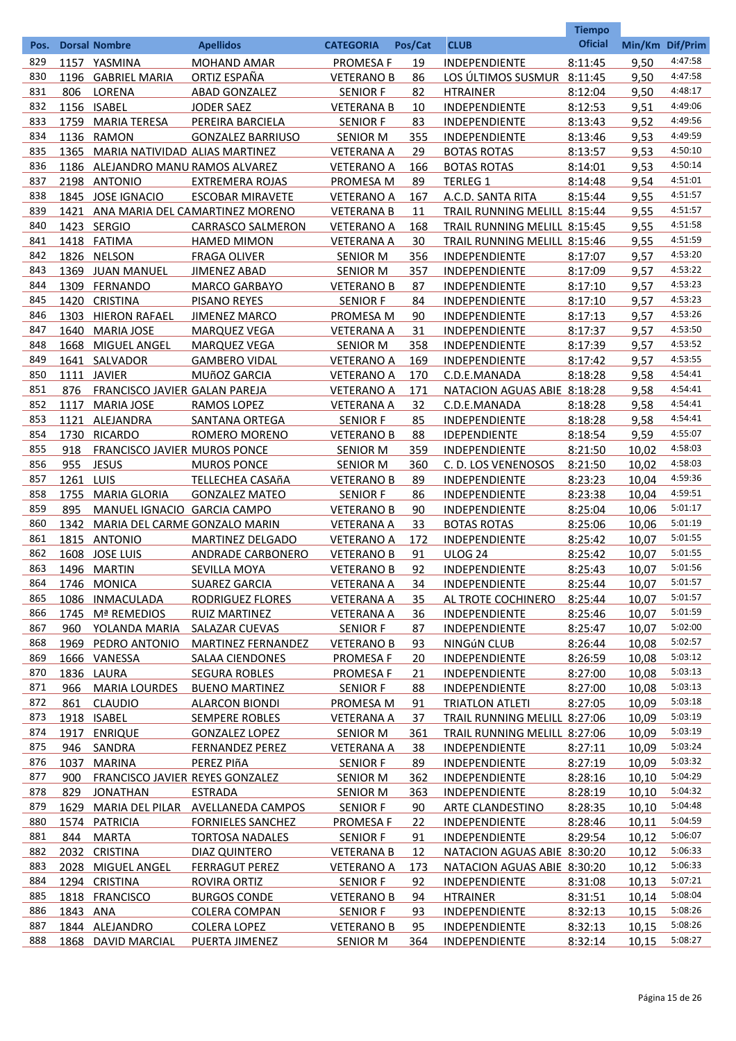| Pos. | Dorsal | Nombre | Apellidos | CATEGORIA | Pos/Cat | CLUB | Tiempo Oficial | Min/Km | Dif/Prim |
|---|---|---|---|---|---|---|---|---|---|
| 829 | 1157 | YASMINA | MOHAND AMAR | PROMESA F | 19 | INDEPENDIENTE | 8:11:45 | 9,50 | 4:47:58 |
| 830 | 1196 | GABRIEL MARIA | ORTIZ ESPAÑA | VETERANO B | 86 | LOS ÚLTIMOS SUSMUR | 8:11:45 | 9,50 | 4:47:58 |
| 831 | 806 | LORENA | ABAD GONZALEZ | SENIOR F | 82 | HTRAINER | 8:12:04 | 9,50 | 4:48:17 |
| 832 | 1156 | ISABEL | JODER SAEZ | VETERANA B | 10 | INDEPENDIENTE | 8:12:53 | 9,51 | 4:49:06 |
| 833 | 1759 | MARIA TERESA | PEREIRA BARCIELA | SENIOR F | 83 | INDEPENDIENTE | 8:13:43 | 9,52 | 4:49:56 |
| 834 | 1136 | RAMON | GONZALEZ BARRIUSO | SENIOR M | 355 | INDEPENDIENTE | 8:13:46 | 9,53 | 4:49:59 |
| 835 | 1365 | MARIA NATIVIDAD | ALIAS MARTINEZ | VETERANA A | 29 | BOTAS ROTAS | 8:13:57 | 9,53 | 4:50:10 |
| 836 | 1186 | ALEJANDRO MANU | RAMOS ALVAREZ | VETERANO A | 166 | BOTAS ROTAS | 8:14:01 | 9,53 | 4:50:14 |
| 837 | 2198 | ANTONIO | EXTREMERA ROJAS | PROMESA M | 89 | TERLEG 1 | 8:14:48 | 9,54 | 4:51:01 |
| 838 | 1845 | JOSE IGNACIO | ESCOBAR MIRAVETE | VETERANO A | 167 | A.C.D. SANTA RITA | 8:15:44 | 9,55 | 4:51:57 |
| 839 | 1421 | ANA MARIA DEL CA | MARTINEZ MORENO | VETERANA B | 11 | TRAIL RUNNING MELILL | 8:15:44 | 9,55 | 4:51:57 |
| 840 | 1423 | SERGIO | CARRASCO SALMERON | VETERANO A | 168 | TRAIL RUNNING MELILL | 8:15:45 | 9,55 | 4:51:58 |
| 841 | 1418 | FATIMA | HAMED MIMON | VETERANA A | 30 | TRAIL RUNNING MELILL | 8:15:46 | 9,55 | 4:51:59 |
| 842 | 1826 | NELSON | FRAGA OLIVER | SENIOR M | 356 | INDEPENDIENTE | 8:17:07 | 9,57 | 4:53:20 |
| 843 | 1369 | JUAN MANUEL | JIMENEZ ABAD | SENIOR M | 357 | INDEPENDIENTE | 8:17:09 | 9,57 | 4:53:22 |
| 844 | 1309 | FERNANDO | MARCO GARBAYO | VETERANO B | 87 | INDEPENDIENTE | 8:17:10 | 9,57 | 4:53:23 |
| 845 | 1420 | CRISTINA | PISANO REYES | SENIOR F | 84 | INDEPENDIENTE | 8:17:10 | 9,57 | 4:53:23 |
| 846 | 1303 | HIERON RAFAEL | JIMENEZ MARCO | PROMESA M | 90 | INDEPENDIENTE | 8:17:13 | 9,57 | 4:53:26 |
| 847 | 1640 | MARIA JOSE | MARQUEZ VEGA | VETERANA A | 31 | INDEPENDIENTE | 8:17:37 | 9,57 | 4:53:50 |
| 848 | 1668 | MIGUEL ANGEL | MARQUEZ VEGA | SENIOR M | 358 | INDEPENDIENTE | 8:17:39 | 9,57 | 4:53:52 |
| 849 | 1641 | SALVADOR | GAMBERO VIDAL | VETERANO A | 169 | INDEPENDIENTE | 8:17:42 | 9,57 | 4:53:55 |
| 850 | 1111 | JAVIER | MUñOZ GARCIA | VETERANO A | 170 | C.D.E.MANADA | 8:18:28 | 9,58 | 4:54:41 |
| 851 | 876 | FRANCISCO JAVIER | GALAN PAREJA | VETERANO A | 171 | NATACION AGUAS ABIE | 8:18:28 | 9,58 | 4:54:41 |
| 852 | 1117 | MARIA JOSE | RAMOS LOPEZ | VETERANA A | 32 | C.D.E.MANADA | 8:18:28 | 9,58 | 4:54:41 |
| 853 | 1121 | ALEJANDRA | SANTANA ORTEGA | SENIOR F | 85 | INDEPENDIENTE | 8:18:28 | 9,58 | 4:54:41 |
| 854 | 1730 | RICARDO | ROMERO MORENO | VETERANO B | 88 | IDEPENDIENTE | 8:18:54 | 9,59 | 4:55:07 |
| 855 | 918 | FRANCISCO JAVIER | MUROS PONCE | SENIOR M | 359 | INDEPENDIENTE | 8:21:50 | 10,02 | 4:58:03 |
| 856 | 955 | JESUS | MUROS PONCE | SENIOR M | 360 | C. D. LOS VENENOSOS | 8:21:50 | 10,02 | 4:58:03 |
| 857 | 1261 | LUIS | TELLECHEA CASAñA | VETERANO B | 89 | INDEPENDIENTE | 8:23:23 | 10,04 | 4:59:36 |
| 858 | 1755 | MARIA GLORIA | GONZALEZ MATEO | SENIOR F | 86 | INDEPENDIENTE | 8:23:38 | 10,04 | 4:59:51 |
| 859 | 895 | MANUEL IGNACIO | GARCIA CAMPO | VETERANO B | 90 | INDEPENDIENTE | 8:25:04 | 10,06 | 5:01:17 |
| 860 | 1342 | MARIA DEL CARME | GONZALO MARIN | VETERANA A | 33 | BOTAS ROTAS | 8:25:06 | 10,06 | 5:01:19 |
| 861 | 1815 | ANTONIO | MARTINEZ DELGADO | VETERANO A | 172 | INDEPENDIENTE | 8:25:42 | 10,07 | 5:01:55 |
| 862 | 1608 | JOSE LUIS | ANDRADE CARBONERO | VETERANO B | 91 | ULOG 24 | 8:25:42 | 10,07 | 5:01:55 |
| 863 | 1496 | MARTIN | SEVILLA MOYA | VETERANO B | 92 | INDEPENDIENTE | 8:25:43 | 10,07 | 5:01:56 |
| 864 | 1746 | MONICA | SUAREZ GARCIA | VETERANA A | 34 | INDEPENDIENTE | 8:25:44 | 10,07 | 5:01:57 |
| 865 | 1086 | INMACULADA | RODRIGUEZ FLORES | VETERANA A | 35 | AL TROTE COCHINERO | 8:25:44 | 10,07 | 5:01:57 |
| 866 | 1745 | Mª REMEDIOS | RUIZ MARTINEZ | VETERANA A | 36 | INDEPENDIENTE | 8:25:46 | 10,07 | 5:01:59 |
| 867 | 960 | YOLANDA MARIA | SALAZAR CUEVAS | SENIOR F | 87 | INDEPENDIENTE | 8:25:47 | 10,07 | 5:02:00 |
| 868 | 1969 | PEDRO ANTONIO | MARTINEZ FERNANDEZ | VETERANO B | 93 | NINGúN CLUB | 8:26:44 | 10,08 | 5:02:57 |
| 869 | 1666 | VANESSA | SALAA CIENDONES | PROMESA F | 20 | INDEPENDIENTE | 8:26:59 | 10,08 | 5:03:12 |
| 870 | 1836 | LAURA | SEGURA ROBLES | PROMESA F | 21 | INDEPENDIENTE | 8:27:00 | 10,08 | 5:03:13 |
| 871 | 966 | MARIA LOURDES | BUENO MARTINEZ | SENIOR F | 88 | INDEPENDIENTE | 8:27:00 | 10,08 | 5:03:13 |
| 872 | 861 | CLAUDIO | ALARCON BIONDI | PROMESA M | 91 | TRIATLON ATLETI | 8:27:05 | 10,09 | 5:03:18 |
| 873 | 1918 | ISABEL | SEMPERE ROBLES | VETERANA A | 37 | TRAIL RUNNING MELILL | 8:27:06 | 10,09 | 5:03:19 |
| 874 | 1917 | ENRIQUE | GONZALEZ LOPEZ | SENIOR M | 361 | TRAIL RUNNING MELILL | 8:27:06 | 10,09 | 5:03:19 |
| 875 | 946 | SANDRA | FERNANDEZ PEREZ | VETERANA A | 38 | INDEPENDIENTE | 8:27:11 | 10,09 | 5:03:24 |
| 876 | 1037 | MARINA | PEREZ PIñA | SENIOR F | 89 | INDEPENDIENTE | 8:27:19 | 10,09 | 5:03:32 |
| 877 | 900 | FRANCISCO JAVIER | REYES GONZALEZ | SENIOR M | 362 | INDEPENDIENTE | 8:28:16 | 10,10 | 5:04:29 |
| 878 | 829 | JONATHAN | ESTRADA | SENIOR M | 363 | INDEPENDIENTE | 8:28:19 | 10,10 | 5:04:32 |
| 879 | 1629 | MARIA DEL PILAR | AVELLANEDA CAMPOS | SENIOR F | 90 | ARTE CLANDESTINO | 8:28:35 | 10,10 | 5:04:48 |
| 880 | 1574 | PATRICIA | FORNIELES SANCHEZ | PROMESA F | 22 | INDEPENDIENTE | 8:28:46 | 10,11 | 5:04:59 |
| 881 | 844 | MARTA | TORTOSA NADALES | SENIOR F | 91 | INDEPENDIENTE | 8:29:54 | 10,12 | 5:06:07 |
| 882 | 2032 | CRISTINA | DIAZ QUINTERO | VETERANA B | 12 | NATACION AGUAS ABIE | 8:30:20 | 10,12 | 5:06:33 |
| 883 | 2028 | MIGUEL ANGEL | FERRAGUT PEREZ | VETERANO A | 173 | NATACION AGUAS ABIE | 8:30:20 | 10,12 | 5:06:33 |
| 884 | 1294 | CRISTINA | ROVIRA ORTIZ | SENIOR F | 92 | INDEPENDIENTE | 8:31:08 | 10,13 | 5:07:21 |
| 885 | 1818 | FRANCISCO | BURGOS CONDE | VETERANO B | 94 | HTRAINER | 8:31:51 | 10,14 | 5:08:04 |
| 886 | 1843 | ANA | COLERA COMPAN | SENIOR F | 93 | INDEPENDIENTE | 8:32:13 | 10,15 | 5:08:26 |
| 887 | 1844 | ALEJANDRO | COLERA LOPEZ | VETERANO B | 95 | INDEPENDIENTE | 8:32:13 | 10,15 | 5:08:26 |
| 888 | 1868 | DAVID MARCIAL | PUERTA JIMENEZ | SENIOR M | 364 | INDEPENDIENTE | 8:32:14 | 10,15 | 5:08:27 |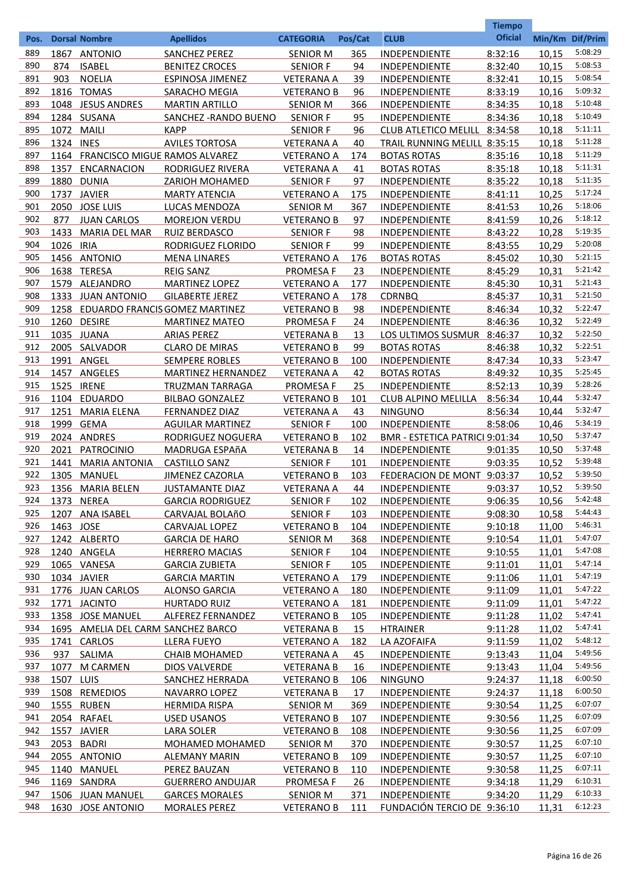| Pos. | Dorsal | Nombre | Apellidos | CATEGORIA | Pos/Cat | CLUB | Tiempo Oficial | Min/Km | Dif/Prim |
|---|---|---|---|---|---|---|---|---|---|
| 889 | 1867 | ANTONIO | SANCHEZ PEREZ | SENIOR M | 365 | INDEPENDIENTE | 8:32:16 | 10,15 | 5:08:29 |
| 890 | 874 | ISABEL | BENITEZ CROCES | SENIOR F | 94 | INDEPENDIENTE | 8:32:40 | 10,15 | 5:08:53 |
| 891 | 903 | NOELIA | ESPINOSA JIMENEZ | VETERANA A | 39 | INDEPENDIENTE | 8:32:41 | 10,15 | 5:08:54 |
| 892 | 1816 | TOMAS | SARACHO MEGIA | VETERANO B | 96 | INDEPENDIENTE | 8:33:19 | 10,16 | 5:09:32 |
| 893 | 1048 | JESUS ANDRES | MARTIN ARTILLO | SENIOR M | 366 | INDEPENDIENTE | 8:34:35 | 10,18 | 5:10:48 |
| 894 | 1284 | SUSANA | SANCHEZ -RANDO BUENO | SENIOR F | 95 | INDEPENDIENTE | 8:34:36 | 10,18 | 5:10:49 |
| 895 | 1072 | MAILI | KAPP | SENIOR F | 96 | CLUB ATLETICO MELILL | 8:34:58 | 10,18 | 5:11:11 |
| 896 | 1324 | INES | AVILES TORTOSA | VETERANA A | 40 | TRAIL RUNNING MELILL | 8:35:15 | 10,18 | 5:11:28 |
| 897 | 1164 | FRANCISCO MIGUE | RAMOS ALVAREZ | VETERANO A | 174 | BOTAS ROTAS | 8:35:16 | 10,18 | 5:11:29 |
| 898 | 1357 | ENCARNACION | RODRIGUEZ RIVERA | VETERANA A | 41 | BOTAS ROTAS | 8:35:18 | 10,18 | 5:11:31 |
| 899 | 1880 | DUNIA | ZARIOH MOHAMED | SENIOR F | 97 | INDEPENDIENTE | 8:35:22 | 10,18 | 5:11:35 |
| 900 | 1737 | JAVIER | MARTY ATENCIA | VETERANO A | 175 | INDEPENDIENTE | 8:41:11 | 10,25 | 5:17:24 |
| 901 | 2050 | JOSE LUIS | LUCAS MENDOZA | SENIOR M | 367 | INDEPENDIENTE | 8:41:53 | 10,26 | 5:18:06 |
| 902 | 877 | JUAN CARLOS | MOREJON VERDU | VETERANO B | 97 | INDEPENDIENTE | 8:41:59 | 10,26 | 5:18:12 |
| 903 | 1433 | MARIA DEL MAR | RUIZ BERDASCO | SENIOR F | 98 | INDEPENDIENTE | 8:43:22 | 10,28 | 5:19:35 |
| 904 | 1026 | IRIA | RODRIGUEZ FLORIDO | SENIOR F | 99 | INDEPENDIENTE | 8:43:55 | 10,29 | 5:20:08 |
| 905 | 1456 | ANTONIO | MENA LINARES | VETERANO A | 176 | BOTAS ROTAS | 8:45:02 | 10,30 | 5:21:15 |
| 906 | 1638 | TERESA | REIG SANZ | PROMESA F | 23 | INDEPENDIENTE | 8:45:29 | 10,31 | 5:21:42 |
| 907 | 1579 | ALEJANDRO | MARTINEZ LOPEZ | VETERANO A | 177 | INDEPENDIENTE | 8:45:30 | 10,31 | 5:21:43 |
| 908 | 1333 | JUAN ANTONIO | GILABERTE JEREZ | VETERANO A | 178 | CDRNBQ | 8:45:37 | 10,31 | 5:21:50 |
| 909 | 1258 | EDUARDO FRANCIS | GOMEZ MARTINEZ | VETERANO B | 98 | INDEPENDIENTE | 8:46:34 | 10,32 | 5:22:47 |
| 910 | 1260 | DESIRE | MARTINEZ MATEO | PROMESA F | 24 | INDEPENDIENTE | 8:46:36 | 10,32 | 5:22:49 |
| 911 | 1035 | JUANA | ARIAS PEREZ | VETERANA B | 13 | LOS ULTIMOS SUSMUR | 8:46:37 | 10,32 | 5:22:50 |
| 912 | 2005 | SALVADOR | CLARO DE MIRAS | VETERANO B | 99 | BOTAS ROTAS | 8:46:38 | 10,32 | 5:22:51 |
| 913 | 1991 | ANGEL | SEMPERE ROBLES | VETERANO B | 100 | INDEPENDIENTE | 8:47:34 | 10,33 | 5:23:47 |
| 914 | 1457 | ANGELES | MARTINEZ HERNANDEZ | VETERANA A | 42 | BOTAS ROTAS | 8:49:32 | 10,35 | 5:25:45 |
| 915 | 1525 | IRENE | TRUZMAN TARRAGA | PROMESA F | 25 | INDEPENDIENTE | 8:52:13 | 10,39 | 5:28:26 |
| 916 | 1104 | EDUARDO | BILBAO GONZALEZ | VETERANO B | 101 | CLUB ALPINO MELILLA | 8:56:34 | 10,44 | 5:32:47 |
| 917 | 1251 | MARIA ELENA | FERNANDEZ DIAZ | VETERANA A | 43 | NINGUNO | 8:56:34 | 10,44 | 5:32:47 |
| 918 | 1999 | GEMA | AGUILAR MARTINEZ | SENIOR F | 100 | INDEPENDIENTE | 8:58:06 | 10,46 | 5:34:19 |
| 919 | 2024 | ANDRES | RODRIGUEZ NOGUERA | VETERANO B | 102 | BMR - ESTETICA PATRICI | 9:01:34 | 10,50 | 5:37:47 |
| 920 | 2021 | PATROCINIO | MADRUGA ESPAñA | VETERANA B | 14 | INDEPENDIENTE | 9:01:35 | 10,50 | 5:37:48 |
| 921 | 1441 | MARIA ANTONIA | CASTILLO SANZ | SENIOR F | 101 | INDEPENDIENTE | 9:03:35 | 10,52 | 5:39:48 |
| 922 | 1305 | MANUEL | JIMENEZ CAZORLA | VETERANO B | 103 | FEDERACION DE MONT | 9:03:37 | 10,52 | 5:39:50 |
| 923 | 1356 | MARIA BELEN | JUSTAMANTE DIAZ | VETERANA A | 44 | INDEPENDIENTE | 9:03:37 | 10,52 | 5:39:50 |
| 924 | 1373 | NEREA | GARCIA RODRIGUEZ | SENIOR F | 102 | INDEPENDIENTE | 9:06:35 | 10,56 | 5:42:48 |
| 925 | 1207 | ANA ISABEL | CARVAJAL BOLAñO | SENIOR F | 103 | INDEPENDIENTE | 9:08:30 | 10,58 | 5:44:43 |
| 926 | 1463 | JOSE | CARVAJAL LOPEZ | VETERANO B | 104 | INDEPENDIENTE | 9:10:18 | 11,00 | 5:46:31 |
| 927 | 1242 | ALBERTO | GARCIA DE HARO | SENIOR M | 368 | INDEPENDIENTE | 9:10:54 | 11,01 | 5:47:07 |
| 928 | 1240 | ANGELA | HERRERO MACIAS | SENIOR F | 104 | INDEPENDIENTE | 9:10:55 | 11,01 | 5:47:08 |
| 929 | 1065 | VANESA | GARCIA ZUBIETA | SENIOR F | 105 | INDEPENDIENTE | 9:11:01 | 11,01 | 5:47:14 |
| 930 | 1034 | JAVIER | GARCIA MARTIN | VETERANO A | 179 | INDEPENDIENTE | 9:11:06 | 11,01 | 5:47:19 |
| 931 | 1776 | JUAN CARLOS | ALONSO GARCIA | VETERANO A | 180 | INDEPENDIENTE | 9:11:09 | 11,01 | 5:47:22 |
| 932 | 1771 | JACINTO | HURTADO RUIZ | VETERANO A | 181 | INDEPENDIENTE | 9:11:09 | 11,01 | 5:47:22 |
| 933 | 1358 | JOSE MANUEL | ALFEREZ FERNANDEZ | VETERANO B | 105 | INDEPENDIENTE | 9:11:28 | 11,02 | 5:47:41 |
| 934 | 1695 | AMELIA DEL CARM | SANCHEZ BARCO | VETERANA B | 15 | HTRAINER | 9:11:28 | 11,02 | 5:47:41 |
| 935 | 1741 | CARLOS | LLERA FUEYO | VETERANO A | 182 | LA AZOFAIFA | 9:11:59 | 11,02 | 5:48:12 |
| 936 | 937 | SALIMA | CHAIB MOHAMED | VETERANA A | 45 | INDEPENDIENTE | 9:13:43 | 11,04 | 5:49:56 |
| 937 | 1077 | M CARMEN | DIOS VALVERDE | VETERANA B | 16 | INDEPENDIENTE | 9:13:43 | 11,04 | 5:49:56 |
| 938 | 1507 | LUIS | SANCHEZ HERRADA | VETERANO B | 106 | NINGUNO | 9:24:37 | 11,18 | 6:00:50 |
| 939 | 1508 | REMEDIOS | NAVARRO LOPEZ | VETERANA B | 17 | INDEPENDIENTE | 9:24:37 | 11,18 | 6:00:50 |
| 940 | 1555 | RUBEN | HERMIDA RISPA | SENIOR M | 369 | INDEPENDIENTE | 9:30:54 | 11,25 | 6:07:07 |
| 941 | 2054 | RAFAEL | USED USANOS | VETERANO B | 107 | INDEPENDIENTE | 9:30:56 | 11,25 | 6:07:09 |
| 942 | 1557 | JAVIER | LARA SOLER | VETERANO B | 108 | INDEPENDIENTE | 9:30:56 | 11,25 | 6:07:09 |
| 943 | 2053 | BADRI | MOHAMED MOHAMED | SENIOR M | 370 | INDEPENDIENTE | 9:30:57 | 11,25 | 6:07:10 |
| 944 | 2055 | ANTONIO | ALEMANY MARIN | VETERANO B | 109 | INDEPENDIENTE | 9:30:57 | 11,25 | 6:07:10 |
| 945 | 1140 | MANUEL | PEREZ BAUZAN | VETERANO B | 110 | INDEPENDIENTE | 9:30:58 | 11,25 | 6:07:11 |
| 946 | 1169 | SANDRA | GUERRERO ANDUJAR | PROMESA F | 26 | INDEPENDIENTE | 9:34:18 | 11,29 | 6:10:31 |
| 947 | 1506 | JUAN MANUEL | GARCES MORALES | SENIOR M | 371 | INDEPENDIENTE | 9:34:20 | 11,29 | 6:10:33 |
| 948 | 1630 | JOSE ANTONIO | MORALES PEREZ | VETERANO B | 111 | FUNDACIÓN TERCIO DE | 9:36:10 | 11,31 | 6:12:23 |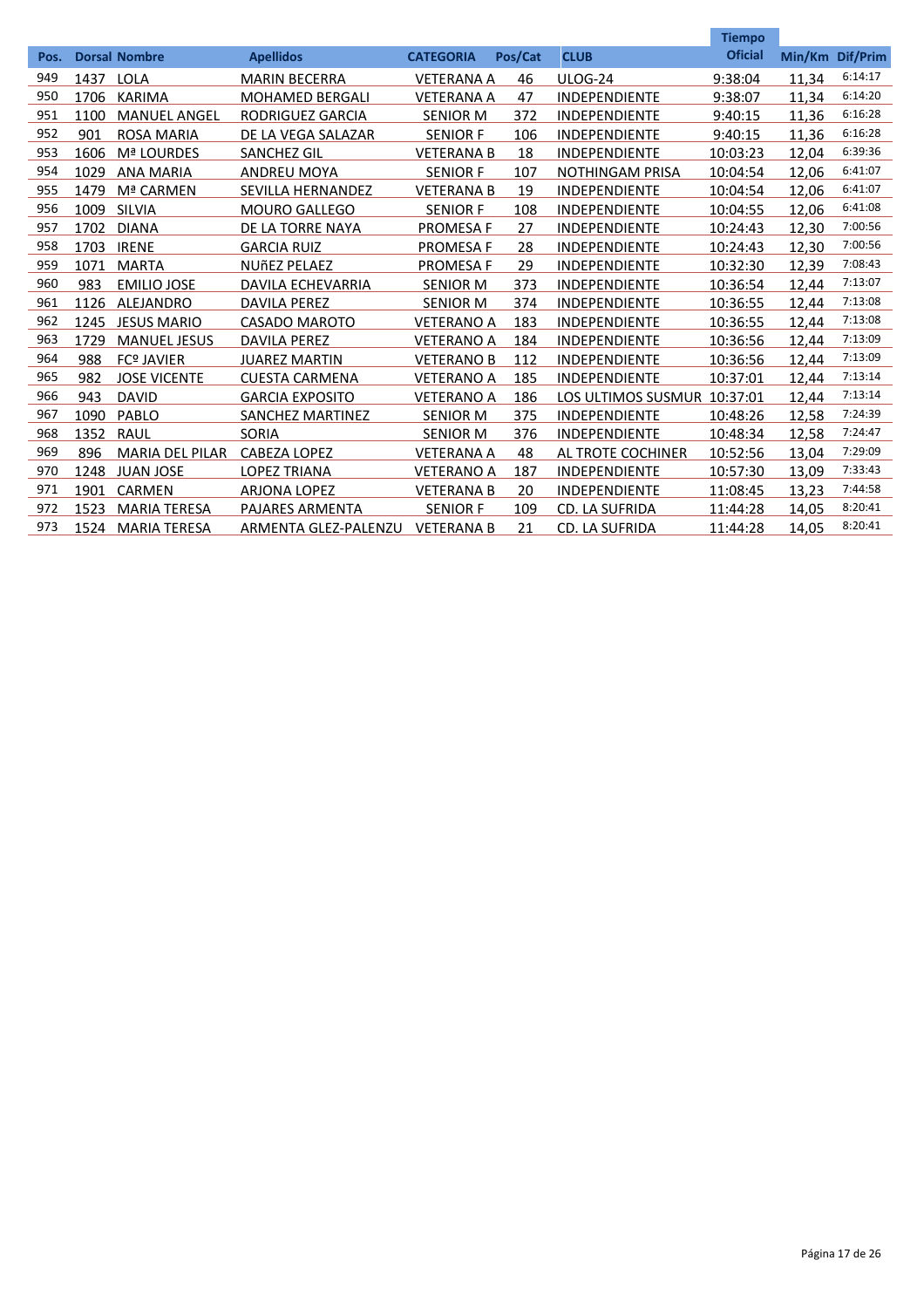| Pos. | Dorsal | Nombre | Apellidos | CATEGORIA | Pos/Cat | CLUB | Tiempo Oficial | Min/Km | Dif/Prim |
|---|---|---|---|---|---|---|---|---|---|
| 949 | 1437 | LOLA | MARIN BECERRA | VETERANA A | 46 | ULOG-24 | 9:38:04 | 11,34 | 6:14:17 |
| 950 | 1706 | KARIMA | MOHAMED BERGALI | VETERANA A | 47 | INDEPENDIENTE | 9:38:07 | 11,34 | 6:14:20 |
| 951 | 1100 | MANUEL ANGEL | RODRIGUEZ GARCIA | SENIOR M | 372 | INDEPENDIENTE | 9:40:15 | 11,36 | 6:16:28 |
| 952 | 901 | ROSA MARIA | DE LA VEGA SALAZAR | SENIOR F | 106 | INDEPENDIENTE | 9:40:15 | 11,36 | 6:16:28 |
| 953 | 1606 | Mª LOURDES | SANCHEZ GIL | VETERANA B | 18 | INDEPENDIENTE | 10:03:23 | 12,04 | 6:39:36 |
| 954 | 1029 | ANA MARIA | ANDREU MOYA | SENIOR F | 107 | NOTHINGAM PRISA | 10:04:54 | 12,06 | 6:41:07 |
| 955 | 1479 | Mª CARMEN | SEVILLA HERNANDEZ | VETERANA B | 19 | INDEPENDIENTE | 10:04:54 | 12,06 | 6:41:07 |
| 956 | 1009 | SILVIA | MOURO GALLEGO | SENIOR F | 108 | INDEPENDIENTE | 10:04:55 | 12,06 | 6:41:08 |
| 957 | 1702 | DIANA | DE LA TORRE NAYA | PROMESA F | 27 | INDEPENDIENTE | 10:24:43 | 12,30 | 7:00:56 |
| 958 | 1703 | IRENE | GARCIA RUIZ | PROMESA F | 28 | INDEPENDIENTE | 10:24:43 | 12,30 | 7:00:56 |
| 959 | 1071 | MARTA | NUñEZ PELAEZ | PROMESA F | 29 | INDEPENDIENTE | 10:32:30 | 12,39 | 7:08:43 |
| 960 | 983 | EMILIO JOSE | DAVILA ECHEVARRIA | SENIOR M | 373 | INDEPENDIENTE | 10:36:54 | 12,44 | 7:13:07 |
| 961 | 1126 | ALEJANDRO | DAVILA PEREZ | SENIOR M | 374 | INDEPENDIENTE | 10:36:55 | 12,44 | 7:13:08 |
| 962 | 1245 | JESUS MARIO | CASADO MAROTO | VETERANO A | 183 | INDEPENDIENTE | 10:36:55 | 12,44 | 7:13:08 |
| 963 | 1729 | MANUEL JESUS | DAVILA PEREZ | VETERANO A | 184 | INDEPENDIENTE | 10:36:56 | 12,44 | 7:13:09 |
| 964 | 988 | FCº JAVIER | JUAREZ MARTIN | VETERANO B | 112 | INDEPENDIENTE | 10:36:56 | 12,44 | 7:13:09 |
| 965 | 982 | JOSE VICENTE | CUESTA CARMENA | VETERANO A | 185 | INDEPENDIENTE | 10:37:01 | 12,44 | 7:13:14 |
| 966 | 943 | DAVID | GARCIA EXPOSITO | VETERANO A | 186 | LOS ULTIMOS SUSMUR | 10:37:01 | 12,44 | 7:13:14 |
| 967 | 1090 | PABLO | SANCHEZ MARTINEZ | SENIOR M | 375 | INDEPENDIENTE | 10:48:26 | 12,58 | 7:24:39 |
| 968 | 1352 | RAUL | SORIA | SENIOR M | 376 | INDEPENDIENTE | 10:48:34 | 12,58 | 7:24:47 |
| 969 | 896 | MARIA DEL PILAR | CABEZA LOPEZ | VETERANA A | 48 | AL TROTE COCHINER | 10:52:56 | 13,04 | 7:29:09 |
| 970 | 1248 | JUAN JOSE | LOPEZ TRIANA | VETERANO A | 187 | INDEPENDIENTE | 10:57:30 | 13,09 | 7:33:43 |
| 971 | 1901 | CARMEN | ARJONA LOPEZ | VETERANA B | 20 | INDEPENDIENTE | 11:08:45 | 13,23 | 7:44:58 |
| 972 | 1523 | MARIA TERESA | PAJARES ARMENTA | SENIOR F | 109 | CD. LA SUFRIDA | 11:44:28 | 14,05 | 8:20:41 |
| 973 | 1524 | MARIA TERESA | ARMENTA GLEZ-PALENZU | VETERANA B | 21 | CD. LA SUFRIDA | 11:44:28 | 14,05 | 8:20:41 |